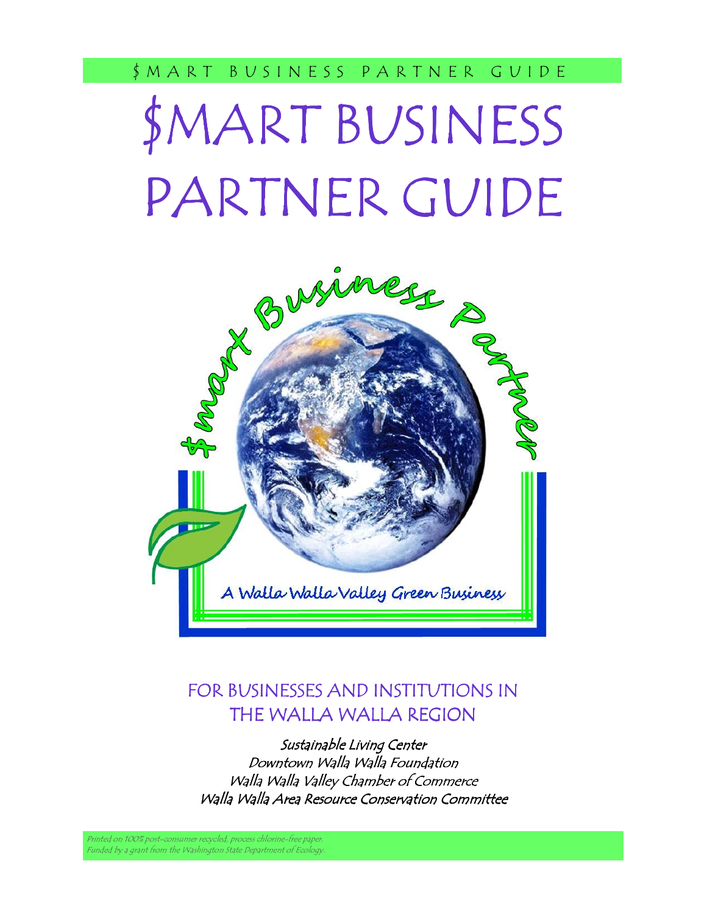# $MART BUSINESS PARTNER GUIDE

$mart Business Partner

A Walla Walla Valley Green Business

FOR BUSINESSES AND INSTITUTIONS IN THE WALLA WALLA REGION

*Sustainable Living Center*
*Downtown Walla Walla Foundation*
*Walla Walla Valley Chamber of Commerce*
*Walla Walla Area Resource Conservation Committee*

*Printed on 100% post-consumer recycled, process chlorine-free paper.*
*Funded by a grant from the Washington State Department of Ecology.*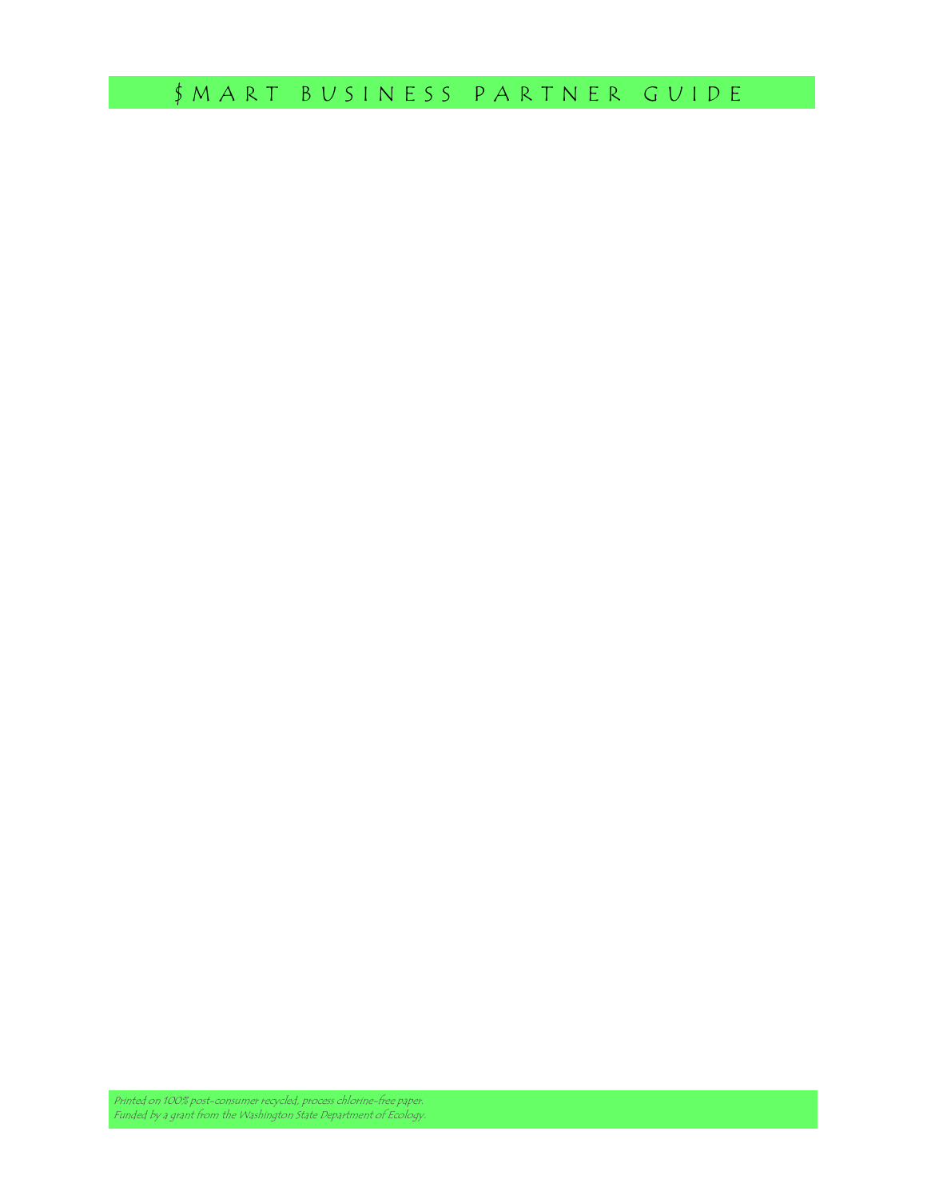*Printed on 100% post-consumer recycled, process chlorine-free paper.*
*Funded by a grant from the Washington State Department of Ecology.*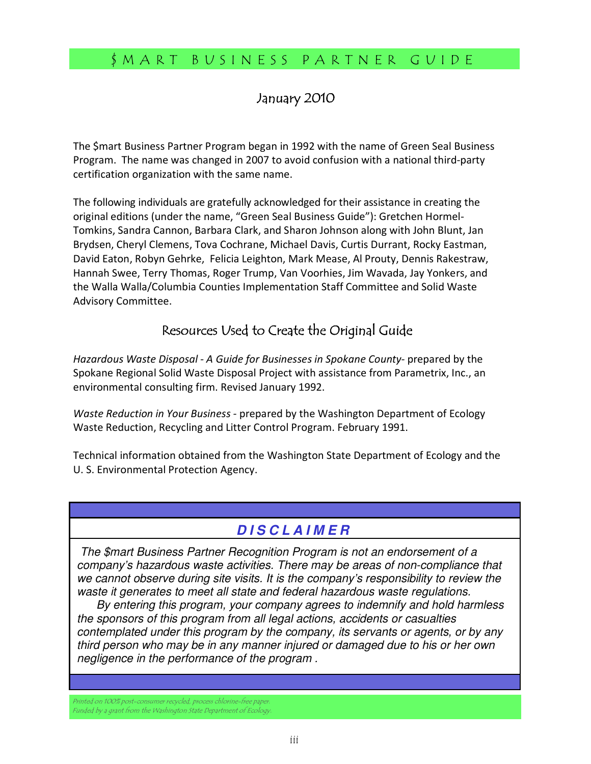# $MART BUSINESS PARTNER GUIDE

## January 2010

The $mart Business Partner Program began in 1992 with the name of Green Seal Business Program. The name was changed in 2007 to avoid confusion with a national third-party certification organization with the same name.

The following individuals are gratefully acknowledged for their assistance in creating the original editions (under the name, "Green Seal Business Guide"): Gretchen Hormel-Tomkins, Sandra Cannon, Barbara Clark, and Sharon Johnson along with John Blunt, Jan Brydsen, Cheryl Clemens, Tova Cochrane, Michael Davis, Curtis Durrant, Rocky Eastman, David Eaton, Robyn Gehrke, Felicia Leighton, Mark Mease, Al Prouty, Dennis Rakestraw, Hannah Swee, Terry Thomas, Roger Trump, Van Voorhies, Jim Wavada, Jay Yonkers, and the Walla Walla/Columbia Counties Implementation Staff Committee and Solid Waste Advisory Committee.

## Resources Used to Create the Original Guide

*Hazardous Waste Disposal - A Guide for Businesses in Spokane County*- prepared by the Spokane Regional Solid Waste Disposal Project with assistance from Parametrix, Inc., an environmental consulting firm. Revised January 1992.

*Waste Reduction in Your Business* - prepared by the Washington Department of Ecology Waste Reduction, Recycling and Litter Control Program. February 1991.

Technical information obtained from the Washington State Department of Ecology and the U. S. Environmental Protection Agency.

### ***DISCLAIMER***

*The $mart Business Partner Recognition Program is not an endorsement of a company's hazardous waste activities. There may be areas of non-compliance that we cannot observe during site visits. It is the company's responsibility to review the waste it generates to meet all state and federal hazardous waste regulations.*

*By entering this program, your company agrees to indemnify and hold harmless the sponsors of this program from all legal actions, accidents or casualties contemplated under this program by the company, its servants or agents, or by any third person who may be in any manner injured or damaged due to his or her own negligence in the performance of the program .*

*Printed on 100% post-consumer recycled, process chlorine-free paper.*
*Funded by a grant from the Washington State Department of Ecology.*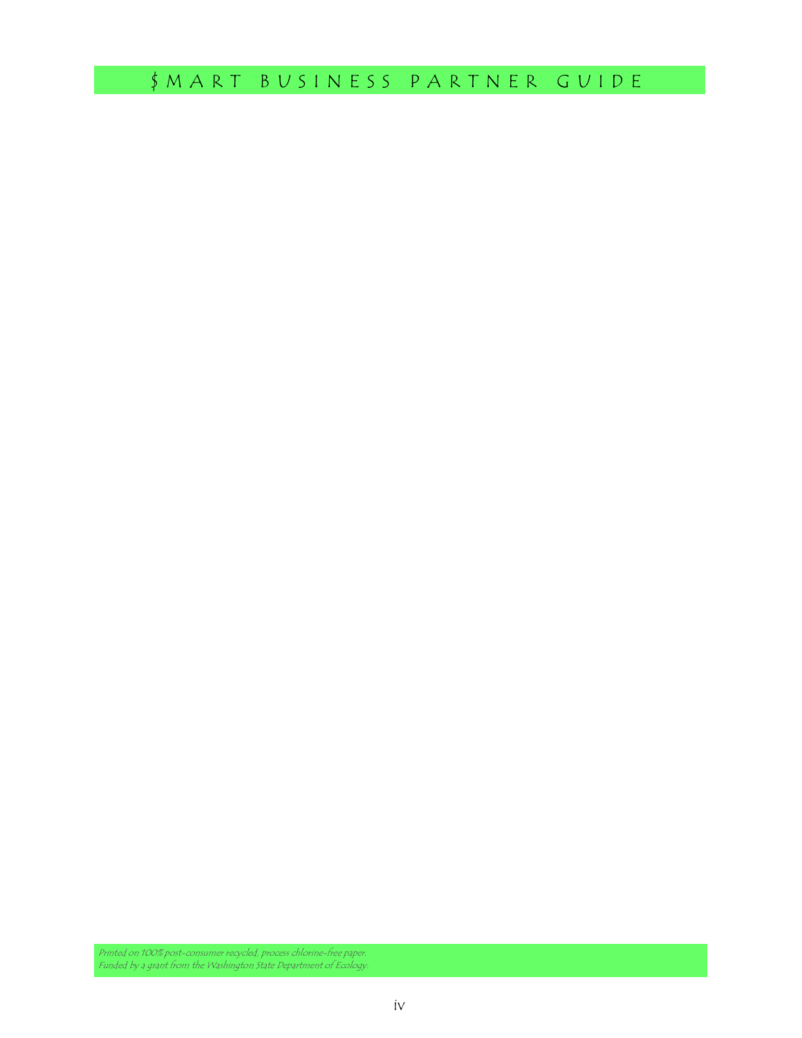*Printed on 100% post-consumer recycled, process chlorine-free paper.*
*Funded by a grant from the Washington State Department of Ecology.*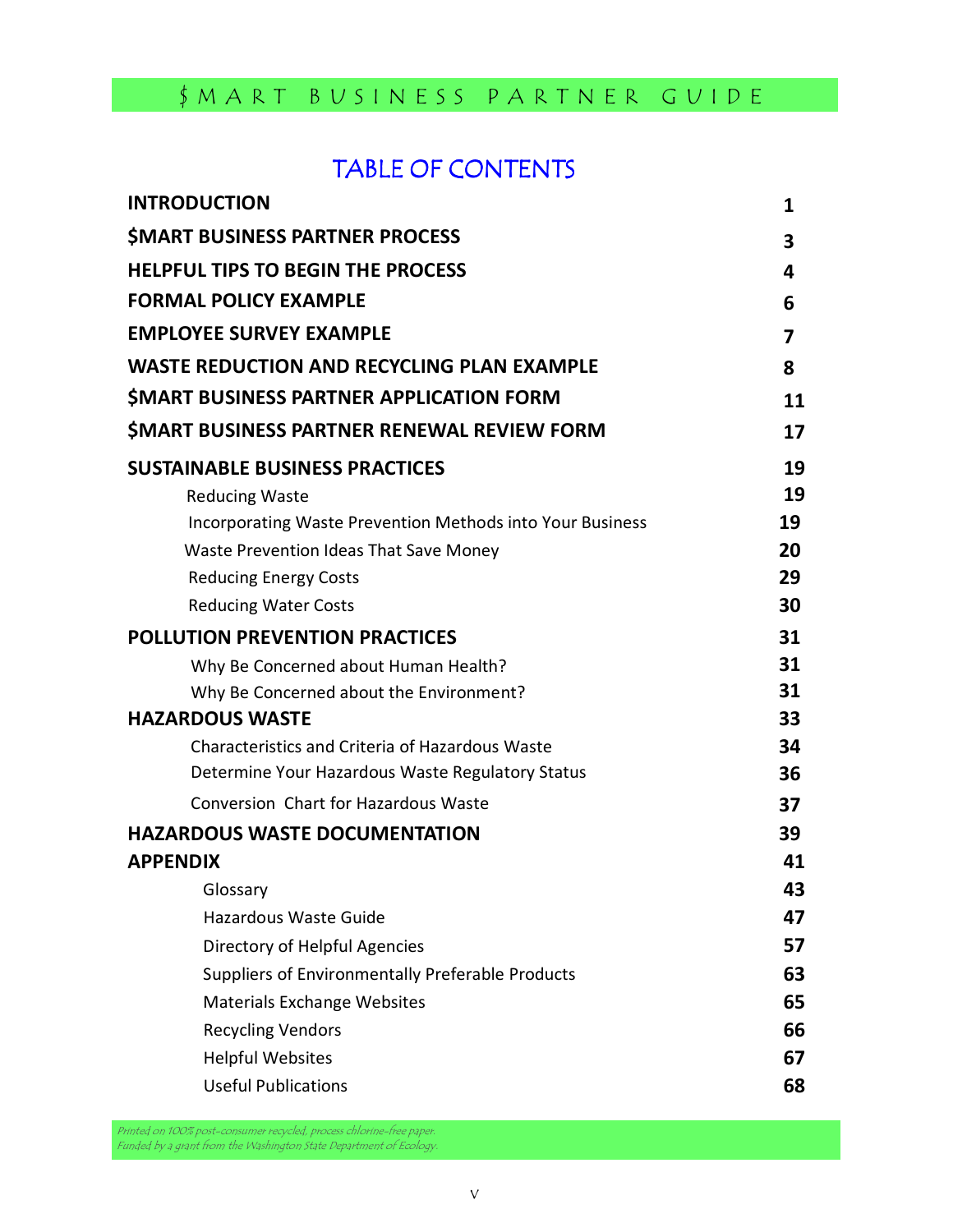# TABLE OF CONTENTS

| | |
|---|---|
| **INTRODUCTION** | **1** |
| **$MART BUSINESS PARTNER PROCESS** | **3** |
| **HELPFUL TIPS TO BEGIN THE PROCESS** | **4** |
| **FORMAL POLICY EXAMPLE** | **6** |
| **EMPLOYEE SURVEY EXAMPLE** | **7** |
| **WASTE REDUCTION AND RECYCLING PLAN EXAMPLE** | **8** |
| **$MART BUSINESS PARTNER APPLICATION FORM** | **11** |
| **$MART BUSINESS PARTNER RENEWAL REVIEW FORM** | **17** |
| **SUSTAINABLE BUSINESS PRACTICES** | **19** |
| Reducing Waste | **19** |
| Incorporating Waste Prevention Methods into Your Business | **19** |
| Waste Prevention Ideas That Save Money | **20** |
| Reducing Energy Costs | **29** |
| Reducing Water Costs | **30** |
| **POLLUTION PREVENTION PRACTICES** | **31** |
| Why Be Concerned about Human Health? | **31** |
| Why Be Concerned about the Environment? | **31** |
| **HAZARDOUS WASTE** | **33** |
| Characteristics and Criteria of Hazardous Waste | **34** |
| Determine Your Hazardous Waste Regulatory Status | **36** |
| Conversion Chart for Hazardous Waste | **37** |
| **HAZARDOUS WASTE DOCUMENTATION** | **39** |
| **APPENDIX** | **41** |
| Glossary | **43** |
| Hazardous Waste Guide | **47** |
| Directory of Helpful Agencies | **57** |
| Suppliers of Environmentally Preferable Products | **63** |
| Materials Exchange Websites | **65** |
| Recycling Vendors | **66** |
| Helpful Websites | **67** |
| Useful Publications | **68** |

*Printed on 100% post-consumer recycled, process chlorine-free paper.*
*Funded by a grant from the Washington State Department of Ecology.*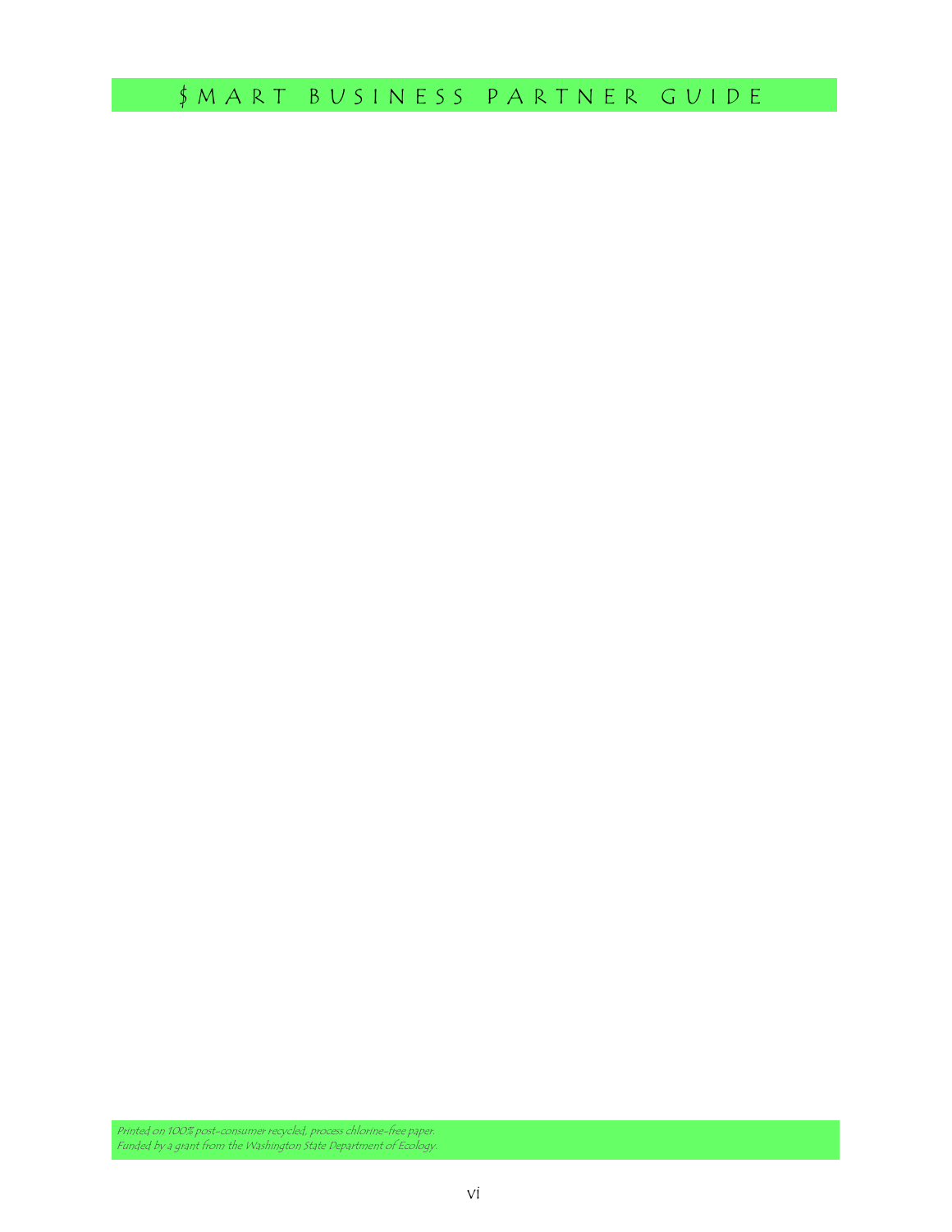*Printed on 100% post-consumer recycled, process chlorine-free paper.*
*Funded by a grant from the Washington State Department of Ecology.*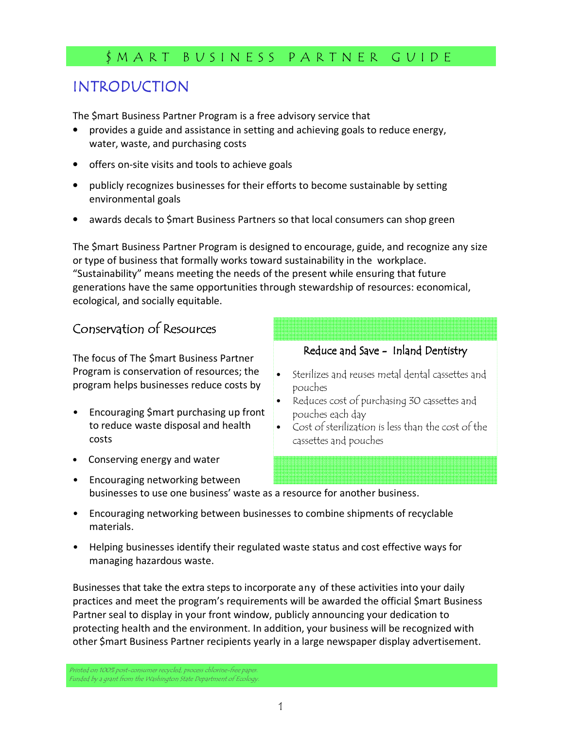# INTRODUCTION

The $mart Business Partner Program is a free advisory service that

- provides a guide and assistance in setting and achieving goals to reduce energy, water, waste, and purchasing costs
- offers on-site visits and tools to achieve goals
- publicly recognizes businesses for their efforts to become sustainable by setting environmental goals
- awards decals to $mart Business Partners so that local consumers can shop green

The $mart Business Partner Program is designed to encourage, guide, and recognize any size or type of business that formally works toward sustainability in the workplace. "Sustainability" means meeting the needs of the present while ensuring that future generations have the same opportunities through stewardship of resources: economical, ecological, and socially equitable.

## Conservation of Resources

The focus of The $mart Business Partner Program is conservation of resources; the program helps businesses reduce costs by

- Encouraging $mart purchasing up front to reduce waste disposal and health costs
- Conserving energy and water
- Encouraging networking between businesses to use one business' waste as a resource for another business.
- Encouraging networking between businesses to combine shipments of recyclable materials.
- Helping businesses identify their regulated waste status and cost effective ways for managing hazardous waste.

### Reduce and Save - Inland Dentistry

- Sterilizes and reuses metal dental cassettes and pouches
- Reduces cost of purchasing 30 cassettes and pouches each day
- Cost of sterilization is less than the cost of the cassettes and pouches

Businesses that take the extra steps to incorporate any of these activities into your daily practices and meet the program's requirements will be awarded the official $mart Business Partner seal to display in your front window, publicly announcing your dedication to protecting health and the environment. In addition, your business will be recognized with other $mart Business Partner recipients yearly in a large newspaper display advertisement.

*Printed on 100% post-consumer recycled, process chlorine-free paper.*
*Funded by a grant from the Washington State Department of Ecology.*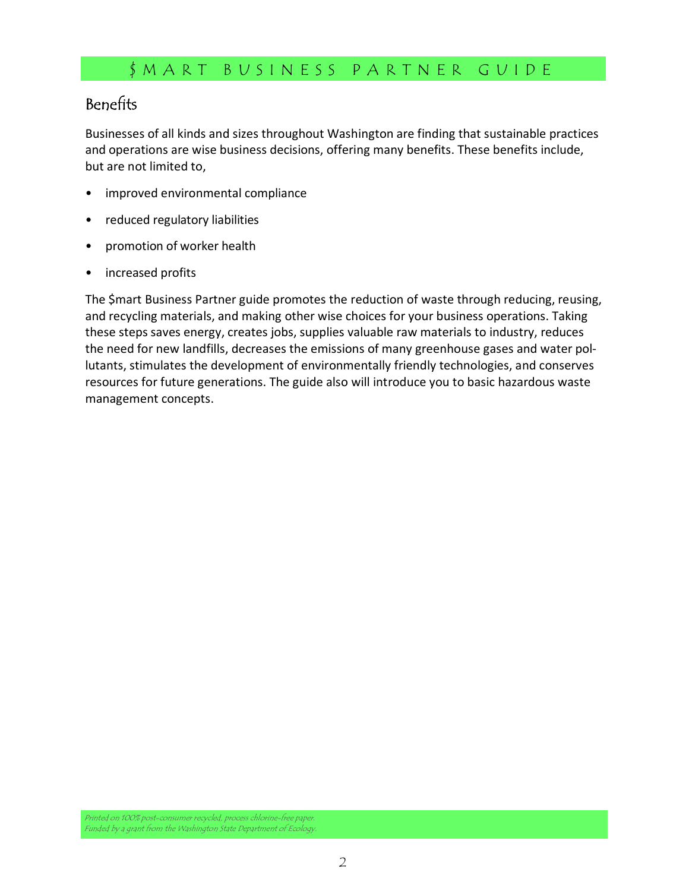## Benefits

Businesses of all kinds and sizes throughout Washington are finding that sustainable practices and operations are wise business decisions, offering many benefits. These benefits include, but are not limited to,

- improved environmental compliance
- reduced regulatory liabilities
- promotion of worker health
- increased profits

The $mart Business Partner guide promotes the reduction of waste through reducing, reusing, and recycling materials, and making other wise choices for your business operations. Taking these steps saves energy, creates jobs, supplies valuable raw materials to industry, reduces the need for new landfills, decreases the emissions of many greenhouse gases and water pollutants, stimulates the development of environmentally friendly technologies, and conserves resources for future generations. The guide also will introduce you to basic hazardous waste management concepts.

*Printed on 100% post-consumer recycled, process chlorine-free paper.*
*Funded by a grant from the Washington State Department of Ecology.*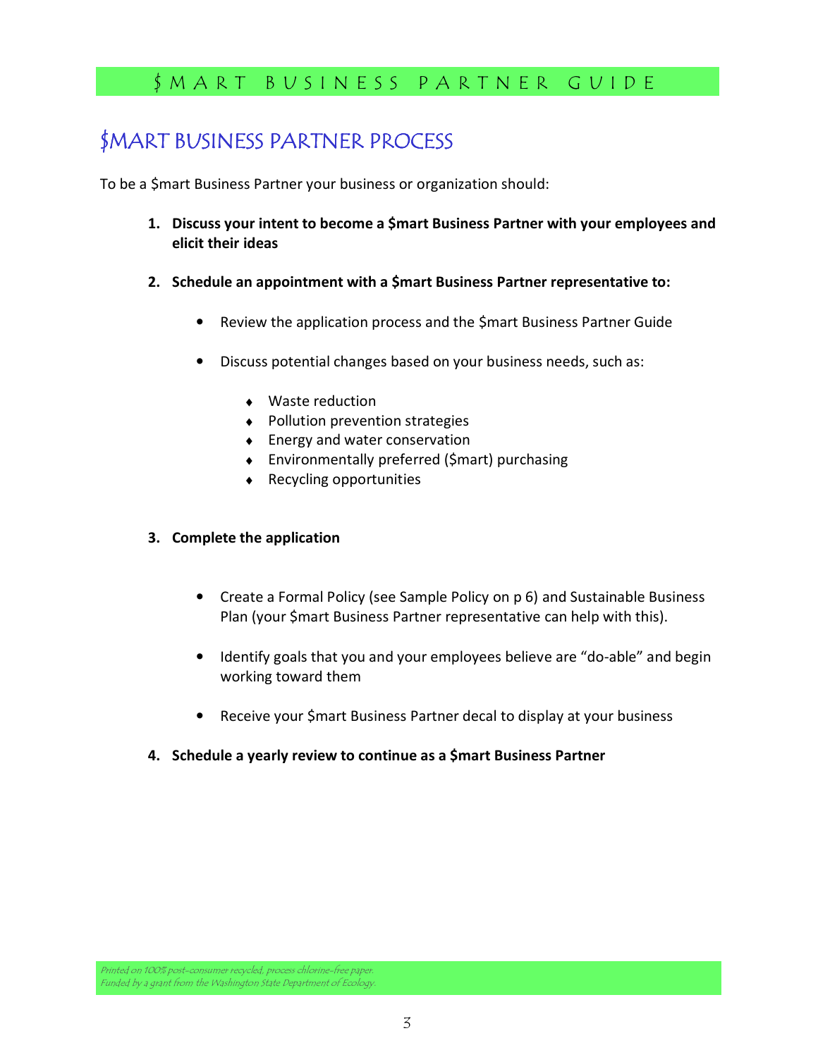# $MART BUSINESS PARTNER PROCESS

To be a $mart Business Partner your business or organization should:

1. **Discuss your intent to become a $mart Business Partner with your employees and elicit their ideas**

2. **Schedule an appointment with a $mart Business Partner representative to:**

   - Review the application process and the $mart Business Partner Guide

   - Discuss potential changes based on your business needs, such as:

     - Waste reduction
     - Pollution prevention strategies
     - Energy and water conservation
     - Environmentally preferred ($mart) purchasing
     - Recycling opportunities

3. **Complete the application**

   - Create a Formal Policy (see Sample Policy on p 6) and Sustainable Business Plan (your $mart Business Partner representative can help with this).

   - Identify goals that you and your employees believe are "do-able" and begin working toward them

   - Receive your $mart Business Partner decal to display at your business

4. **Schedule a yearly review to continue as a $mart Business Partner**

*Printed on 100% post-consumer recycled, process chlorine-free paper.*
*Funded by a grant from the Washington State Department of Ecology.*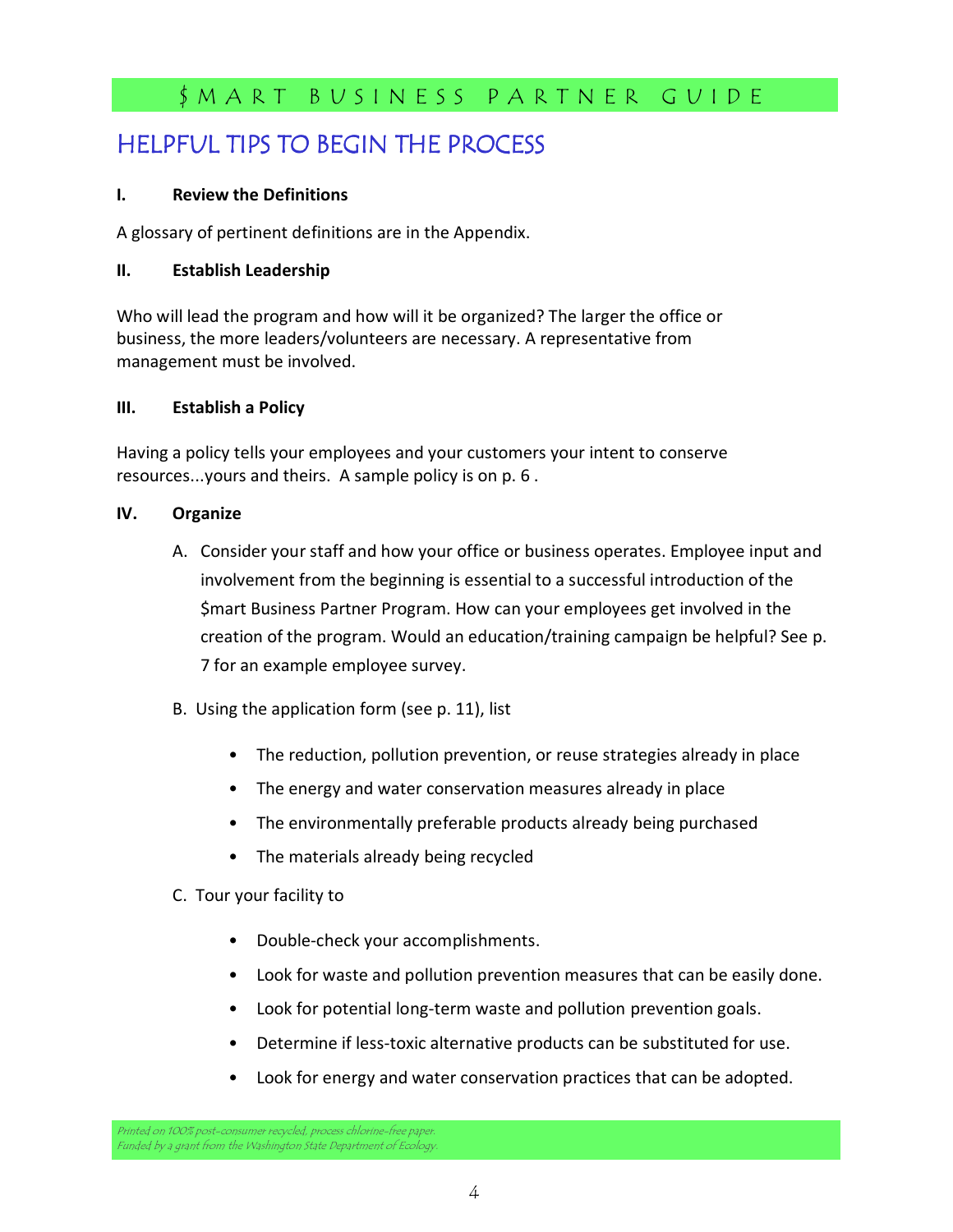## HELPFUL TIPS TO BEGIN THE PROCESS

**I. Review the Definitions**

A glossary of pertinent definitions are in the Appendix.

**II. Establish Leadership**

Who will lead the program and how will it be organized? The larger the office or business, the more leaders/volunteers are necessary. A representative from management must be involved.

**III. Establish a Policy**

Having a policy tells your employees and your customers your intent to conserve resources...yours and theirs. A sample policy is on p. 6 .

**IV. Organize**

A. Consider your staff and how your office or business operates. Employee input and involvement from the beginning is essential to a successful introduction of the $mart Business Partner Program. How can your employees get involved in the creation of the program. Would an education/training campaign be helpful? See p. 7 for an example employee survey.

B. Using the application form (see p. 11), list

- The reduction, pollution prevention, or reuse strategies already in place
- The energy and water conservation measures already in place
- The environmentally preferable products already being purchased
- The materials already being recycled

C. Tour your facility to

- Double-check your accomplishments.
- Look for waste and pollution prevention measures that can be easily done.
- Look for potential long-term waste and pollution prevention goals.
- Determine if less-toxic alternative products can be substituted for use.
- Look for energy and water conservation practices that can be adopted.

*Printed on 100% post-consumer recycled, process chlorine-free paper.*
*Funded by a grant from the Washington State Department of Ecology.*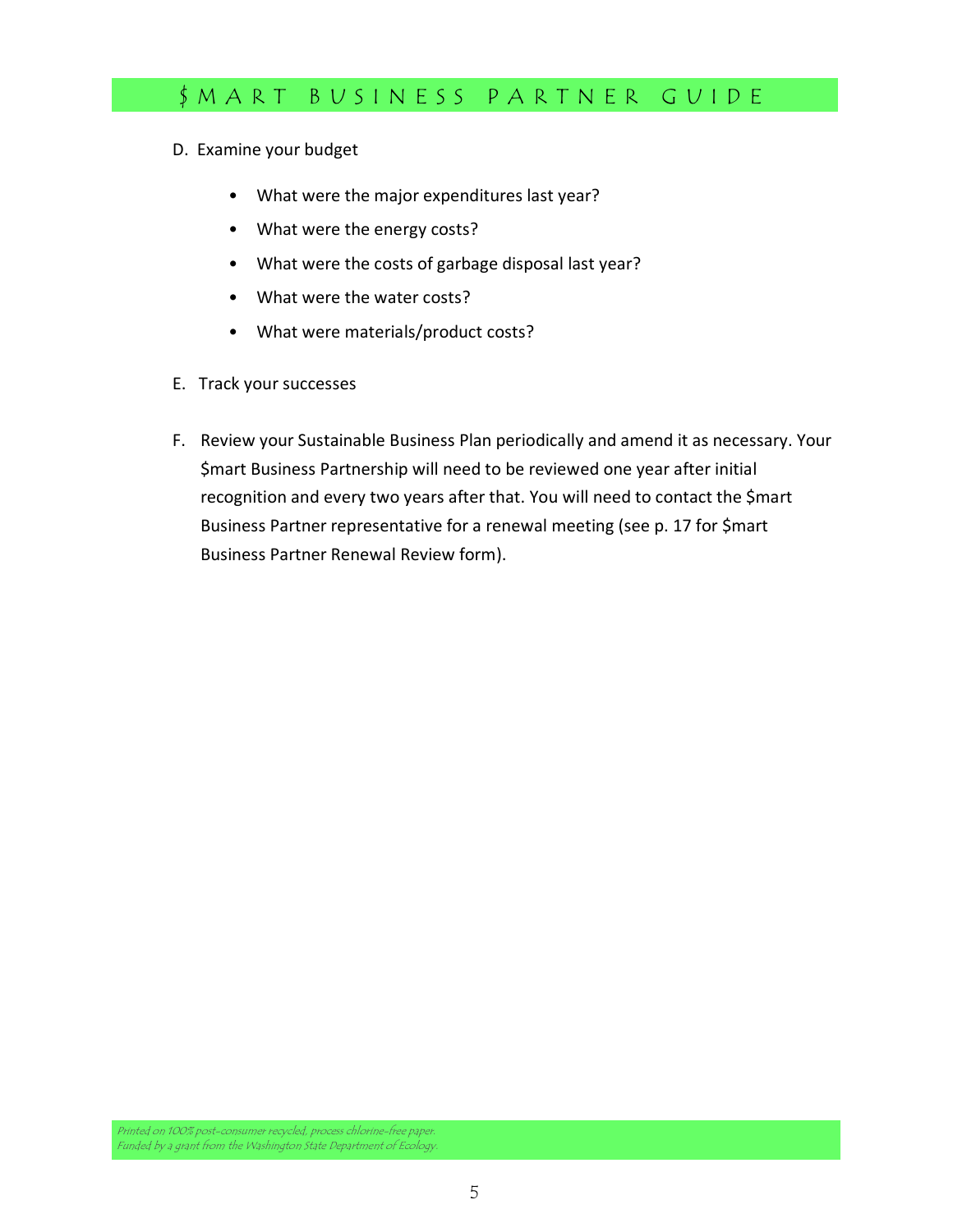D. Examine your budget

- What were the major expenditures last year?
- What were the energy costs?
- What were the costs of garbage disposal last year?
- What were the water costs?
- What were materials/product costs?

E. Track your successes

F. Review your Sustainable Business Plan periodically and amend it as necessary. Your $mart Business Partnership will need to be reviewed one year after initial recognition and every two years after that. You will need to contact the $mart Business Partner representative for a renewal meeting (see p. 17 for $mart Business Partner Renewal Review form).

*Printed on 100% post-consumer recycled, process chlorine-free paper.*
*Funded by a grant from the Washington State Department of Ecology.*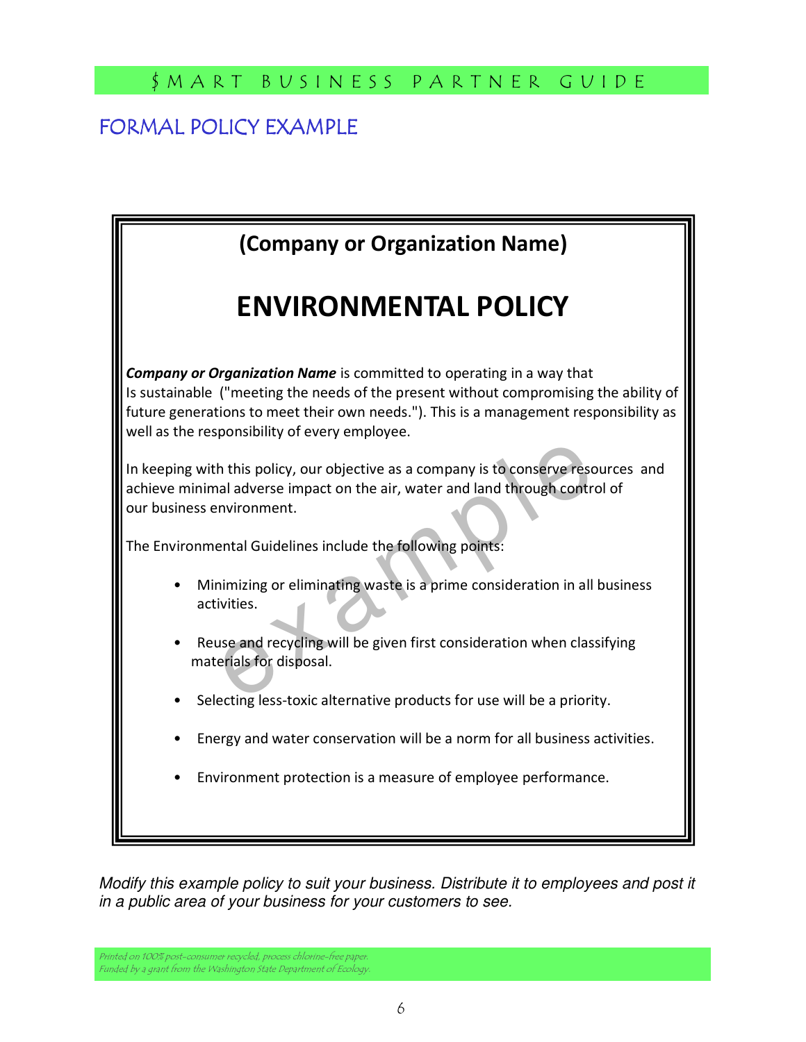# FORMAL POLICY EXAMPLE

## (Company or Organization Name)

# ENVIRONMENTAL POLICY

***Company or Organization Name*** is committed to operating in a way that Is sustainable ("meeting the needs of the present without compromising the ability of future generations to meet their own needs."). This is a management responsibility as well as the responsibility of every employee.

In keeping with this policy, our objective as a company is to conserve resources and achieve minimal adverse impact on the air, water and land through control of our business environment.

The Environmental Guidelines include the following points:

- Minimizing or eliminating waste is a prime consideration in all business activities.
- Reuse and recycling will be given first consideration when classifying materials for disposal.
- Selecting less-toxic alternative products for use will be a priority.
- Energy and water conservation will be a norm for all business activities.
- Environment protection is a measure of employee performance.

*Modify this example policy to suit your business. Distribute it to employees and post it in a public area of your business for your customers to see.*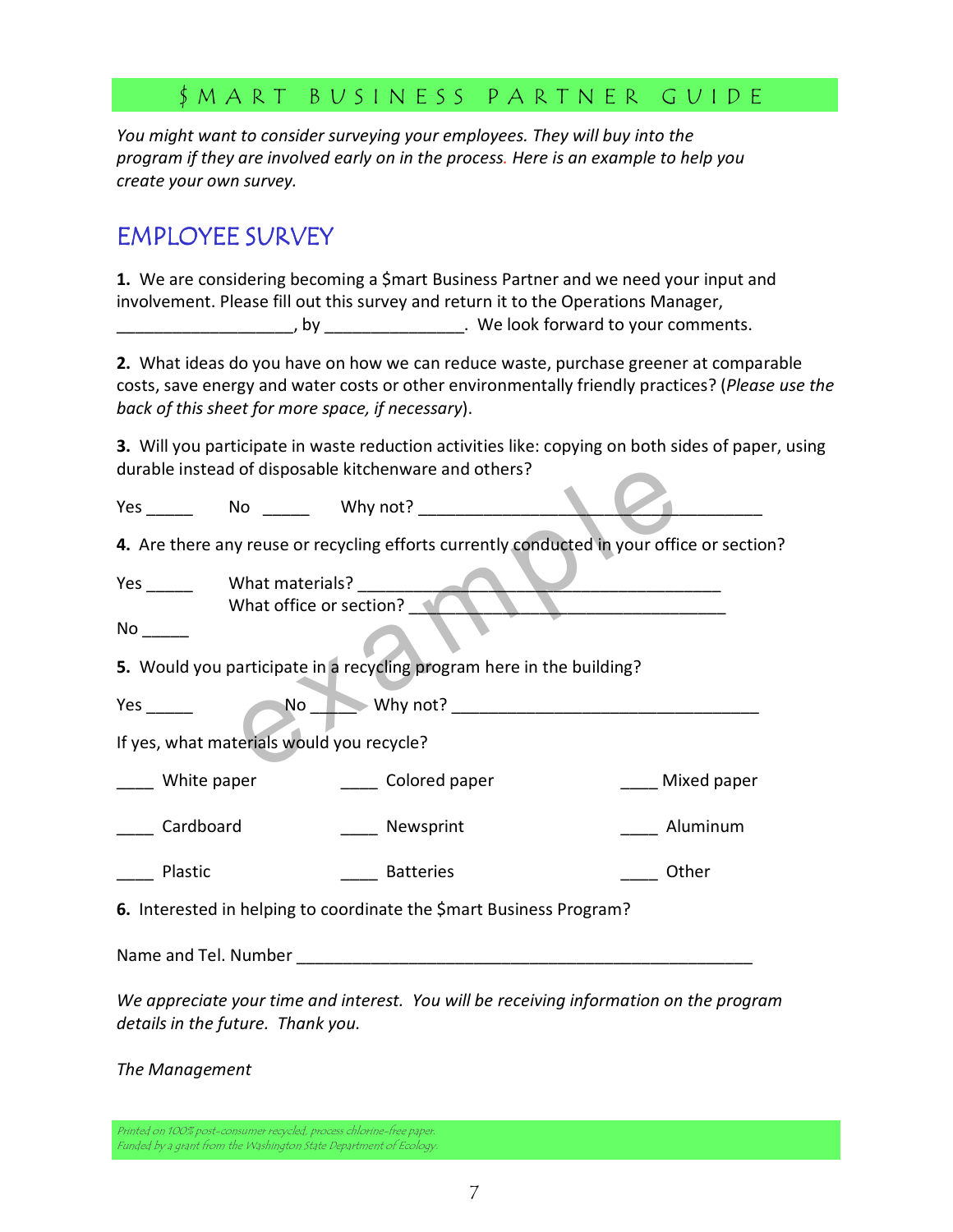*You might want to consider surveying your employees. They will buy into the program if they are involved early on in the process. Here is an example to help you create your own survey.*

# EMPLOYEE SURVEY

**1.** We are considering becoming a $mart Business Partner and we need your input and involvement. Please fill out this survey and return it to the Operations Manager, ___________________, by _______________. We look forward to your comments.

**2.** What ideas do you have on how we can reduce waste, purchase greener at comparable costs, save energy and water costs or other environmentally friendly practices? (*Please use the back of this sheet for more space, if necessary*).

**3.** Will you participate in waste reduction activities like: copying on both sides of paper, using durable instead of disposable kitchenware and others?

Yes _____ No _____ Why not? ______________________________________

**4.** Are there any reuse or recycling efforts currently conducted in your office or section?

Yes _____ What materials? ________________________________________
What office or section? ___________________________________

No _____

**5.** Would you participate in a recycling program here in the building?

Yes _____ No _____ Why not? __________________________________

If yes, what materials would you recycle?

____ White paper ____ Colored paper ____ Mixed paper

____ Cardboard ____ Newsprint ____ Aluminum

____ Plastic ____ Batteries ____ Other

**6.** Interested in helping to coordinate the $mart Business Program?

Name and Tel. Number __________________________________________________

*We appreciate your time and interest. You will be receiving information on the program details in the future. Thank you.*

*The Management*

*Printed on 100% post-consumer recycled, process chlorine-free paper.*
*Funded by a grant from the Washington State Department of Ecology.*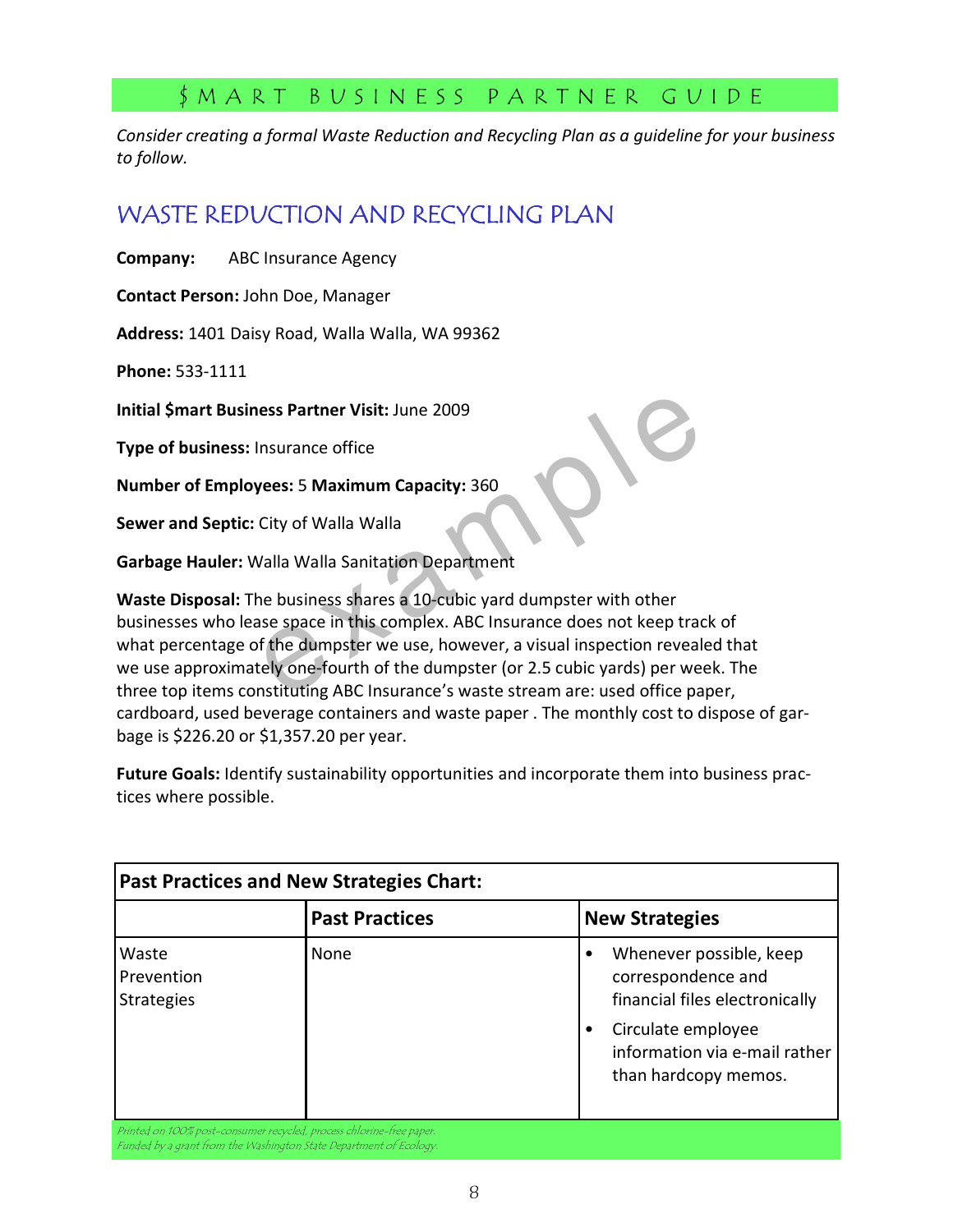*Consider creating a formal Waste Reduction and Recycling Plan as a guideline for your business to follow.*

## WASTE REDUCTION AND RECYCLING PLAN

**Company:** ABC Insurance Agency

**Contact Person:** John Doe, Manager

**Address:** 1401 Daisy Road, Walla Walla, WA 99362

**Phone:** 533-1111

**Initial $mart Business Partner Visit:** June 2009

**Type of business:** Insurance office

**Number of Employees:** 5 **Maximum Capacity:** 360

**Sewer and Septic:** City of Walla Walla

**Garbage Hauler:** Walla Walla Sanitation Department

**Waste Disposal:** The business shares a 10-cubic yard dumpster with other businesses who lease space in this complex. ABC Insurance does not keep track of what percentage of the dumpster we use, however, a visual inspection revealed that we use approximately one-fourth of the dumpster (or 2.5 cubic yards) per week. The three top items constituting ABC Insurance's waste stream are: used office paper, cardboard, used beverage containers and waste paper . The monthly cost to dispose of garbage is $226.20 or $1,357.20 per year.

**Future Goals:** Identify sustainability opportunities and incorporate them into business practices where possible.

**Past Practices and New Strategies Chart:**

| | Past Practices | New Strategies |
|---|---|---|
| Waste Prevention Strategies | None | • Whenever possible, keep correspondence and financial files electronically<br>• Circulate employee information via e-mail rather than hardcopy memos. |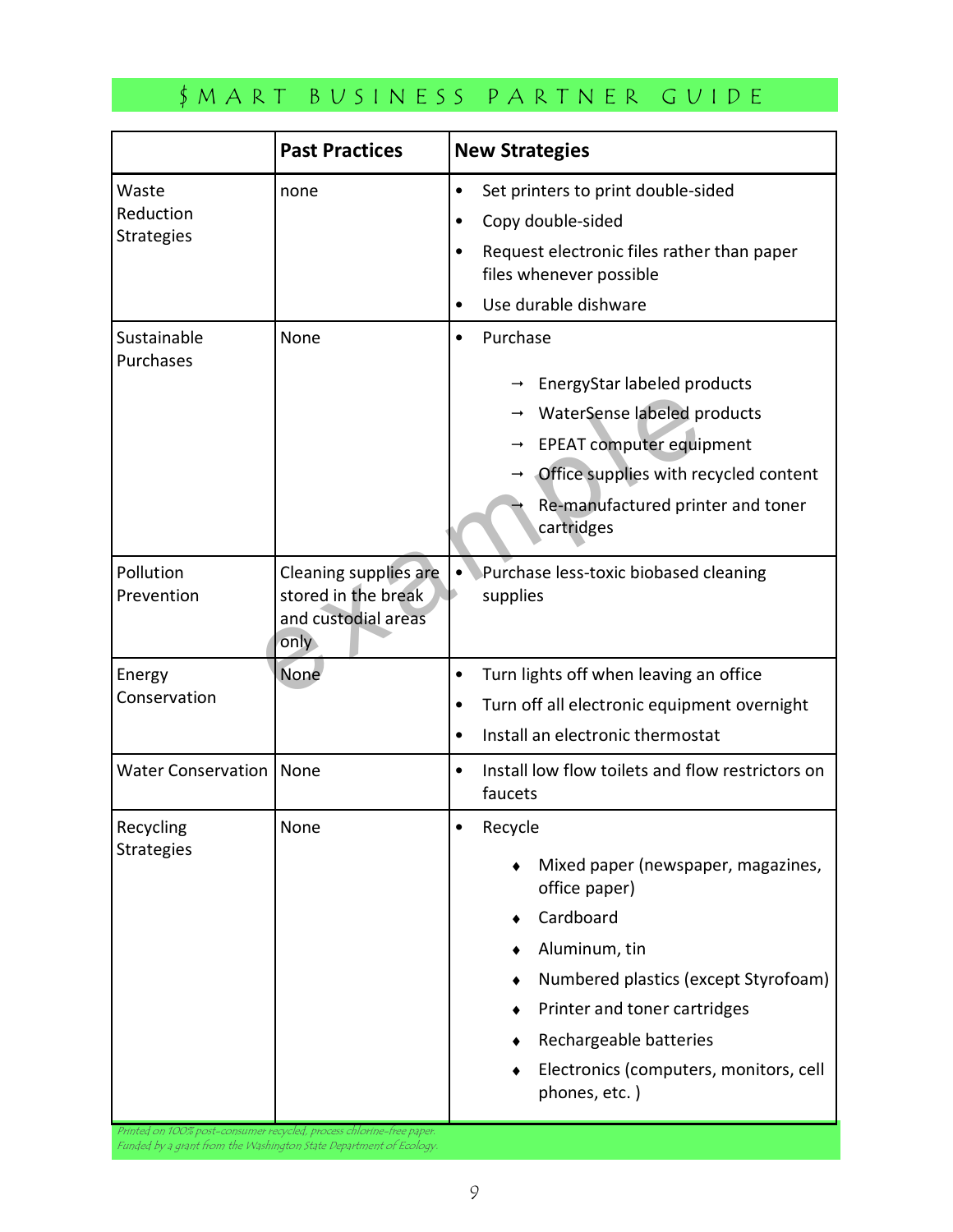| | Past Practices | New Strategies |
|---|---|---|
| Waste Reduction Strategies | none | • Set printers to print double-sided<br>• Copy double-sided<br>• Request electronic files rather than paper files whenever possible<br>• Use durable dishware |
| Sustainable Purchases | None | • Purchase<br>→ EnergyStar labeled products<br>→ WaterSense labeled products<br>→ EPEAT computer equipment<br>→ Office supplies with recycled content<br>→ Re-manufactured printer and toner cartridges |
| Pollution Prevention | Cleaning supplies are stored in the break and custodial areas only | • Purchase less-toxic biobased cleaning supplies |
| Energy Conservation | None | • Turn lights off when leaving an office<br>• Turn off all electronic equipment overnight<br>• Install an electronic thermostat |
| Water Conservation | None | • Install low flow toilets and flow restrictors on faucets |
| Recycling Strategies | None | • Recycle<br>♦ Mixed paper (newspaper, magazines, office paper)<br>♦ Cardboard<br>♦ Aluminum, tin<br>♦ Numbered plastics (except Styrofoam)<br>♦ Printer and toner cartridges<br>♦ Rechargeable batteries<br>♦ Electronics (computers, monitors, cell phones, etc. ) |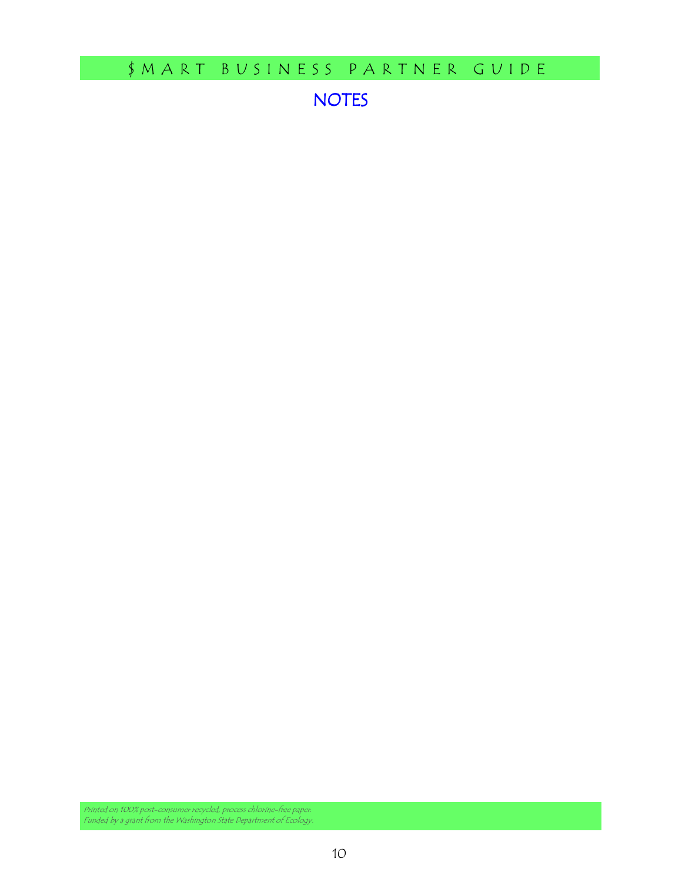# NOTES

*Printed on 100% post-consumer recycled, process chlorine-free paper.*
*Funded by a grant from the Washington State Department of Ecology.*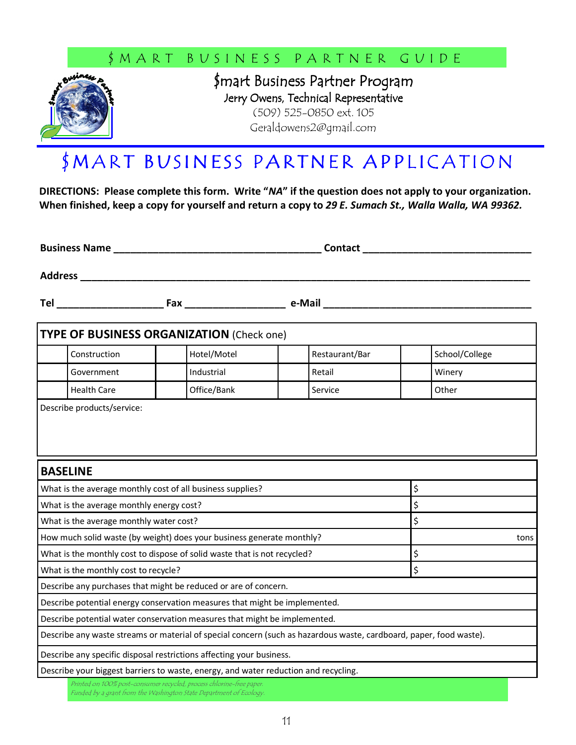# $mart Business Partner Program

Jerry Owens, Technical Representative
(509) 525-0850 ext. 105
Geraldowens2@gmail.com

# $MART BUSINESS PARTNER APPLICATION

**DIRECTIONS: Please complete this form. Write "*NA*" if the question does not apply to your organization. When finished, keep a copy for yourself and return a copy to *29 E. Sumach St., Walla Walla, WA 99362.***

**Business Name** ______________________________________ **Contact** ______________________________

**Address** ____________________________________________________________________________________

**Tel** ___________________ **Fax** __________________ **e-Mail** ______________________________________

| **TYPE OF BUSINESS ORGANIZATION** (Check one) | | | | | | | |
|---|---|---|---|---|---|---|---|
| | Construction | | Hotel/Motel | | Restaurant/Bar | | School/College |
| | Government | | Industrial | | Retail | | Winery |
| | Health Care | | Office/Bank | | Service | | Other |
| Describe products/service: | | | | | | | |

| **BASELINE** | |
|---|---|
| What is the average monthly cost of all business supplies? | $ |
| What is the average monthly energy cost? | $ |
| What is the average monthly water cost? | $ |
| How much solid waste (by weight) does your business generate monthly? | tons |
| What is the monthly cost to dispose of solid waste that is not recycled? | $ |
| What is the monthly cost to recycle? | $ |
| Describe any purchases that might be reduced or are of concern. | |
| Describe potential energy conservation measures that might be implemented. | |
| Describe potential water conservation measures that might be implemented. | |
| Describe any waste streams or material of special concern (such as hazardous waste, cardboard, paper, food waste). | |
| Describe any specific disposal restrictions affecting your business. | |
| Describe your biggest barriers to waste, energy, and water reduction and recycling. | |

*Printed on 100% post-consumer recycled, process chlorine-free paper.*
*Funded by a grant from the Washington State Department of Ecology.*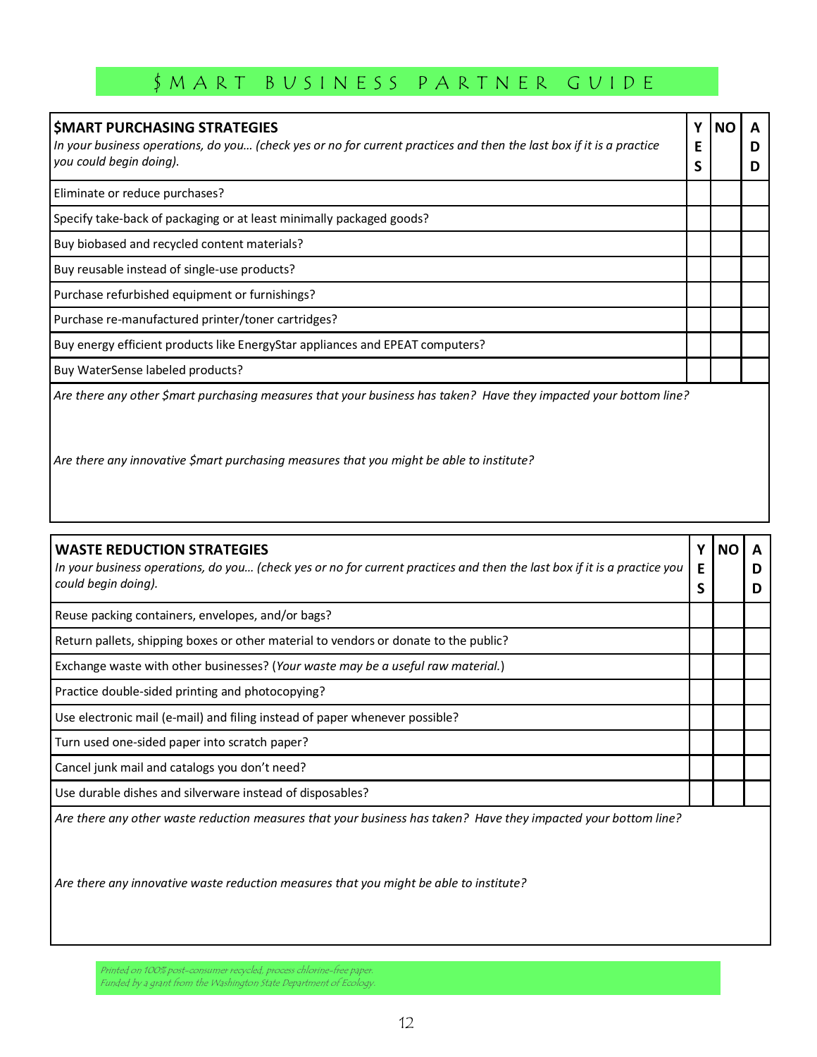# $MART BUSINESS PARTNER GUIDE

| **$MART PURCHASING STRATEGIES** <br> *In your business operations, do you… (check yes or no for current practices and then the last box if it is a practice you could begin doing).* | **YES** | **NO** | **ADD** |
|---|---|---|---|
| Eliminate or reduce purchases? | | | |
| Specify take-back of packaging or at least minimally packaged goods? | | | |
| Buy biobased and recycled content materials? | | | |
| Buy reusable instead of single-use products? | | | |
| Purchase refurbished equipment or furnishings? | | | |
| Purchase re-manufactured printer/toner cartridges? | | | |
| Buy energy efficient products like EnergyStar appliances and EPEAT computers? | | | |
| Buy WaterSense labeled products? | | | |

*Are there any other $mart purchasing measures that your business has taken? Have they impacted your bottom line?*

*Are there any innovative $mart purchasing measures that you might be able to institute?*

| **WASTE REDUCTION STRATEGIES** <br> *In your business operations, do you… (check yes or no for current practices and then the last box if it is a practice you could begin doing).* | **YES** | **NO** | **ADD** |
|---|---|---|---|
| Reuse packing containers, envelopes, and/or bags? | | | |
| Return pallets, shipping boxes or other material to vendors or donate to the public? | | | |
| Exchange waste with other businesses? (*Your waste may be a useful raw material.*) | | | |
| Practice double-sided printing and photocopying? | | | |
| Use electronic mail (e-mail) and filing instead of paper whenever possible? | | | |
| Turn used one-sided paper into scratch paper? | | | |
| Cancel junk mail and catalogs you don't need? | | | |
| Use durable dishes and silverware instead of disposables? | | | |

*Are there any other waste reduction measures that your business has taken? Have they impacted your bottom line?*

*Are there any innovative waste reduction measures that you might be able to institute?*

*Printed on 100% post-consumer recycled, process chlorine-free paper.*
*Funded by a grant from the Washington State Department of Ecology.*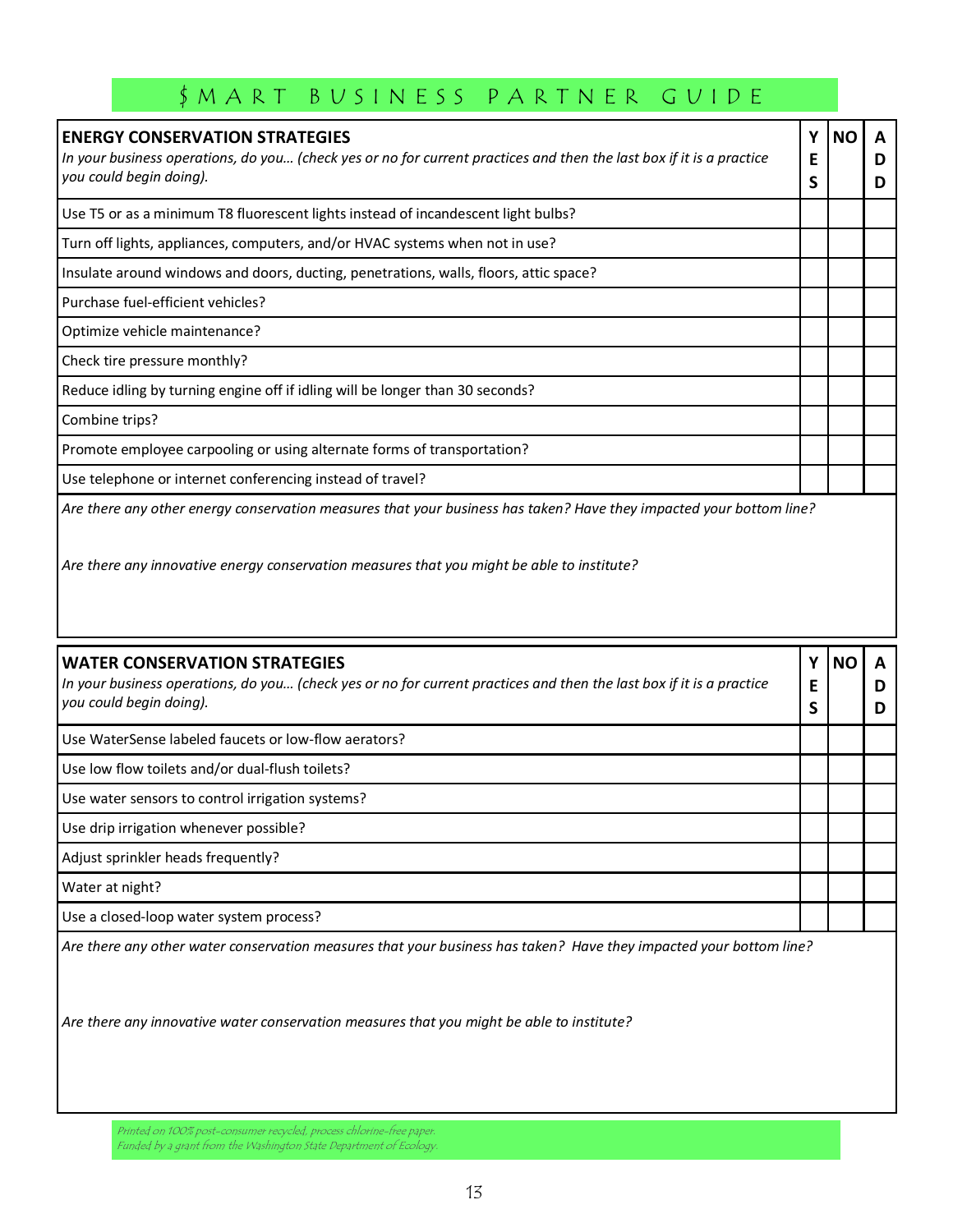| **ENERGY CONSERVATION STRATEGIES**<br>*In your business operations, do you… (check yes or no for current practices and then the last box if it is a practice you could begin doing).* | YES | NO | ADD |
|---|---|---|---|
| Use T5 or as a minimum T8 fluorescent lights instead of incandescent light bulbs? | | | |
| Turn off lights, appliances, computers, and/or HVAC systems when not in use? | | | |
| Insulate around windows and doors, ducting, penetrations, walls, floors, attic space? | | | |
| Purchase fuel-efficient vehicles? | | | |
| Optimize vehicle maintenance? | | | |
| Check tire pressure monthly? | | | |
| Reduce idling by turning engine off if idling will be longer than 30 seconds? | | | |
| Combine trips? | | | |
| Promote employee carpooling or using alternate forms of transportation? | | | |
| Use telephone or internet conferencing instead of travel? | | | |

*Are there any other energy conservation measures that your business has taken? Have they impacted your bottom line?*

*Are there any innovative energy conservation measures that you might be able to institute?*

| **WATER CONSERVATION STRATEGIES**<br>*In your business operations, do you… (check yes or no for current practices and then the last box if it is a practice you could begin doing).* | YES | NO | ADD |
|---|---|---|---|
| Use WaterSense labeled faucets or low-flow aerators? | | | |
| Use low flow toilets and/or dual-flush toilets? | | | |
| Use water sensors to control irrigation systems? | | | |
| Use drip irrigation whenever possible? | | | |
| Adjust sprinkler heads frequently? | | | |
| Water at night? | | | |
| Use a closed-loop water system process? | | | |

*Are there any other water conservation measures that your business has taken? Have they impacted your bottom line?*

*Are there any innovative water conservation measures that you might be able to institute?*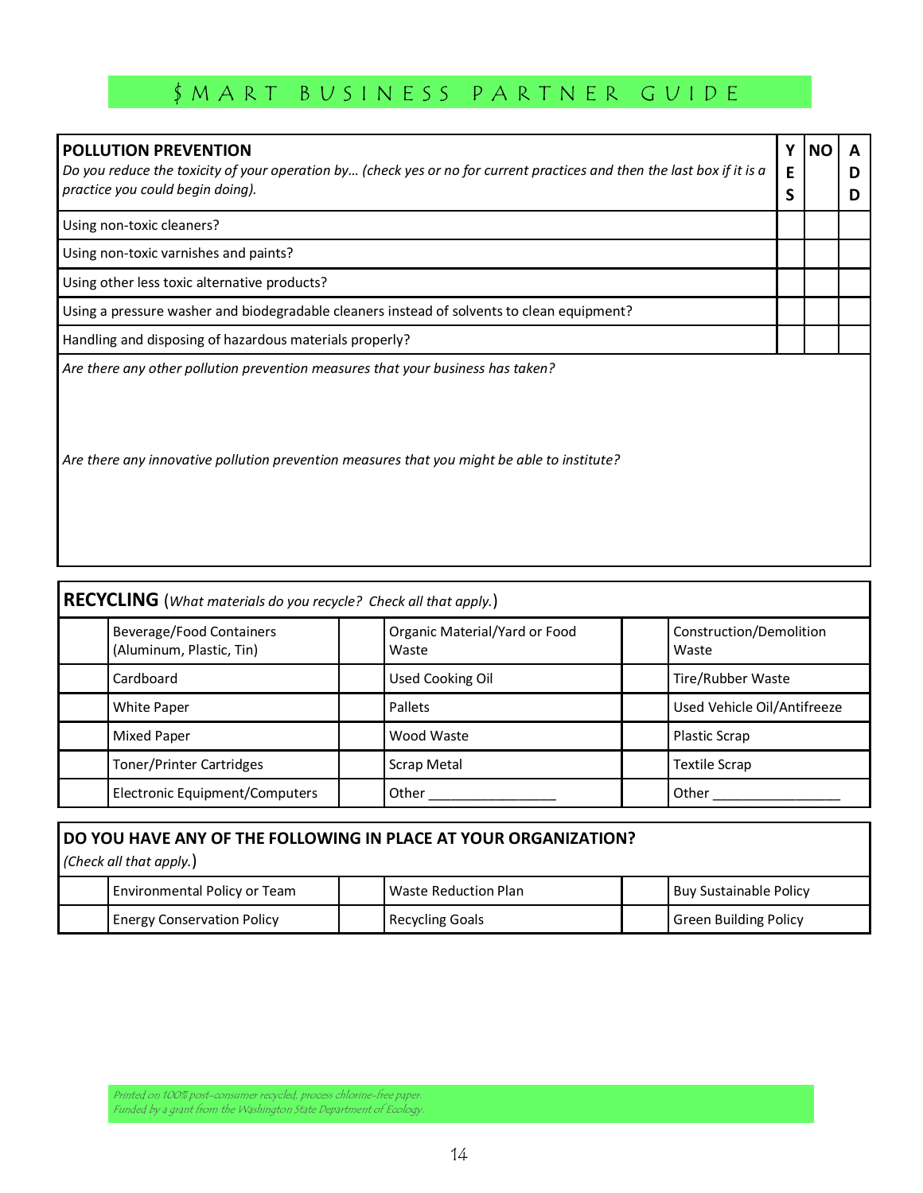| **POLLUTION PREVENTION**<br>*Do you reduce the toxicity of your operation by… (check yes or no for current practices and then the last box if it is a practice you could begin doing).* | **YES** | **NO** | **ADD** |
|---|---|---|---|
| Using non-toxic cleaners? | | | |
| Using non-toxic varnishes and paints? | | | |
| Using other less toxic alternative products? | | | |
| Using a pressure washer and biodegradable cleaners instead of solvents to clean equipment? | | | |
| Handling and disposing of hazardous materials properly? | | | |

*Are there any other pollution prevention measures that your business has taken?*

*Are there any innovative pollution prevention measures that you might be able to institute?*

**RECYCLING** (*What materials do you recycle? Check all that apply.*)

| | | | | | |
|---|---|---|---|---|---|
| | Beverage/Food Containers (Aluminum, Plastic, Tin) | | Organic Material/Yard or Food Waste | | Construction/Demolition Waste |
| | Cardboard | | Used Cooking Oil | | Tire/Rubber Waste |
| | White Paper | | Pallets | | Used Vehicle Oil/Antifreeze |
| | Mixed Paper | | Wood Waste | | Plastic Scrap |
| | Toner/Printer Cartridges | | Scrap Metal | | Textile Scrap |
| | Electronic Equipment/Computers | | Other ________________ | | Other ________________ |

**DO YOU HAVE ANY OF THE FOLLOWING IN PLACE AT YOUR ORGANIZATION?**
(*Check all that apply.*)

| | | | | | |
|---|---|---|---|---|---|
| | Environmental Policy or Team | | Waste Reduction Plan | | Buy Sustainable Policy |
| | Energy Conservation Policy | | Recycling Goals | | Green Building Policy |

*Printed on 100% post-consumer recycled, process chlorine-free paper.*
*Funded by a grant from the Washington State Department of Ecology.*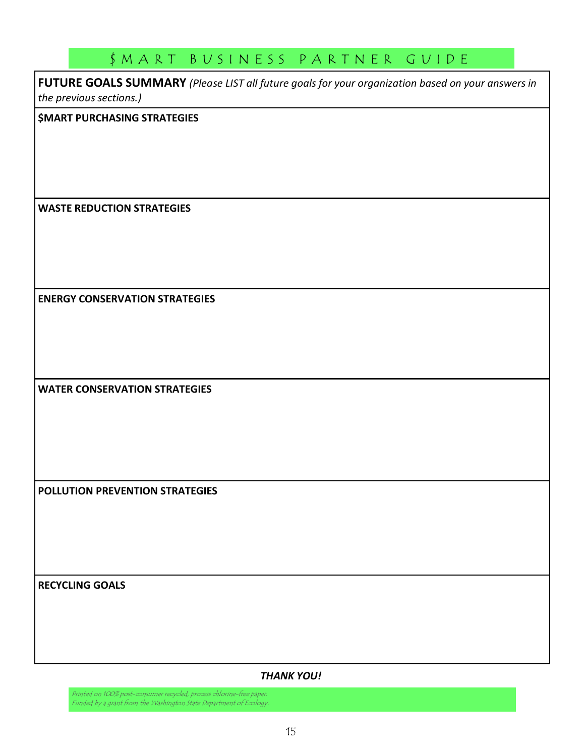**FUTURE GOALS SUMMARY** *(Please LIST all future goals for your organization based on your answers in the previous sections.)*

**$MART PURCHASING STRATEGIES**

**WASTE REDUCTION STRATEGIES**

**ENERGY CONSERVATION STRATEGIES**

**WATER CONSERVATION STRATEGIES**

**POLLUTION PREVENTION STRATEGIES**

**RECYCLING GOALS**

***THANK YOU!***

*Printed on 100% post-consumer recycled, process chlorine-free paper.*
*Funded by a grant from the Washington State Department of Ecology.*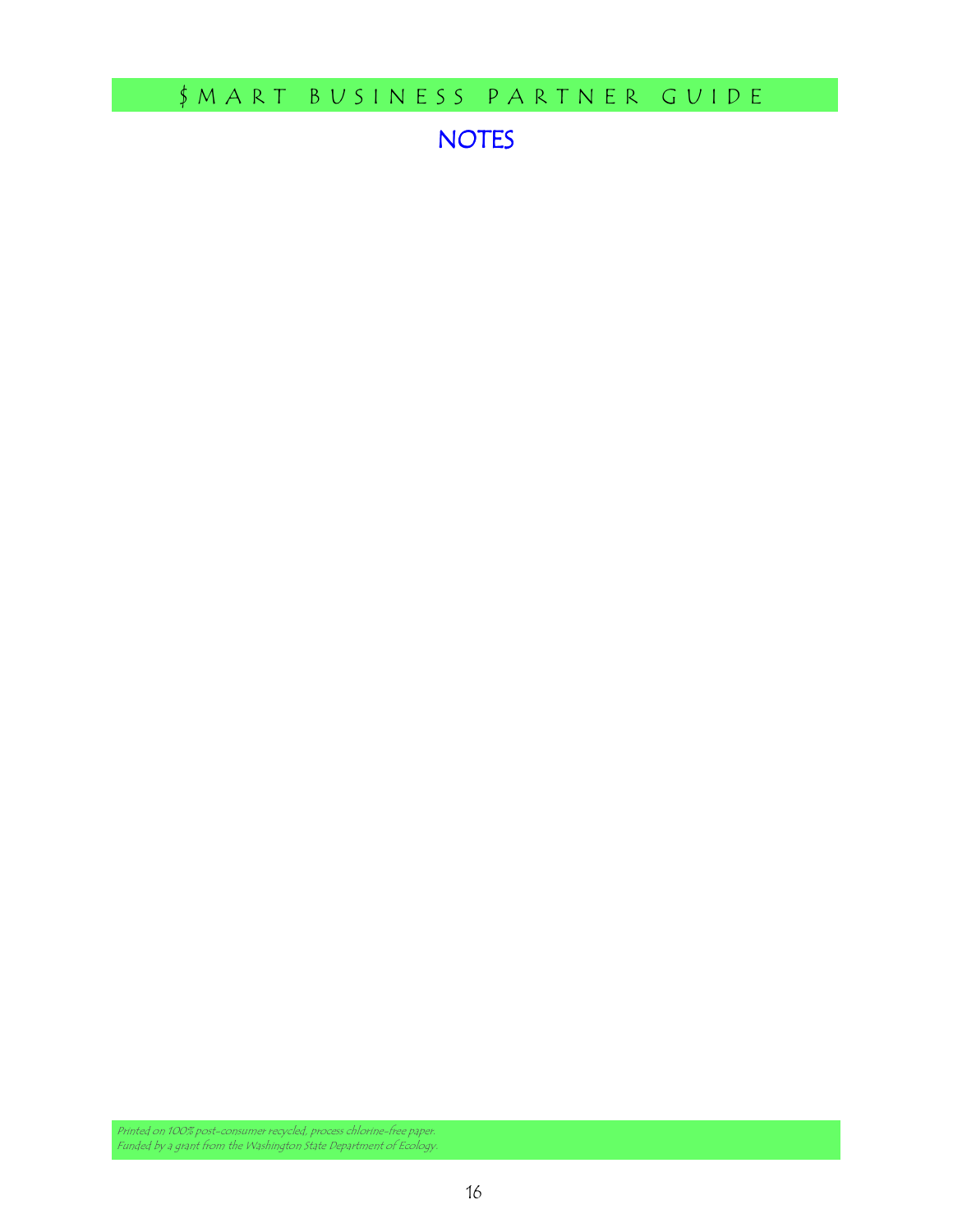# NOTES

*Printed on 100% post-consumer recycled, process chlorine-free paper.*
*Funded by a grant from the Washington State Department of Ecology.*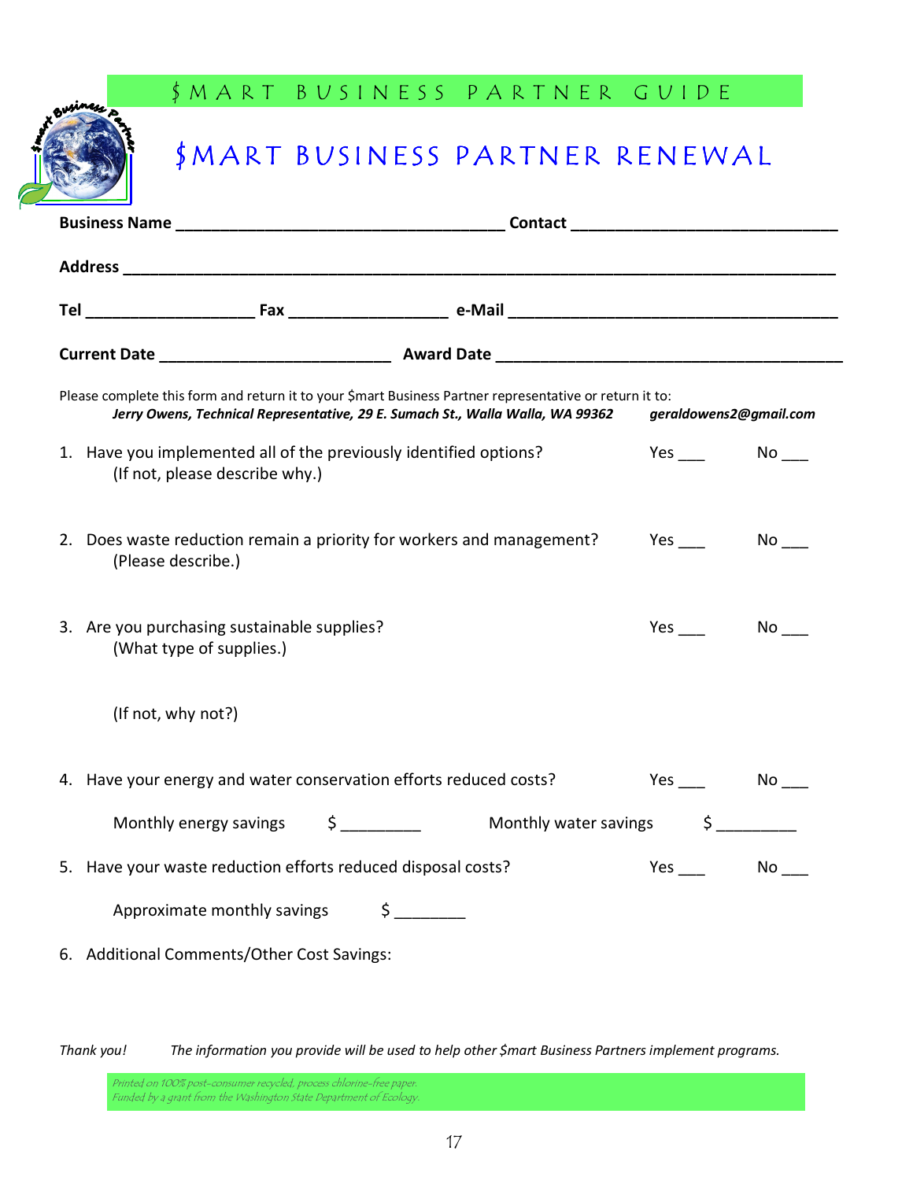# $MART BUSINESS PARTNER RENEWAL

**Business Name** ____________________________________ **Contact** ______________________________

**Address** ________________________________________________________________________________

**Tel** __________________ **Fax** _________________ **e-Mail** ____________________________________

**Current Date** __________________________ **Award Date** ________________________________________

Please complete this form and return it to your $mart Business Partner representative or return it to:
***Jerry Owens, Technical Representative, 29 E. Sumach St., Walla Walla, WA 99362 geraldowens2@gmail.com***

1. Have you implemented all of the previously identified options? Yes ___ No ___
   (If not, please describe why.)

2. Does waste reduction remain a priority for workers and management? Yes ___ No ___
   (Please describe.)

3. Are you purchasing sustainable supplies? Yes ___ No ___
   (What type of supplies.)

   (If not, why not?)

4. Have your energy and water conservation efforts reduced costs? Yes ___ No ___

   Monthly energy savings $ _________ Monthly water savings $ _________

5. Have your waste reduction efforts reduced disposal costs? Yes ___ No ___

   Approximate monthly savings $ ________

6. Additional Comments/Other Cost Savings:

*Thank you! The information you provide will be used to help other $mart Business Partners implement programs.*

*Printed on 100% post-consumer recycled, process chlorine-free paper.*
*Funded by a grant from the Washington State Department of Ecology.*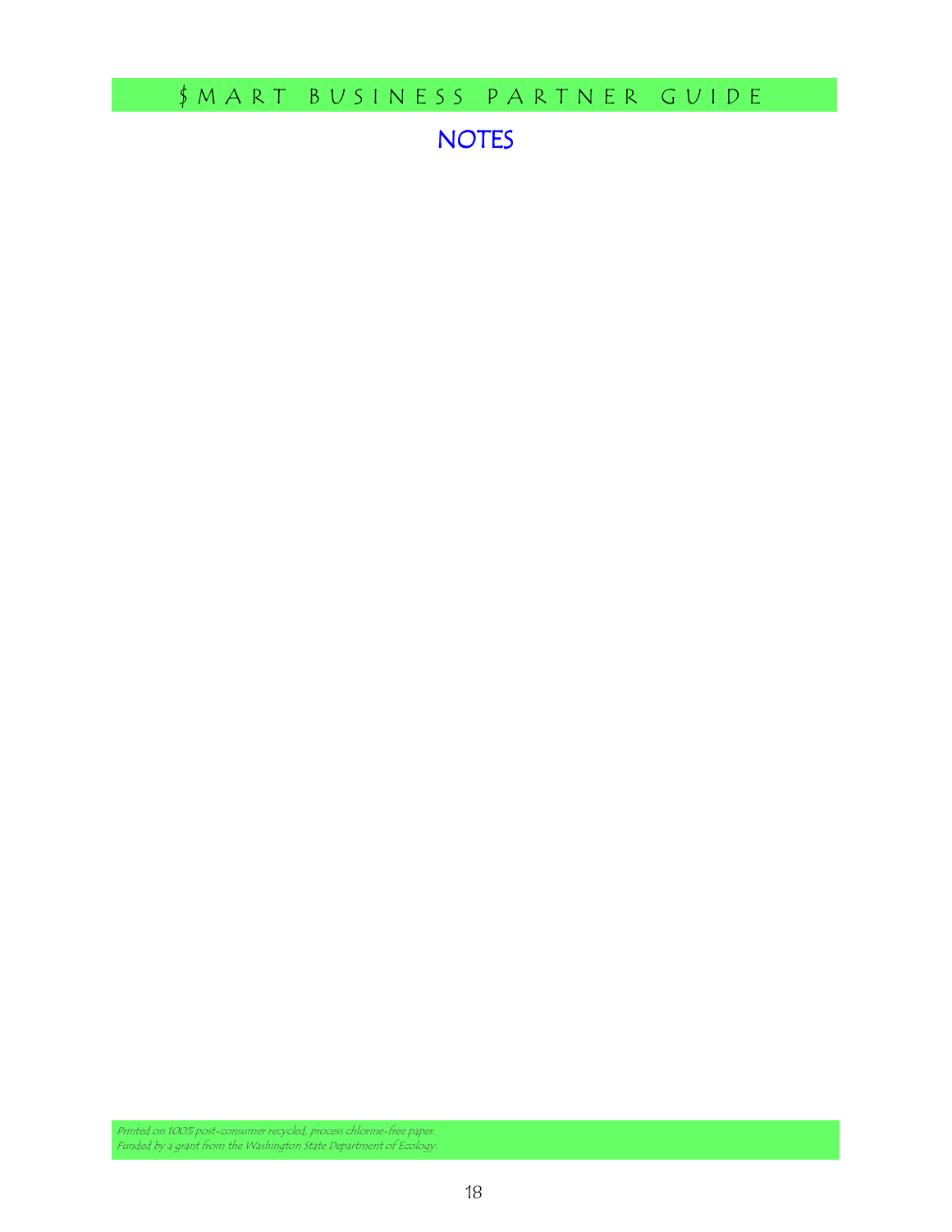# NOTES

*Printed on 100% post-consumer recycled, process chlorine-free paper.*
*Funded by a grant from the Washington State Department of Ecology.*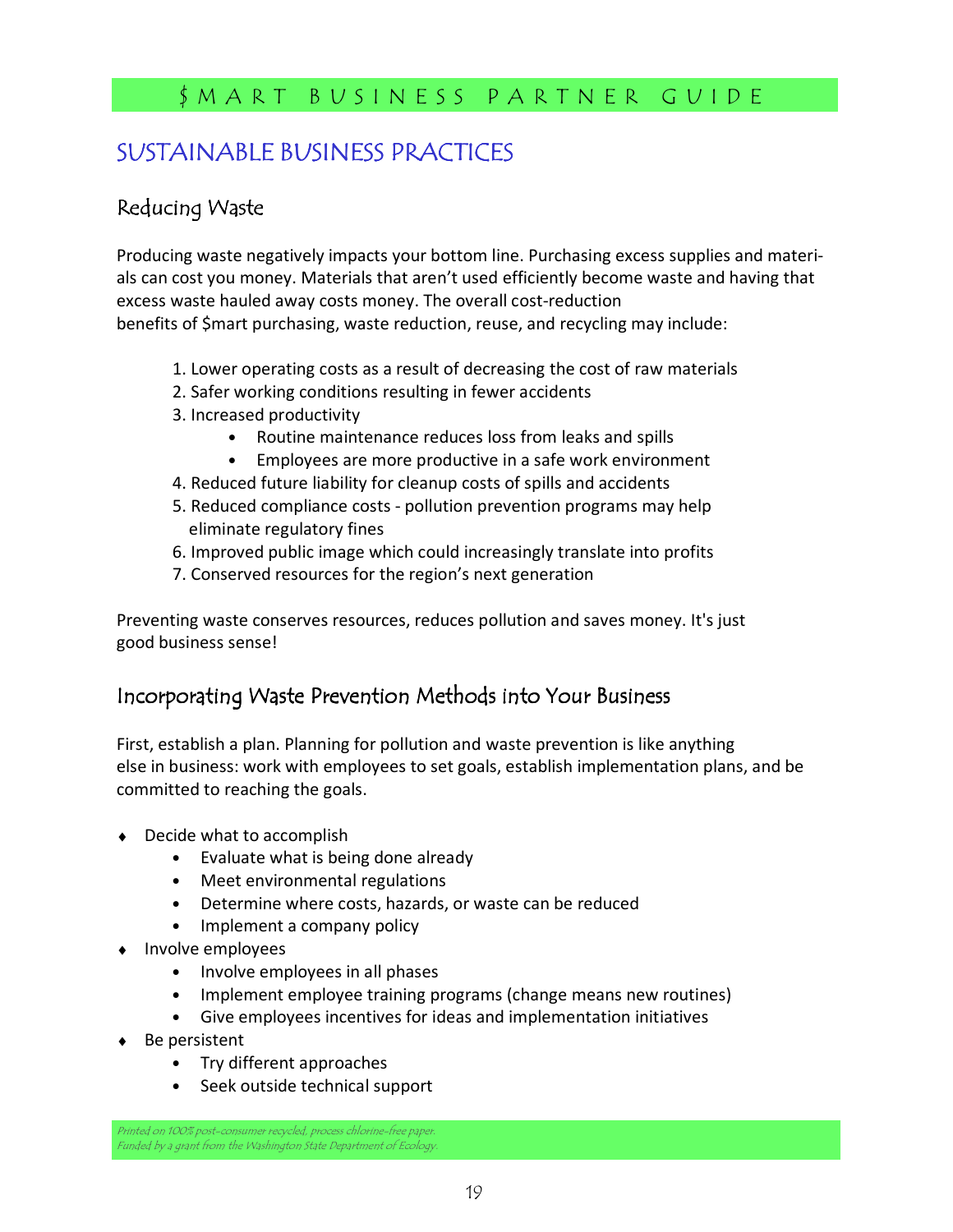## SUSTAINABLE BUSINESS PRACTICES

### Reducing Waste

Producing waste negatively impacts your bottom line. Purchasing excess supplies and materials can cost you money. Materials that aren't used efficiently become waste and having that excess waste hauled away costs money. The overall cost-reduction benefits of $mart purchasing, waste reduction, reuse, and recycling may include:

1. Lower operating costs as a result of decreasing the cost of raw materials
2. Safer working conditions resulting in fewer accidents
3. Increased productivity
   - Routine maintenance reduces loss from leaks and spills
   - Employees are more productive in a safe work environment
4. Reduced future liability for cleanup costs of spills and accidents
5. Reduced compliance costs - pollution prevention programs may help eliminate regulatory fines
6. Improved public image which could increasingly translate into profits
7. Conserved resources for the region's next generation

Preventing waste conserves resources, reduces pollution and saves money. It's just good business sense!

### Incorporating Waste Prevention Methods into Your Business

First, establish a plan. Planning for pollution and waste prevention is like anything else in business: work with employees to set goals, establish implementation plans, and be committed to reaching the goals.

- Decide what to accomplish
  - Evaluate what is being done already
  - Meet environmental regulations
  - Determine where costs, hazards, or waste can be reduced
  - Implement a company policy
- Involve employees
  - Involve employees in all phases
  - Implement employee training programs (change means new routines)
  - Give employees incentives for ideas and implementation initiatives
- Be persistent
  - Try different approaches
  - Seek outside technical support

*Printed on 100% post-consumer recycled, process chlorine-free paper.*
*Funded by a grant from the Washington State Department of Ecology.*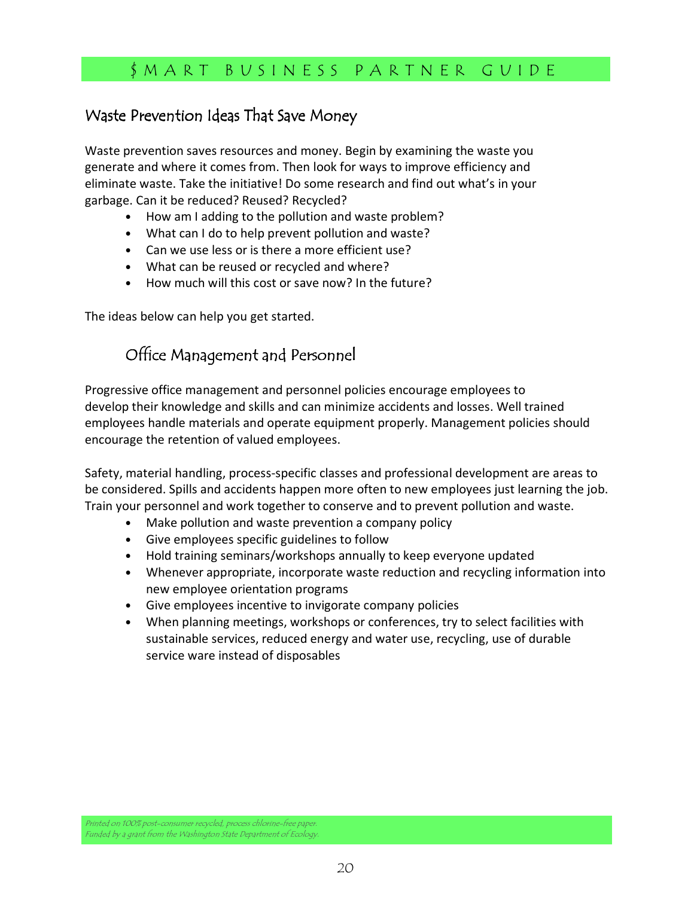## Waste Prevention Ideas That Save Money

Waste prevention saves resources and money. Begin by examining the waste you generate and where it comes from. Then look for ways to improve efficiency and eliminate waste. Take the initiative! Do some research and find out what's in your garbage. Can it be reduced? Reused? Recycled?

- How am I adding to the pollution and waste problem?
- What can I do to help prevent pollution and waste?
- Can we use less or is there a more efficient use?
- What can be reused or recycled and where?
- How much will this cost or save now? In the future?

The ideas below can help you get started.

### Office Management and Personnel

Progressive office management and personnel policies encourage employees to develop their knowledge and skills and can minimize accidents and losses. Well trained employees handle materials and operate equipment properly. Management policies should encourage the retention of valued employees.

Safety, material handling, process-specific classes and professional development are areas to be considered. Spills and accidents happen more often to new employees just learning the job. Train your personnel and work together to conserve and to prevent pollution and waste.

- Make pollution and waste prevention a company policy
- Give employees specific guidelines to follow
- Hold training seminars/workshops annually to keep everyone updated
- Whenever appropriate, incorporate waste reduction and recycling information into new employee orientation programs
- Give employees incentive to invigorate company policies
- When planning meetings, workshops or conferences, try to select facilities with sustainable services, reduced energy and water use, recycling, use of durable service ware instead of disposables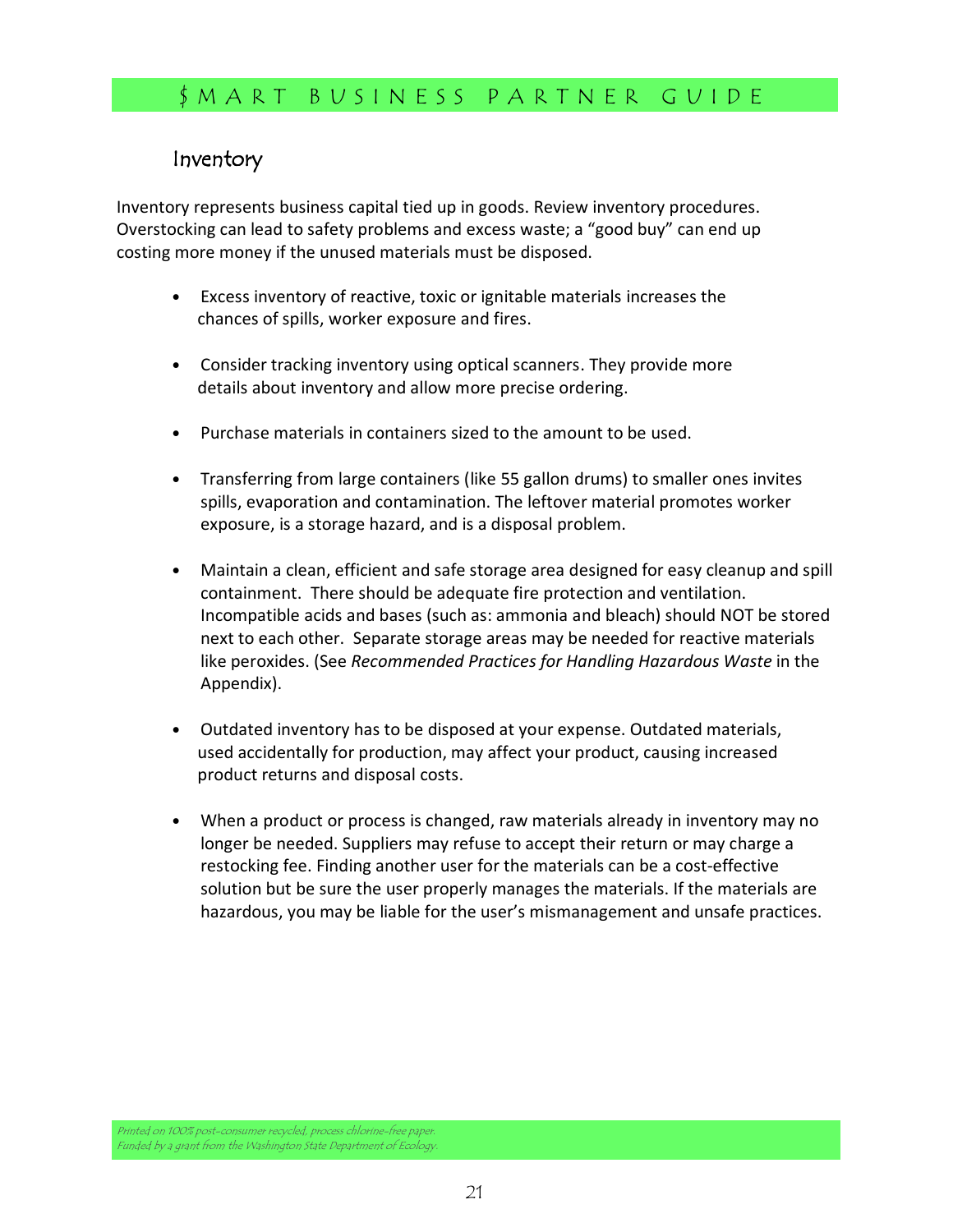## Inventory

Inventory represents business capital tied up in goods. Review inventory procedures. Overstocking can lead to safety problems and excess waste; a "good buy" can end up costing more money if the unused materials must be disposed.

- Excess inventory of reactive, toxic or ignitable materials increases the chances of spills, worker exposure and fires.
- Consider tracking inventory using optical scanners. They provide more details about inventory and allow more precise ordering.
- Purchase materials in containers sized to the amount to be used.
- Transferring from large containers (like 55 gallon drums) to smaller ones invites spills, evaporation and contamination. The leftover material promotes worker exposure, is a storage hazard, and is a disposal problem.
- Maintain a clean, efficient and safe storage area designed for easy cleanup and spill containment. There should be adequate fire protection and ventilation. Incompatible acids and bases (such as: ammonia and bleach) should NOT be stored next to each other. Separate storage areas may be needed for reactive materials like peroxides. (See *Recommended Practices for Handling Hazardous Waste* in the Appendix).
- Outdated inventory has to be disposed at your expense. Outdated materials, used accidentally for production, may affect your product, causing increased product returns and disposal costs.
- When a product or process is changed, raw materials already in inventory may no longer be needed. Suppliers may refuse to accept their return or may charge a restocking fee. Finding another user for the materials can be a cost-effective solution but be sure the user properly manages the materials. If the materials are hazardous, you may be liable for the user's mismanagement and unsafe practices.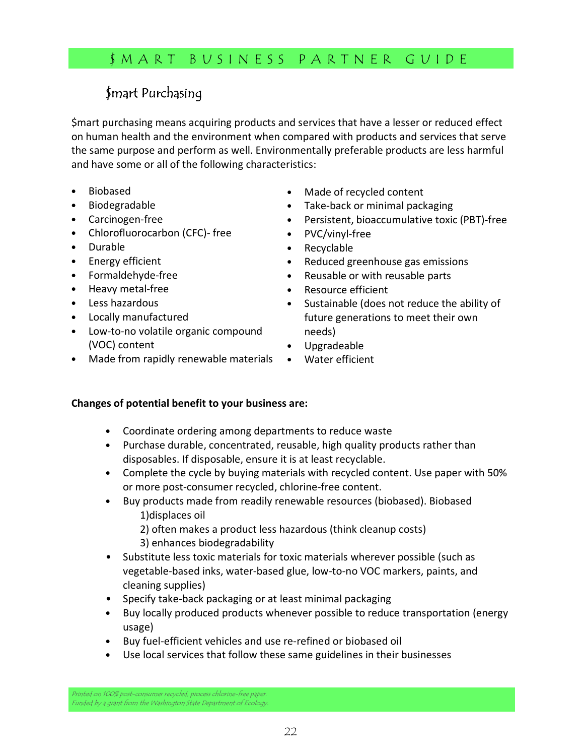## $mart Purchasing

$mart purchasing means acquiring products and services that have a lesser or reduced effect on human health and the environment when compared with products and services that serve the same purpose and perform as well. Environmentally preferable products are less harmful and have some or all of the following characteristics:

- Biobased
- Biodegradable
- Carcinogen-free
- Chlorofluorocarbon (CFC)- free
- Durable
- Energy efficient
- Formaldehyde-free
- Heavy metal-free
- Less hazardous
- Locally manufactured
- Low-to-no volatile organic compound (VOC) content
- Made from rapidly renewable materials
- Made of recycled content
- Take-back or minimal packaging
- Persistent, bioaccumulative toxic (PBT)-free
- PVC/vinyl-free
- Recyclable
- Reduced greenhouse gas emissions
- Reusable or with reusable parts
- Resource efficient
- Sustainable (does not reduce the ability of future generations to meet their own needs)
- Upgradeable
- Water efficient

**Changes of potential benefit to your business are:**

- Coordinate ordering among departments to reduce waste
- Purchase durable, concentrated, reusable, high quality products rather than disposables. If disposable, ensure it is at least recyclable.
- Complete the cycle by buying materials with recycled content. Use paper with 50% or more post-consumer recycled, chlorine-free content.
- Buy products made from readily renewable resources (biobased). Biobased
  1) displaces oil
  2) often makes a product less hazardous (think cleanup costs)
  3) enhances biodegradability
- Substitute less toxic materials for toxic materials wherever possible (such as vegetable-based inks, water-based glue, low-to-no VOC markers, paints, and cleaning supplies)
- Specify take-back packaging or at least minimal packaging
- Buy locally produced products whenever possible to reduce transportation (energy usage)
- Buy fuel-efficient vehicles and use re-refined or biobased oil
- Use local services that follow these same guidelines in their businesses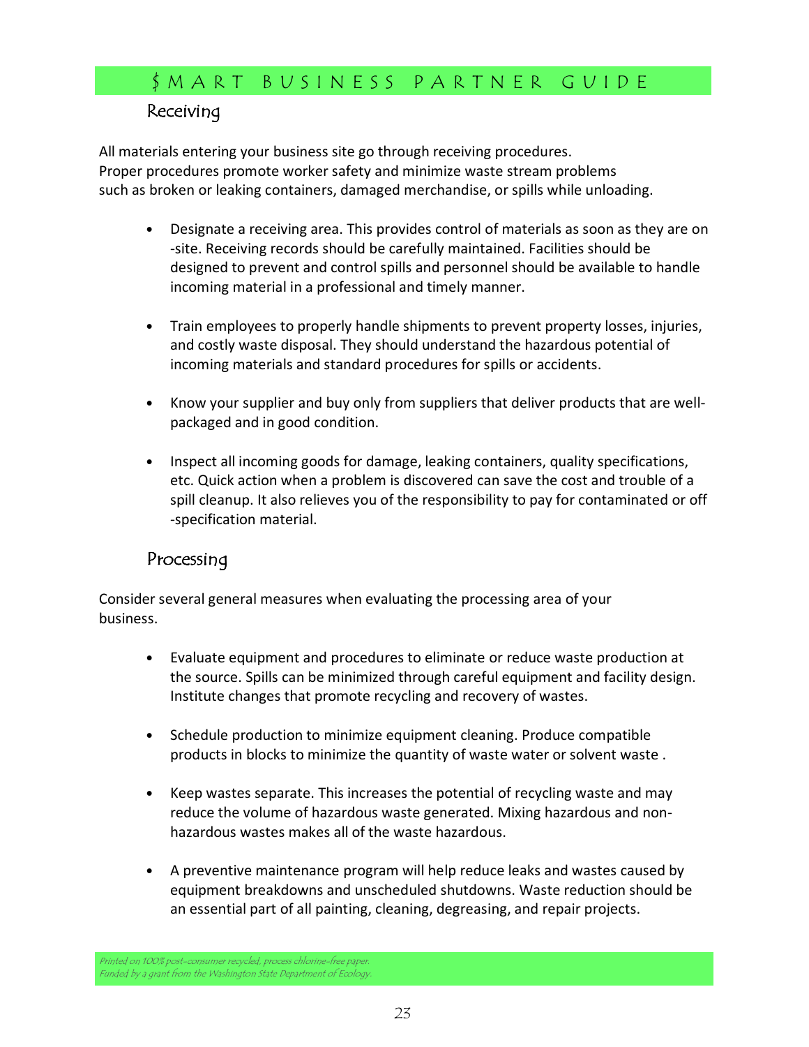## Receiving

All materials entering your business site go through receiving procedures. Proper procedures promote worker safety and minimize waste stream problems such as broken or leaking containers, damaged merchandise, or spills while unloading.

- Designate a receiving area. This provides control of materials as soon as they are on-site. Receiving records should be carefully maintained. Facilities should be designed to prevent and control spills and personnel should be available to handle incoming material in a professional and timely manner.
- Train employees to properly handle shipments to prevent property losses, injuries, and costly waste disposal. They should understand the hazardous potential of incoming materials and standard procedures for spills or accidents.
- Know your supplier and buy only from suppliers that deliver products that are well-packaged and in good condition.
- Inspect all incoming goods for damage, leaking containers, quality specifications, etc. Quick action when a problem is discovered can save the cost and trouble of a spill cleanup. It also relieves you of the responsibility to pay for contaminated or off-specification material.

## Processing

Consider several general measures when evaluating the processing area of your business.

- Evaluate equipment and procedures to eliminate or reduce waste production at the source. Spills can be minimized through careful equipment and facility design. Institute changes that promote recycling and recovery of wastes.
- Schedule production to minimize equipment cleaning. Produce compatible products in blocks to minimize the quantity of waste water or solvent waste .
- Keep wastes separate. This increases the potential of recycling waste and may reduce the volume of hazardous waste generated. Mixing hazardous and non-hazardous wastes makes all of the waste hazardous.
- A preventive maintenance program will help reduce leaks and wastes caused by equipment breakdowns and unscheduled shutdowns. Waste reduction should be an essential part of all painting, cleaning, degreasing, and repair projects.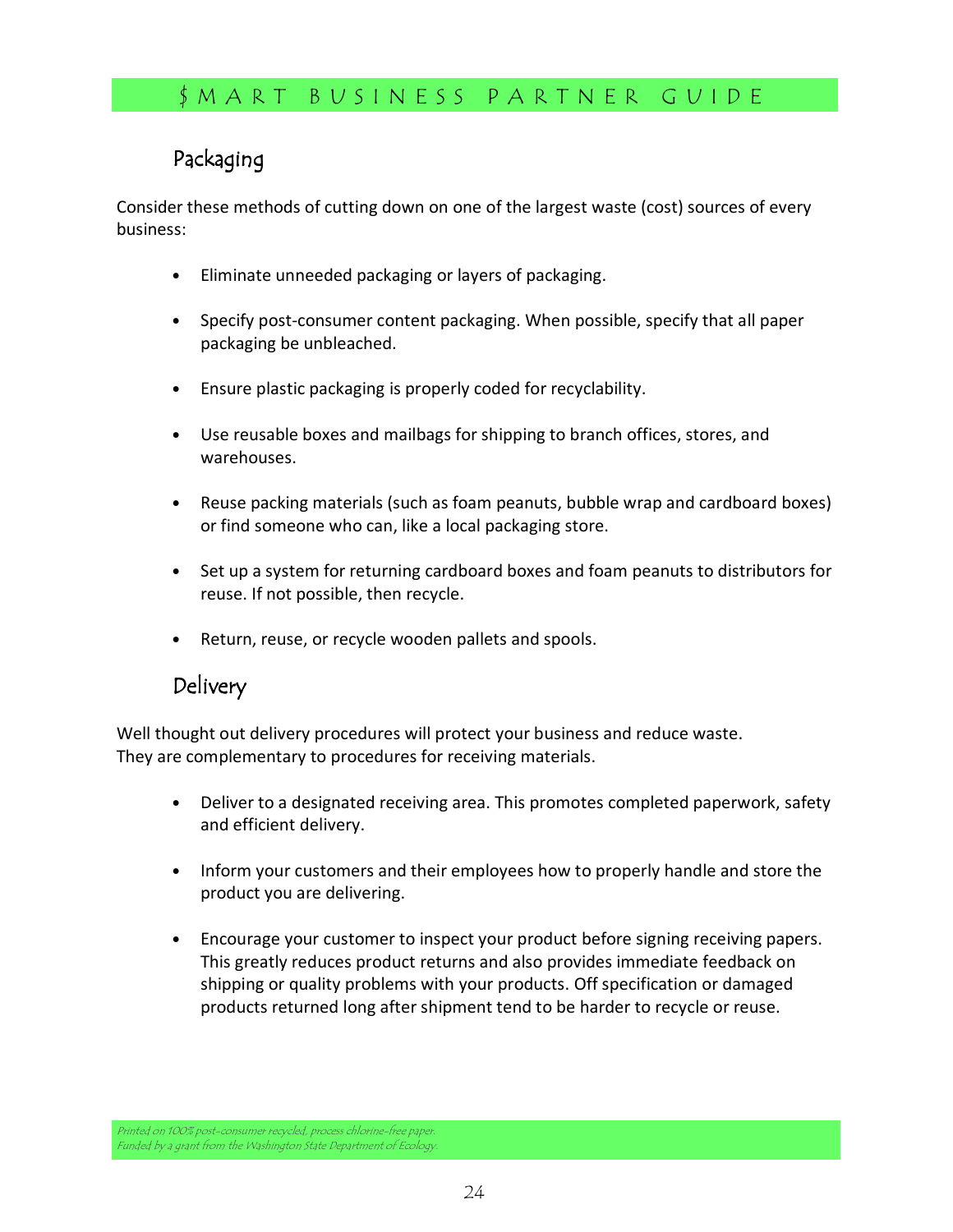## Packaging

Consider these methods of cutting down on one of the largest waste (cost) sources of every business:

- Eliminate unneeded packaging or layers of packaging.
- Specify post-consumer content packaging. When possible, specify that all paper packaging be unbleached.
- Ensure plastic packaging is properly coded for recyclability.
- Use reusable boxes and mailbags for shipping to branch offices, stores, and warehouses.
- Reuse packing materials (such as foam peanuts, bubble wrap and cardboard boxes) or find someone who can, like a local packaging store.
- Set up a system for returning cardboard boxes and foam peanuts to distributors for reuse. If not possible, then recycle.
- Return, reuse, or recycle wooden pallets and spools.

## Delivery

Well thought out delivery procedures will protect your business and reduce waste. They are complementary to procedures for receiving materials.

- Deliver to a designated receiving area. This promotes completed paperwork, safety and efficient delivery.
- Inform your customers and their employees how to properly handle and store the product you are delivering.
- Encourage your customer to inspect your product before signing receiving papers. This greatly reduces product returns and also provides immediate feedback on shipping or quality problems with your products. Off specification or damaged products returned long after shipment tend to be harder to recycle or reuse.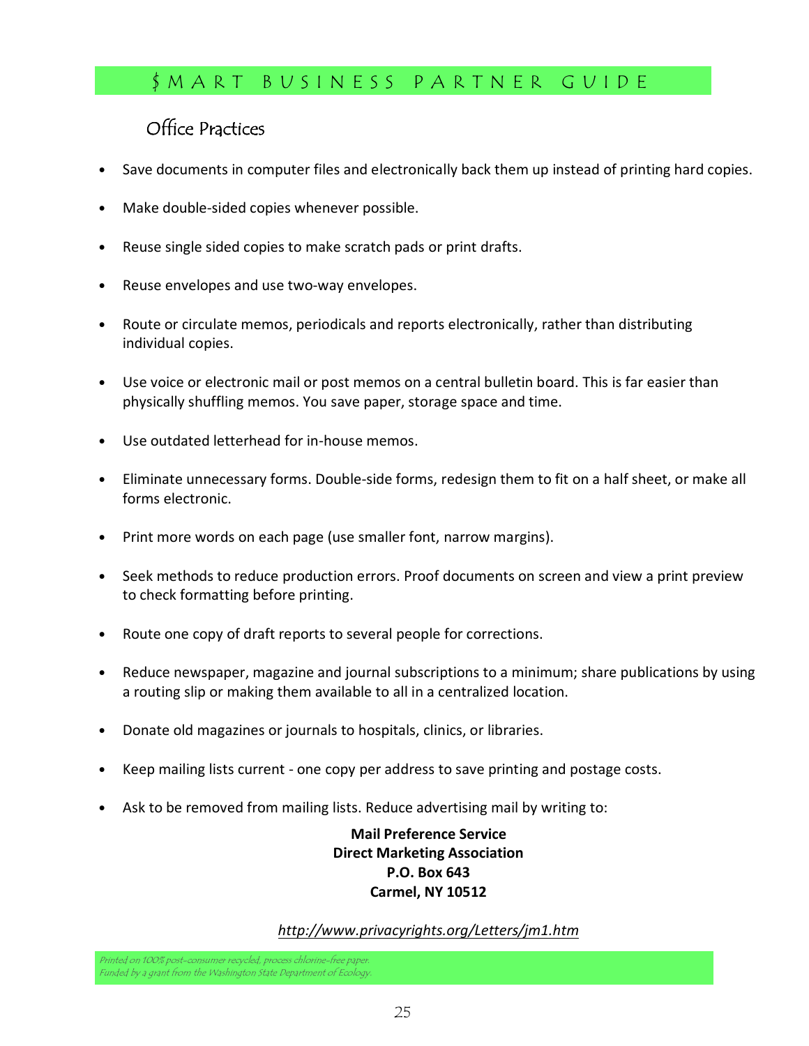## Office Practices

- Save documents in computer files and electronically back them up instead of printing hard copies.
- Make double-sided copies whenever possible.
- Reuse single sided copies to make scratch pads or print drafts.
- Reuse envelopes and use two-way envelopes.
- Route or circulate memos, periodicals and reports electronically, rather than distributing individual copies.
- Use voice or electronic mail or post memos on a central bulletin board. This is far easier than physically shuffling memos. You save paper, storage space and time.
- Use outdated letterhead for in-house memos.
- Eliminate unnecessary forms. Double-side forms, redesign them to fit on a half sheet, or make all forms electronic.
- Print more words on each page (use smaller font, narrow margins).
- Seek methods to reduce production errors. Proof documents on screen and view a print preview to check formatting before printing.
- Route one copy of draft reports to several people for corrections.
- Reduce newspaper, magazine and journal subscriptions to a minimum; share publications by using a routing slip or making them available to all in a centralized location.
- Donate old magazines or journals to hospitals, clinics, or libraries.
- Keep mailing lists current - one copy per address to save printing and postage costs.
- Ask to be removed from mailing lists. Reduce advertising mail by writing to:

**Mail Preference Service**
**Direct Marketing Association**
**P.O. Box 643**
**Carmel, NY 10512**

*http://www.privacyrights.org/Letters/jm1.htm*

*Printed on 100% post-consumer recycled, process chlorine-free paper.*
*Funded by a grant from the Washington State Department of Ecology.*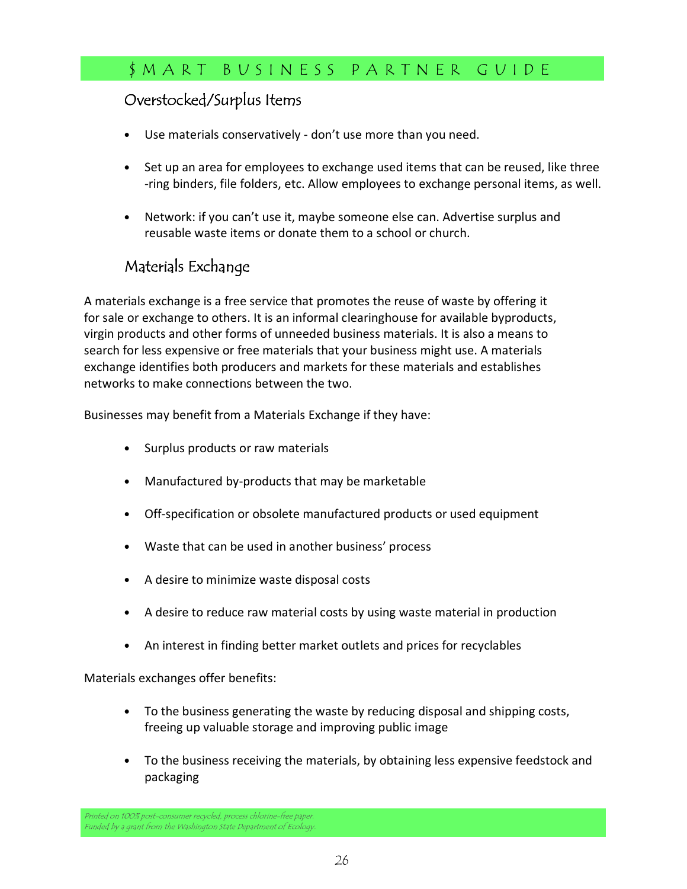## Overstocked/Surplus Items

- Use materials conservatively - don't use more than you need.
- Set up an area for employees to exchange used items that can be reused, like three -ring binders, file folders, etc. Allow employees to exchange personal items, as well.
- Network: if you can't use it, maybe someone else can. Advertise surplus and reusable waste items or donate them to a school or church.

## Materials Exchange

A materials exchange is a free service that promotes the reuse of waste by offering it for sale or exchange to others. It is an informal clearinghouse for available byproducts, virgin products and other forms of unneeded business materials. It is also a means to search for less expensive or free materials that your business might use. A materials exchange identifies both producers and markets for these materials and establishes networks to make connections between the two.

Businesses may benefit from a Materials Exchange if they have:

- Surplus products or raw materials
- Manufactured by-products that may be marketable
- Off-specification or obsolete manufactured products or used equipment
- Waste that can be used in another business' process
- A desire to minimize waste disposal costs
- A desire to reduce raw material costs by using waste material in production
- An interest in finding better market outlets and prices for recyclables

Materials exchanges offer benefits:

- To the business generating the waste by reducing disposal and shipping costs, freeing up valuable storage and improving public image
- To the business receiving the materials, by obtaining less expensive feedstock and packaging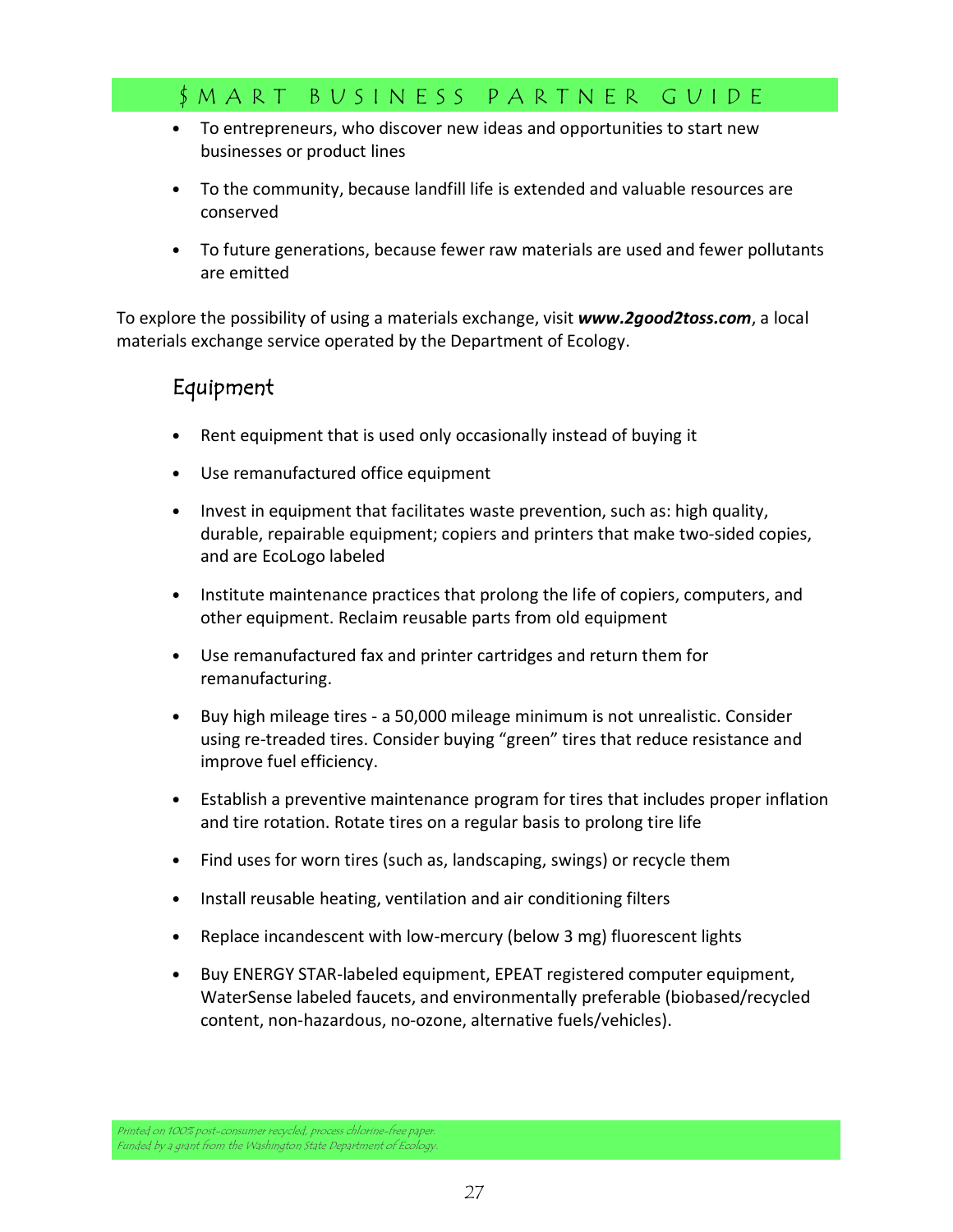- To entrepreneurs, who discover new ideas and opportunities to start new businesses or product lines
- To the community, because landfill life is extended and valuable resources are conserved
- To future generations, because fewer raw materials are used and fewer pollutants are emitted

To explore the possibility of using a materials exchange, visit ***www.2good2toss.com***, a local materials exchange service operated by the Department of Ecology.

## Equipment

- Rent equipment that is used only occasionally instead of buying it
- Use remanufactured office equipment
- Invest in equipment that facilitates waste prevention, such as: high quality, durable, repairable equipment; copiers and printers that make two-sided copies, and are EcoLogo labeled
- Institute maintenance practices that prolong the life of copiers, computers, and other equipment. Reclaim reusable parts from old equipment
- Use remanufactured fax and printer cartridges and return them for remanufacturing.
- Buy high mileage tires - a 50,000 mileage minimum is not unrealistic. Consider using re-treaded tires. Consider buying "green" tires that reduce resistance and improve fuel efficiency.
- Establish a preventive maintenance program for tires that includes proper inflation and tire rotation. Rotate tires on a regular basis to prolong tire life
- Find uses for worn tires (such as, landscaping, swings) or recycle them
- Install reusable heating, ventilation and air conditioning filters
- Replace incandescent with low-mercury (below 3 mg) fluorescent lights
- Buy ENERGY STAR-labeled equipment, EPEAT registered computer equipment, WaterSense labeled faucets, and environmentally preferable (biobased/recycled content, non-hazardous, no-ozone, alternative fuels/vehicles).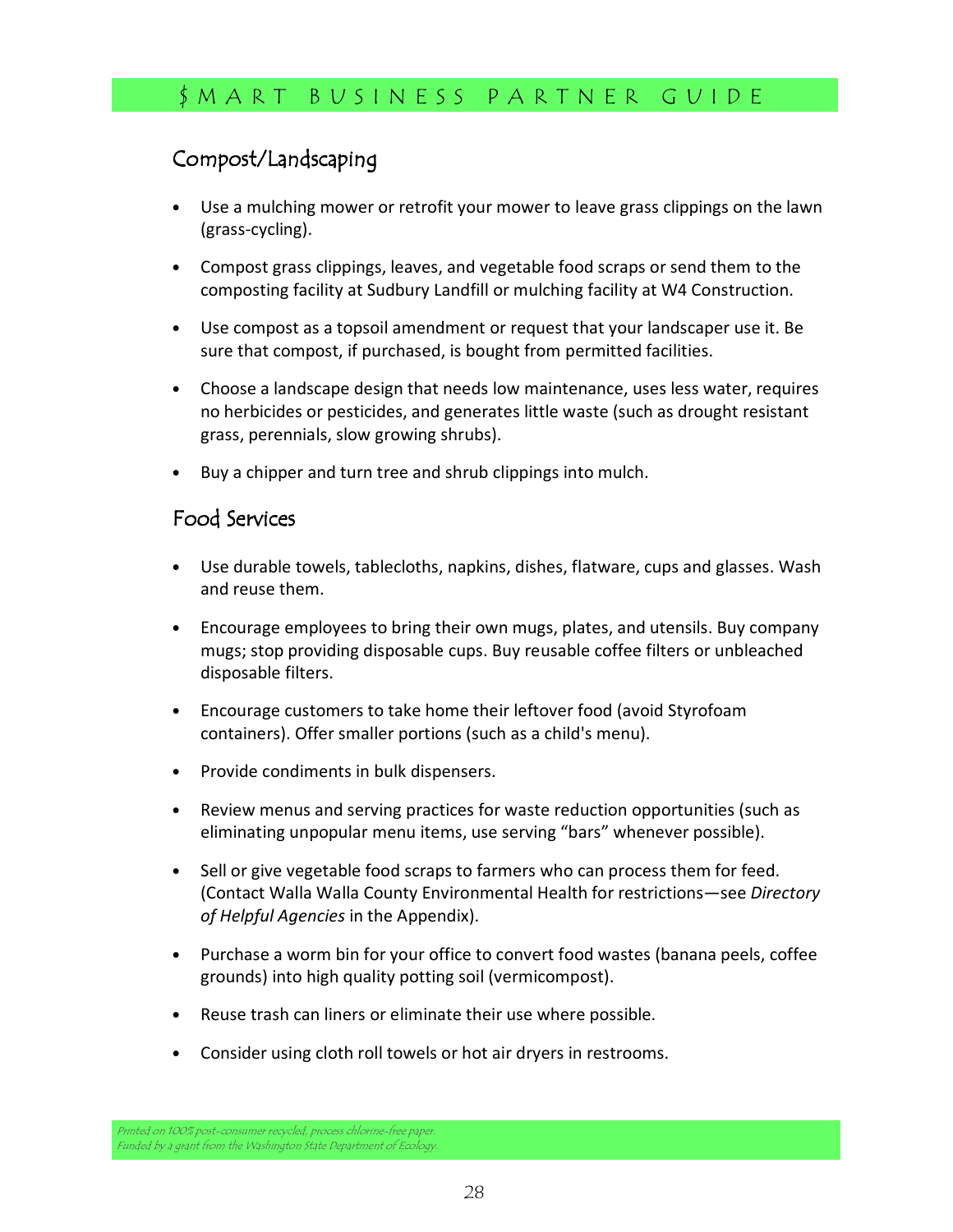## Compost/Landscaping

- Use a mulching mower or retrofit your mower to leave grass clippings on the lawn (grass-cycling).
- Compost grass clippings, leaves, and vegetable food scraps or send them to the composting facility at Sudbury Landfill or mulching facility at W4 Construction.
- Use compost as a topsoil amendment or request that your landscaper use it. Be sure that compost, if purchased, is bought from permitted facilities.
- Choose a landscape design that needs low maintenance, uses less water, requires no herbicides or pesticides, and generates little waste (such as drought resistant grass, perennials, slow growing shrubs).
- Buy a chipper and turn tree and shrub clippings into mulch.

## Food Services

- Use durable towels, tablecloths, napkins, dishes, flatware, cups and glasses. Wash and reuse them.
- Encourage employees to bring their own mugs, plates, and utensils. Buy company mugs; stop providing disposable cups. Buy reusable coffee filters or unbleached disposable filters.
- Encourage customers to take home their leftover food (avoid Styrofoam containers). Offer smaller portions (such as a child's menu).
- Provide condiments in bulk dispensers.
- Review menus and serving practices for waste reduction opportunities (such as eliminating unpopular menu items, use serving “bars” whenever possible).
- Sell or give vegetable food scraps to farmers who can process them for feed. (Contact Walla Walla County Environmental Health for restrictions—see *Directory of Helpful Agencies* in the Appendix).
- Purchase a worm bin for your office to convert food wastes (banana peels, coffee grounds) into high quality potting soil (vermicompost).
- Reuse trash can liners or eliminate their use where possible.
- Consider using cloth roll towels or hot air dryers in restrooms.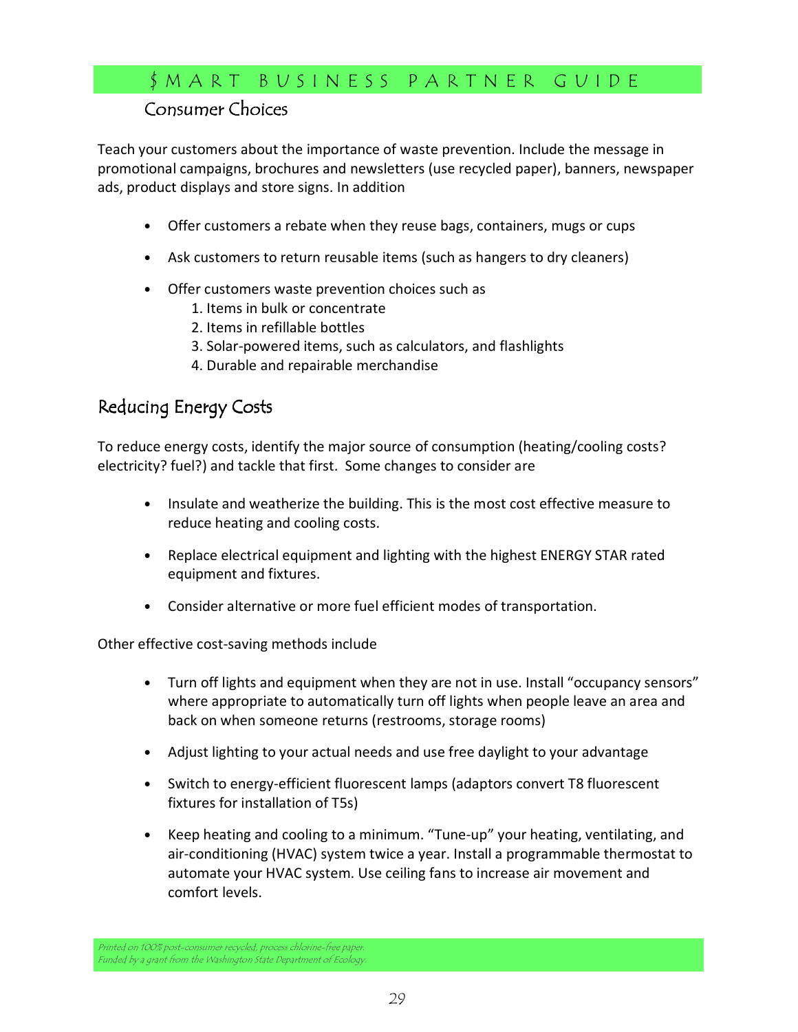## Consumer Choices

Teach your customers about the importance of waste prevention. Include the message in promotional campaigns, brochures and newsletters (use recycled paper), banners, newspaper ads, product displays and store signs. In addition

- Offer customers a rebate when they reuse bags, containers, mugs or cups
- Ask customers to return reusable items (such as hangers to dry cleaners)
- Offer customers waste prevention choices such as
  1. Items in bulk or concentrate
  2. Items in refillable bottles
  3. Solar-powered items, such as calculators, and flashlights
  4. Durable and repairable merchandise

## Reducing Energy Costs

To reduce energy costs, identify the major source of consumption (heating/cooling costs? electricity? fuel?) and tackle that first. Some changes to consider are

- Insulate and weatherize the building. This is the most cost effective measure to reduce heating and cooling costs.
- Replace electrical equipment and lighting with the highest ENERGY STAR rated equipment and fixtures.
- Consider alternative or more fuel efficient modes of transportation.

Other effective cost-saving methods include

- Turn off lights and equipment when they are not in use. Install "occupancy sensors" where appropriate to automatically turn off lights when people leave an area and back on when someone returns (restrooms, storage rooms)
- Adjust lighting to your actual needs and use free daylight to your advantage
- Switch to energy-efficient fluorescent lamps (adaptors convert T8 fluorescent fixtures for installation of T5s)
- Keep heating and cooling to a minimum. "Tune-up" your heating, ventilating, and air-conditioning (HVAC) system twice a year. Install a programmable thermostat to automate your HVAC system. Use ceiling fans to increase air movement and comfort levels.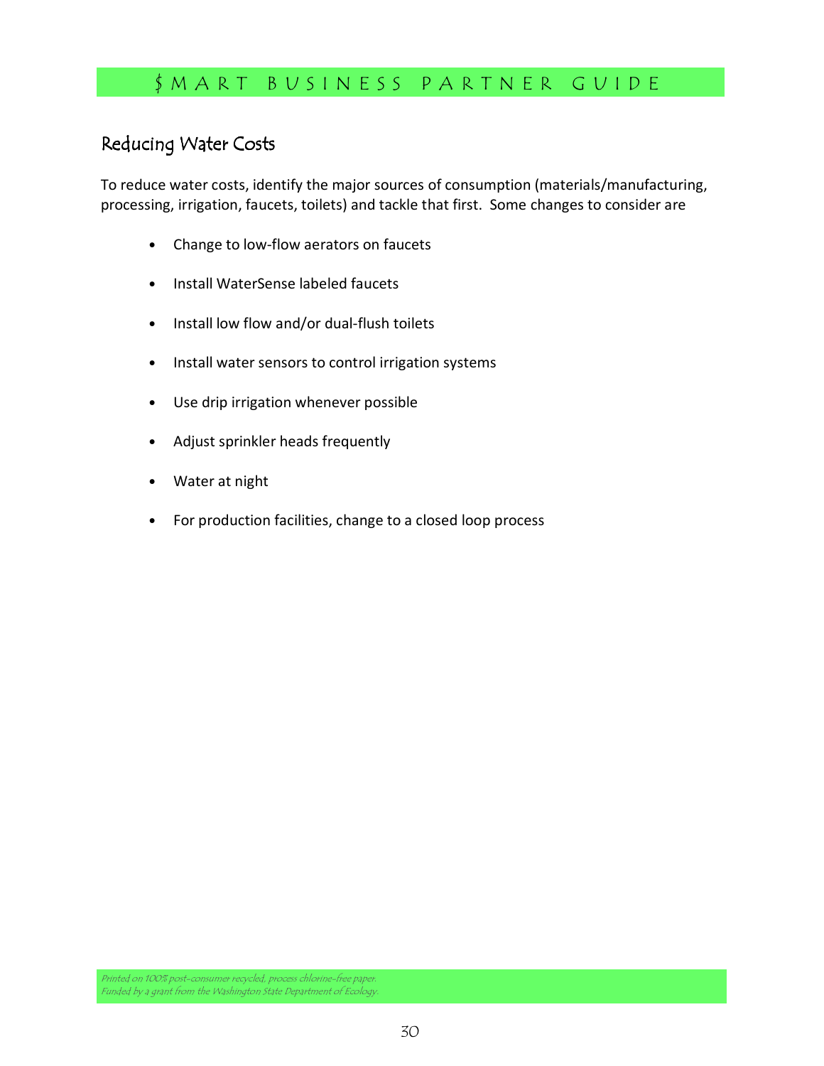## Reducing Water Costs

To reduce water costs, identify the major sources of consumption (materials/manufacturing, processing, irrigation, faucets, toilets) and tackle that first. Some changes to consider are

- Change to low-flow aerators on faucets
- Install WaterSense labeled faucets
- Install low flow and/or dual-flush toilets
- Install water sensors to control irrigation systems
- Use drip irrigation whenever possible
- Adjust sprinkler heads frequently
- Water at night
- For production facilities, change to a closed loop process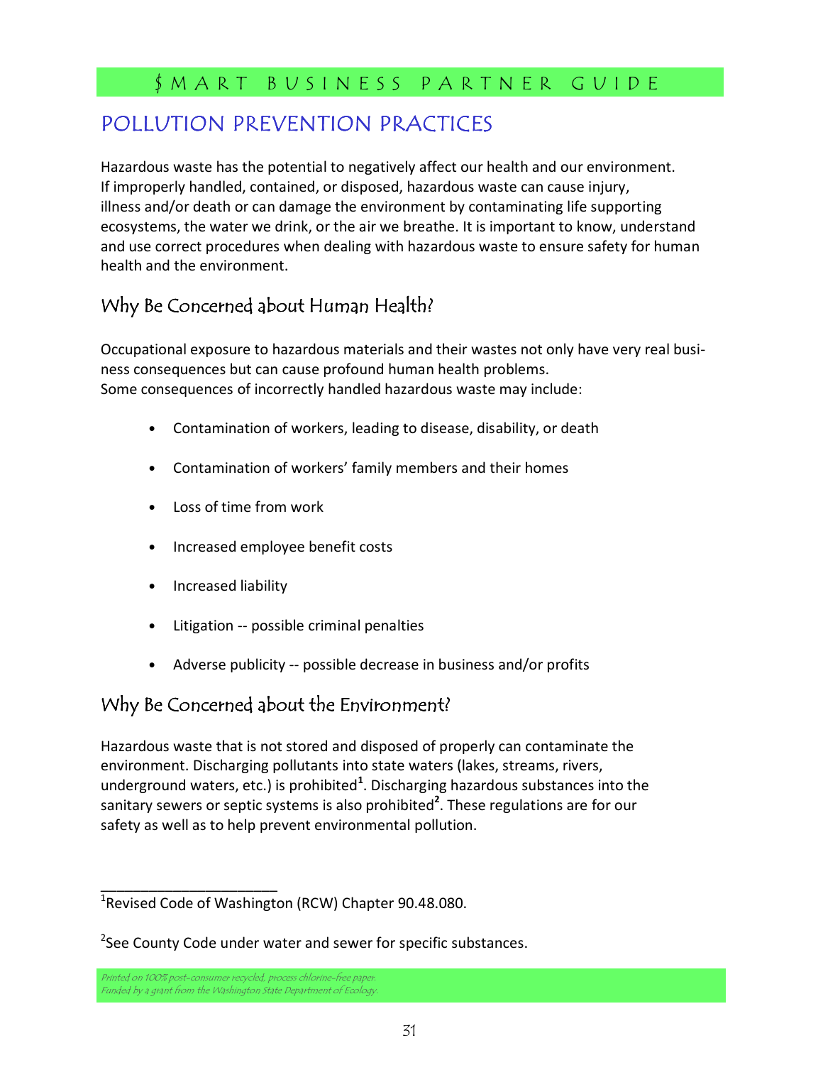# POLLUTION PREVENTION PRACTICES

Hazardous waste has the potential to negatively affect our health and our environment. If improperly handled, contained, or disposed, hazardous waste can cause injury, illness and/or death or can damage the environment by contaminating life supporting ecosystems, the water we drink, or the air we breathe. It is important to know, understand and use correct procedures when dealing with hazardous waste to ensure safety for human health and the environment.

## Why Be Concerned about Human Health?

Occupational exposure to hazardous materials and their wastes not only have very real business consequences but can cause profound human health problems.
Some consequences of incorrectly handled hazardous waste may include:

- Contamination of workers, leading to disease, disability, or death
- Contamination of workers' family members and their homes
- Loss of time from work
- Increased employee benefit costs
- Increased liability
- Litigation -- possible criminal penalties
- Adverse publicity -- possible decrease in business and/or profits

## Why Be Concerned about the Environment?

Hazardous waste that is not stored and disposed of properly can contaminate the environment. Discharging pollutants into state waters (lakes, streams, rivers, underground waters, etc.) is prohibited[1]. Discharging hazardous substances into the sanitary sewers or septic systems is also prohibited[2]. These regulations are for our safety as well as to help prevent environmental pollution.

---

[1]Revised Code of Washington (RCW) Chapter 90.48.080.

[2]See County Code under water and sewer for specific substances.

*Printed on 100% post-consumer recycled, process chlorine-free paper.*
*Funded by a grant from the Washington State Department of Ecology.*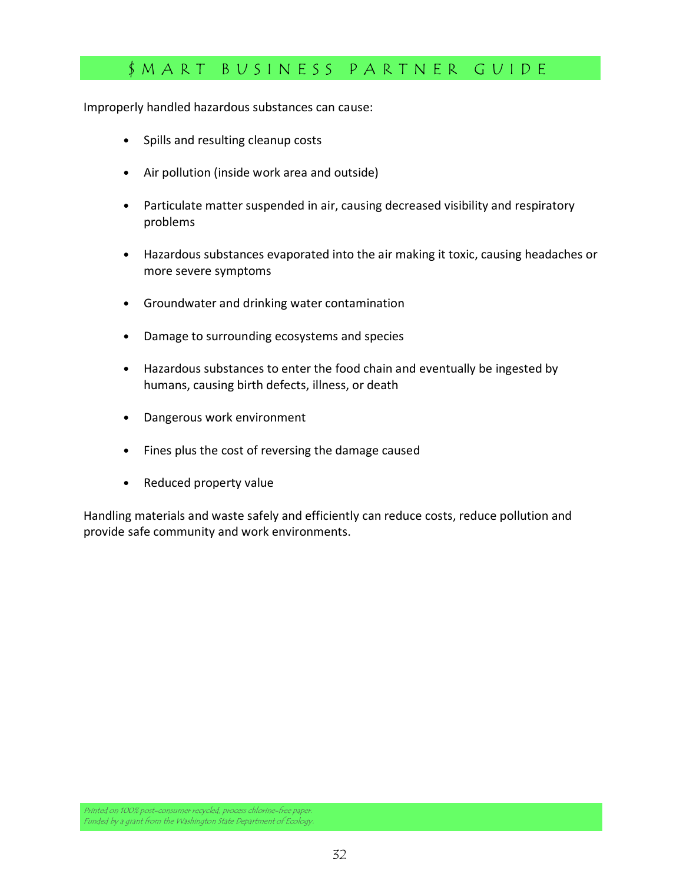Improperly handled hazardous substances can cause:

- Spills and resulting cleanup costs
- Air pollution (inside work area and outside)
- Particulate matter suspended in air, causing decreased visibility and respiratory problems
- Hazardous substances evaporated into the air making it toxic, causing headaches or more severe symptoms
- Groundwater and drinking water contamination
- Damage to surrounding ecosystems and species
- Hazardous substances to enter the food chain and eventually be ingested by humans, causing birth defects, illness, or death
- Dangerous work environment
- Fines plus the cost of reversing the damage caused
- Reduced property value

Handling materials and waste safely and efficiently can reduce costs, reduce pollution and provide safe community and work environments.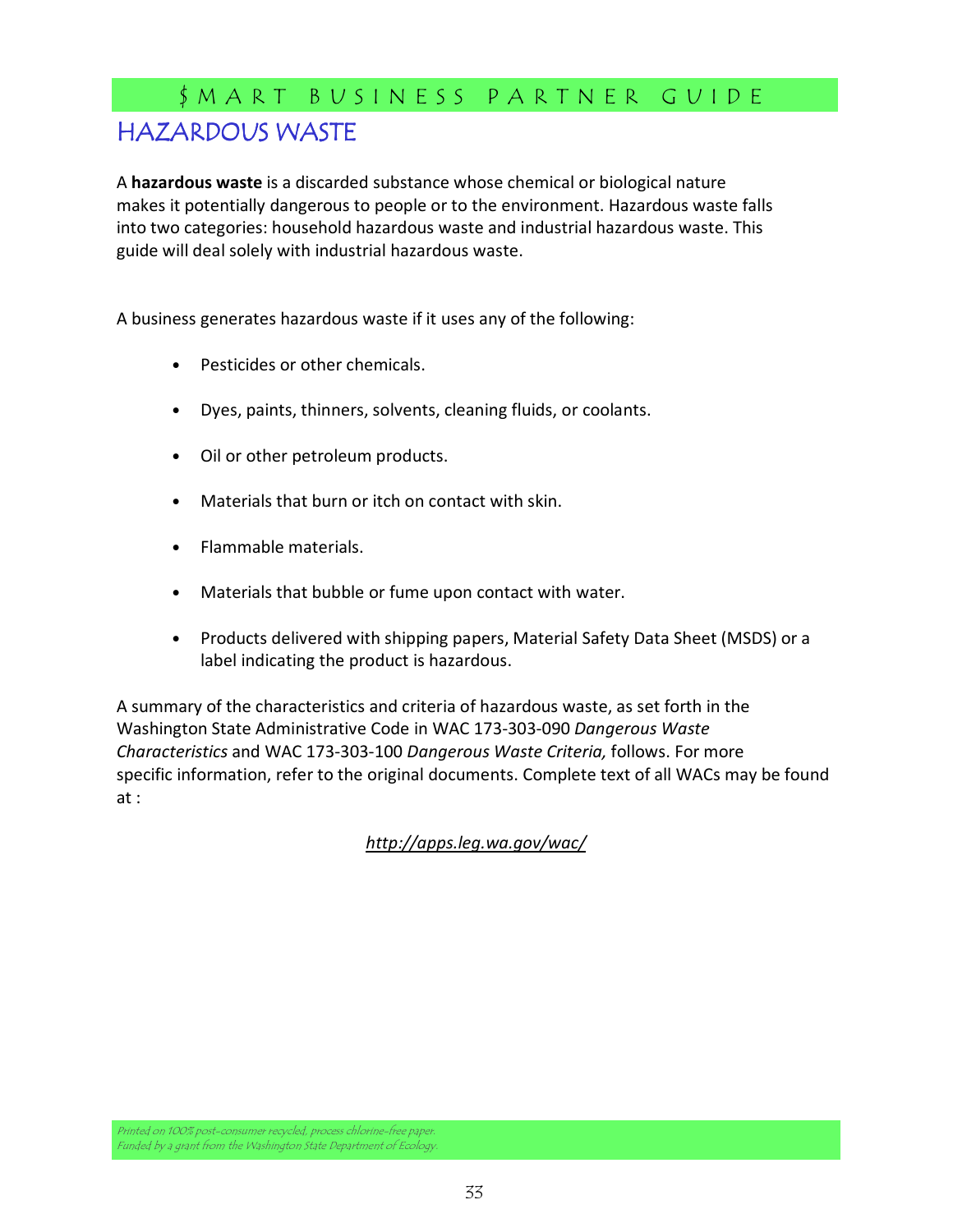# HAZARDOUS WASTE

A **hazardous waste** is a discarded substance whose chemical or biological nature makes it potentially dangerous to people or to the environment. Hazardous waste falls into two categories: household hazardous waste and industrial hazardous waste. This guide will deal solely with industrial hazardous waste.

A business generates hazardous waste if it uses any of the following:

- Pesticides or other chemicals.
- Dyes, paints, thinners, solvents, cleaning fluids, or coolants.
- Oil or other petroleum products.
- Materials that burn or itch on contact with skin.
- Flammable materials.
- Materials that bubble or fume upon contact with water.
- Products delivered with shipping papers, Material Safety Data Sheet (MSDS) or a label indicating the product is hazardous.

A summary of the characteristics and criteria of hazardous waste, as set forth in the Washington State Administrative Code in WAC 173-303-090 *Dangerous Waste Characteristics* and WAC 173-303-100 *Dangerous Waste Criteria,* follows. For more specific information, refer to the original documents. Complete text of all WACs may be found at :

*http://apps.leg.wa.gov/wac/*

*Printed on 100% post-consumer recycled, process chlorine-free paper.*
*Funded by a grant from the Washington State Department of Ecology.*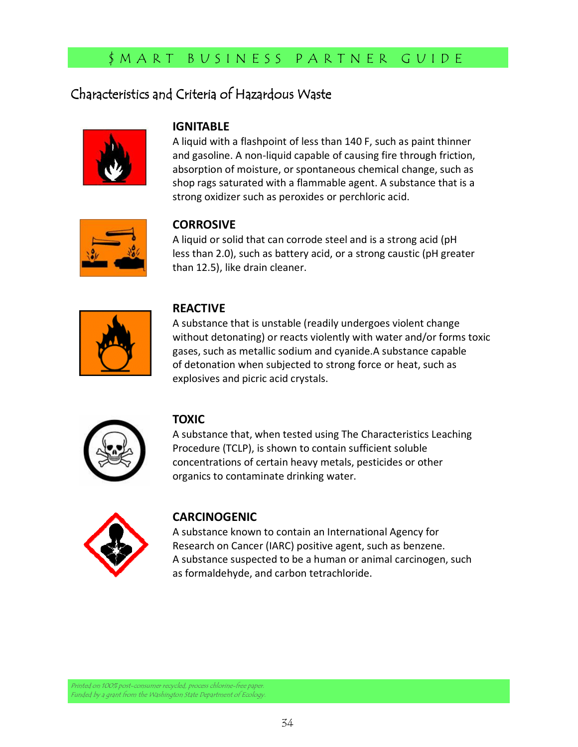## Characteristics and Criteria of Hazardous Waste

### IGNITABLE

A liquid with a flashpoint of less than 140 F, such as paint thinner and gasoline. A non-liquid capable of causing fire through friction, absorption of moisture, or spontaneous chemical change, such as shop rags saturated with a flammable agent. A substance that is a strong oxidizer such as peroxides or perchloric acid.

### CORROSIVE

A liquid or solid that can corrode steel and is a strong acid (pH less than 2.0), such as battery acid, or a strong caustic (pH greater than 12.5), like drain cleaner.

### REACTIVE

A substance that is unstable (readily undergoes violent change without detonating) or reacts violently with water and/or forms toxic gases, such as metallic sodium and cyanide.A substance capable of detonation when subjected to strong force or heat, such as explosives and picric acid crystals.

### TOXIC

A substance that, when tested using The Characteristics Leaching Procedure (TCLP), is shown to contain sufficient soluble concentrations of certain heavy metals, pesticides or other organics to contaminate drinking water.

### CARCINOGENIC

A substance known to contain an International Agency for Research on Cancer (IARC) positive agent, such as benzene. A substance suspected to be a human or animal carcinogen, such as formaldehyde, and carbon tetrachloride.

*Printed on 100% post-consumer recycled, process chlorine-free paper.*
*Funded by a grant from the Washington State Department of Ecology.*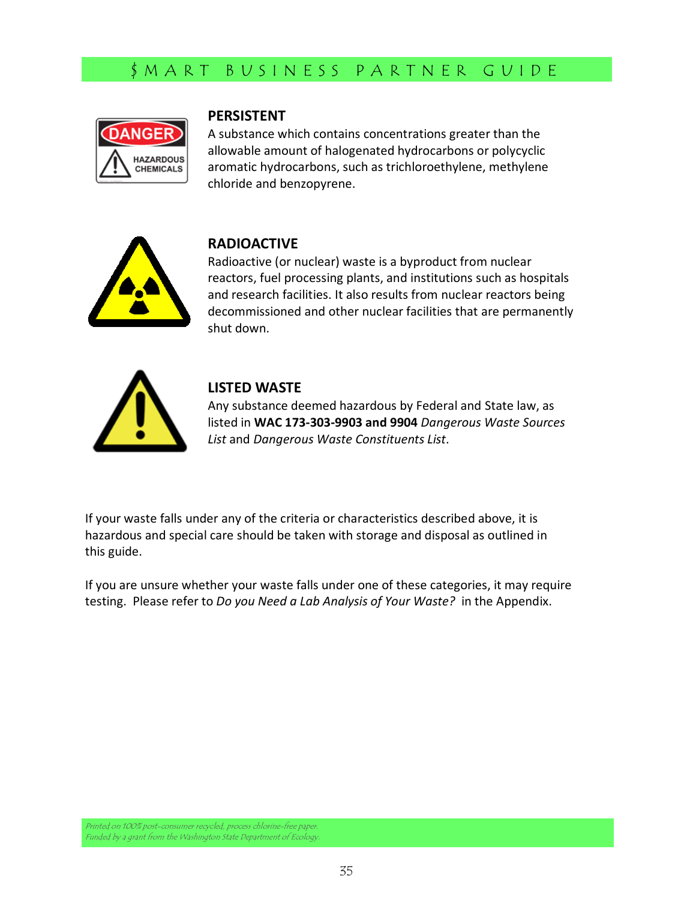## PERSISTENT

A substance which contains concentrations greater than the allowable amount of halogenated hydrocarbons or polycyclic aromatic hydrocarbons, such as trichloroethylene, methylene chloride and benzopyrene.

## RADIOACTIVE

Radioactive (or nuclear) waste is a byproduct from nuclear reactors, fuel processing plants, and institutions such as hospitals and research facilities. It also results from nuclear reactors being decommissioned and other nuclear facilities that are permanently shut down.

## LISTED WASTE

Any substance deemed hazardous by Federal and State law, as listed in **WAC 173-303-9903 and 9904** *Dangerous Waste Sources List* and *Dangerous Waste Constituents List*.

If your waste falls under any of the criteria or characteristics described above, it is hazardous and special care should be taken with storage and disposal as outlined in this guide.

If you are unsure whether your waste falls under one of these categories, it may require testing. Please refer to *Do you Need a Lab Analysis of Your Waste?* in the Appendix.

*Printed on 100% post-consumer recycled, process chlorine-free paper.*
*Funded by a grant from the Washington State Department of Ecology.*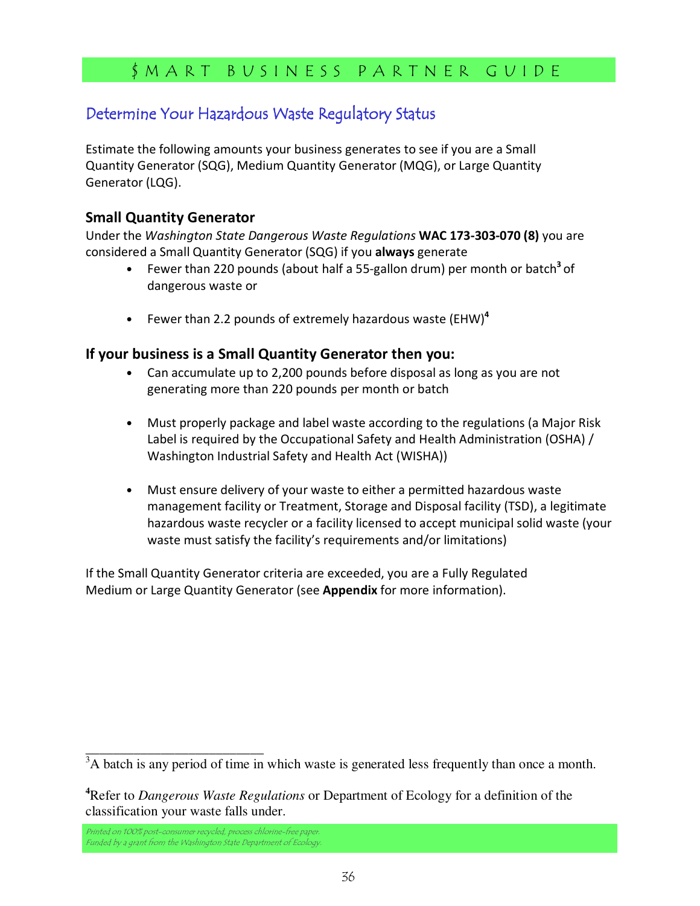## Determine Your Hazardous Waste Regulatory Status

Estimate the following amounts your business generates to see if you are a Small Quantity Generator (SQG), Medium Quantity Generator (MQG), or Large Quantity Generator (LQG).

### Small Quantity Generator

Under the *Washington State Dangerous Waste Regulations* **WAC 173-303-070 (8)** you are considered a Small Quantity Generator (SQG) if you **always** generate

- Fewer than 220 pounds (about half a 55-gallon drum) per month or batch[3] of dangerous waste or
- Fewer than 2.2 pounds of extremely hazardous waste (EHW)[4]

### If your business is a Small Quantity Generator then you:

- Can accumulate up to 2,200 pounds before disposal as long as you are not generating more than 220 pounds per month or batch
- Must properly package and label waste according to the regulations (a Major Risk Label is required by the Occupational Safety and Health Administration (OSHA) / Washington Industrial Safety and Health Act (WISHA))
- Must ensure delivery of your waste to either a permitted hazardous waste management facility or Treatment, Storage and Disposal facility (TSD), a legitimate hazardous waste recycler or a facility licensed to accept municipal solid waste (your waste must satisfy the facility's requirements and/or limitations)

If the Small Quantity Generator criteria are exceeded, you are a Fully Regulated Medium or Large Quantity Generator (see **Appendix** for more information).

---

[3] A batch is any period of time in which waste is generated less frequently than once a month.

[4] Refer to *Dangerous Waste Regulations* or Department of Ecology for a definition of the classification your waste falls under.

*Printed on 100% post-consumer recycled, process chlorine-free paper.*
*Funded by a grant from the Washington State Department of Ecology.*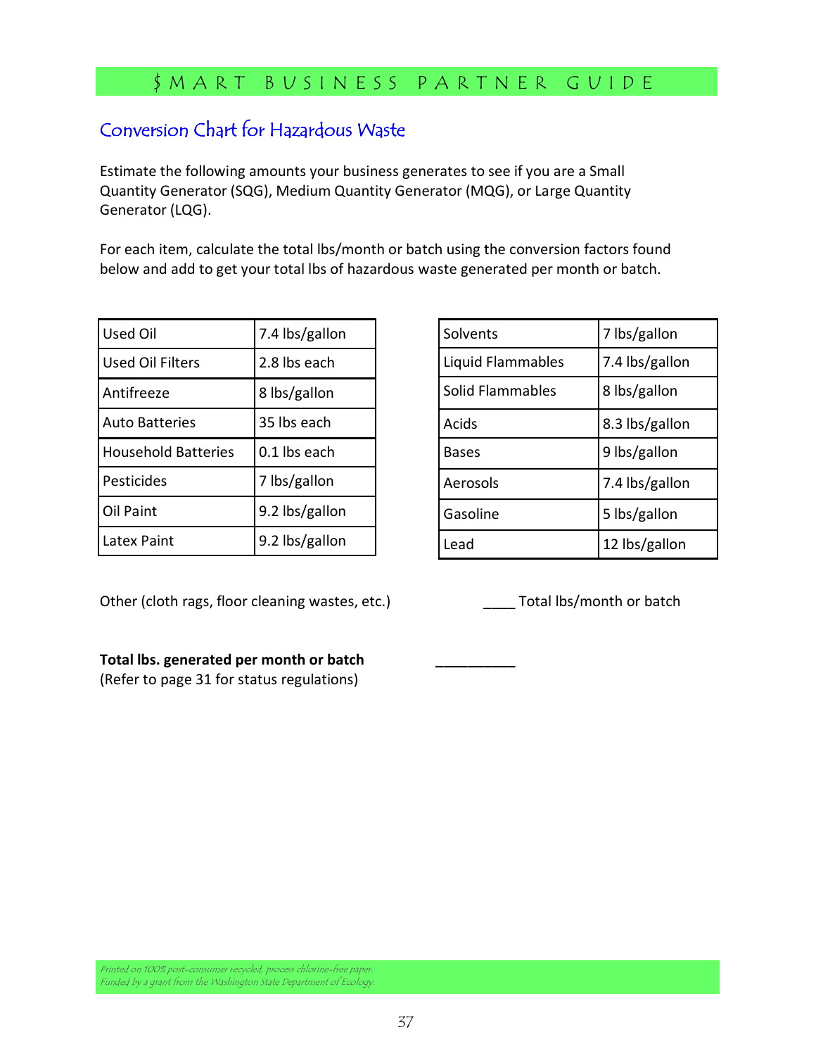## Conversion Chart for Hazardous Waste

Estimate the following amounts your business generates to see if you are a Small Quantity Generator (SQG), Medium Quantity Generator (MQG), or Large Quantity Generator (LQG).

For each item, calculate the total lbs/month or batch using the conversion factors found below and add to get your total lbs of hazardous waste generated per month or batch.

| Item | Conversion |
|---|---|
| Used Oil | 7.4 lbs/gallon |
| Used Oil Filters | 2.8 lbs each |
| Antifreeze | 8 lbs/gallon |
| Auto Batteries | 35 lbs each |
| Household Batteries | 0.1 lbs each |
| Pesticides | 7 lbs/gallon |
| Oil Paint | 9.2 lbs/gallon |
| Latex Paint | 9.2 lbs/gallon |

| Item | Conversion |
|---|---|
| Solvents | 7 lbs/gallon |
| Liquid Flammables | 7.4 lbs/gallon |
| Solid Flammables | 8 lbs/gallon |
| Acids | 8.3 lbs/gallon |
| Bases | 9 lbs/gallon |
| Aerosols | 7.4 lbs/gallon |
| Gasoline | 5 lbs/gallon |
| Lead | 12 lbs/gallon |

Other (cloth rags, floor cleaning wastes, etc.) ____ Total lbs/month or batch

**Total lbs. generated per month or batch** __________
(Refer to page 31 for status regulations)

*Printed on 100% post-consumer recycled, process chlorine-free paper.*
*Funded by a grant from the Washington State Department of Ecology.*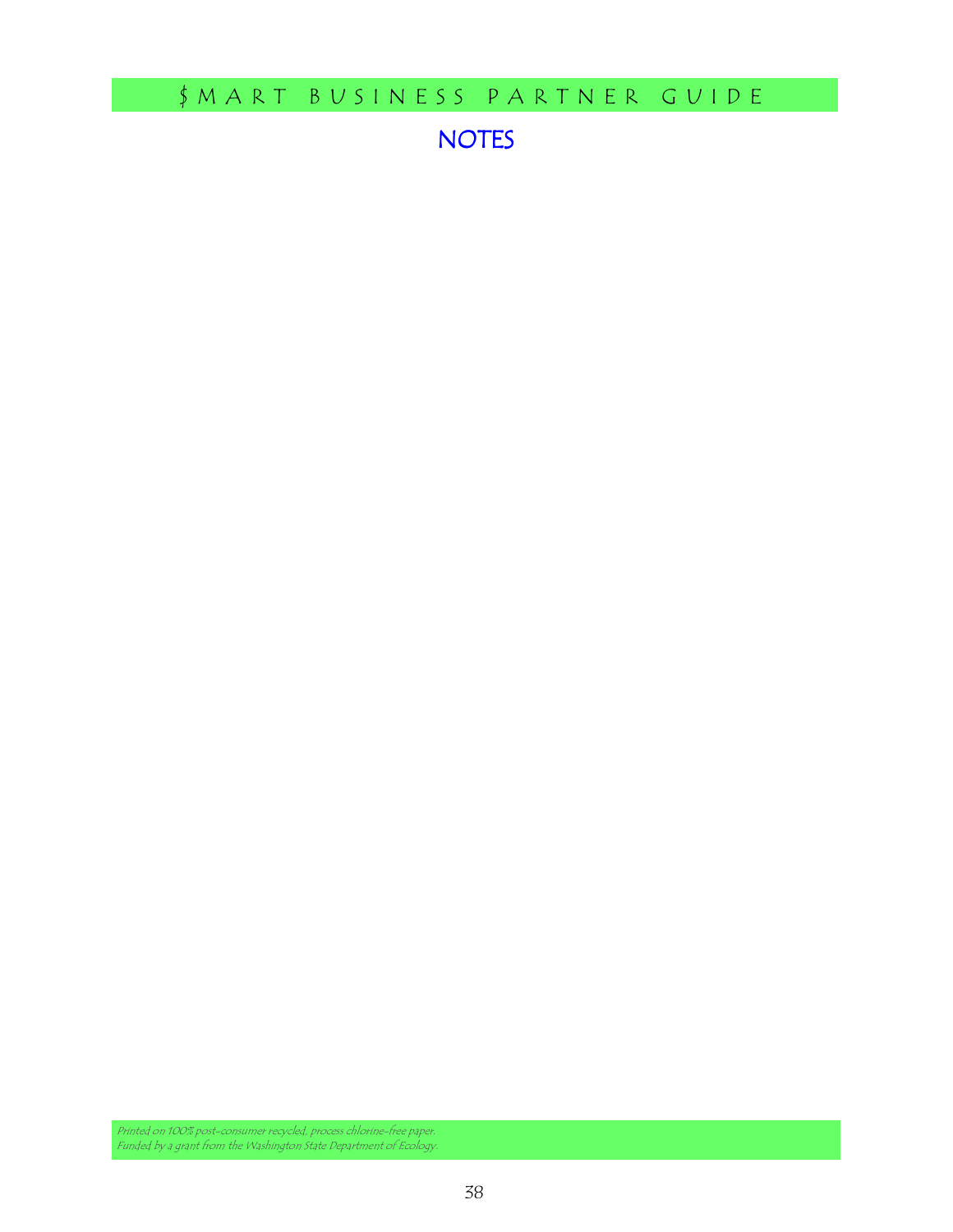## NOTES

*Printed on 100% post-consumer recycled, process chlorine-free paper.*
*Funded by a grant from the Washington State Department of Ecology.*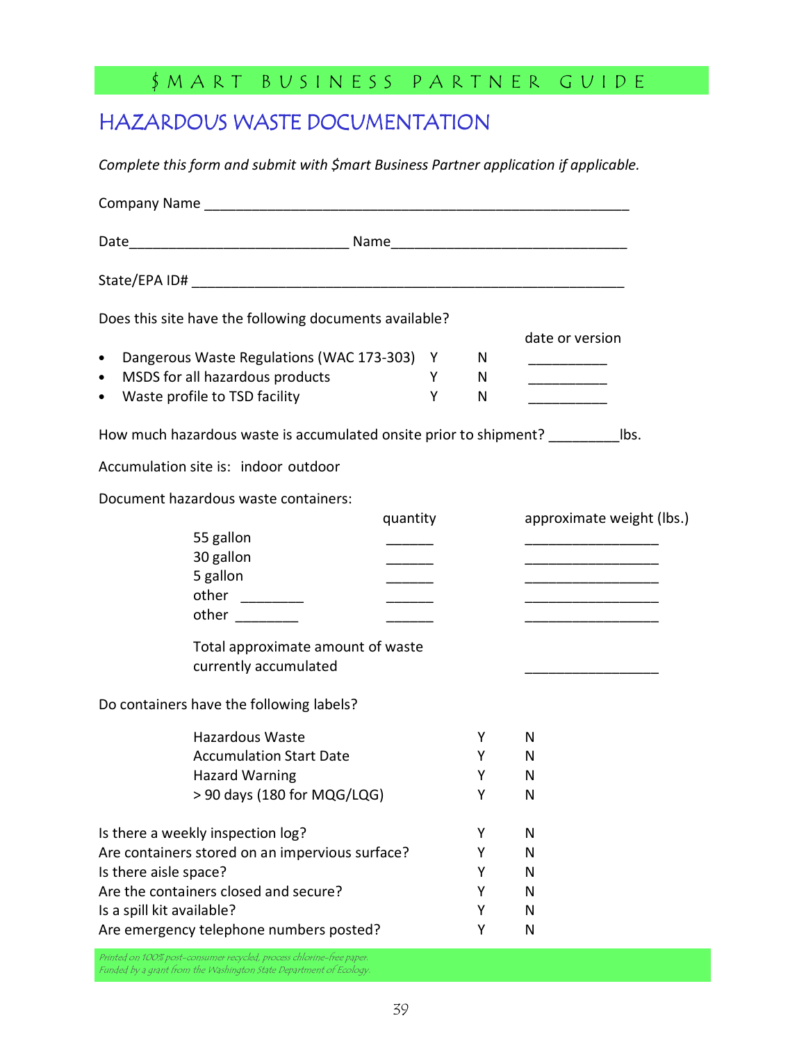# HAZARDOUS WASTE DOCUMENTATION

*Complete this form and submit with $mart Business Partner application if applicable.*

Company Name ________________________________________________________

Date___________________________ Name_____________________________

State/EPA ID# ________________________________________________________

Does this site have the following documents available?

| | | | date or version |
|---|---|---|---|
| • Dangerous Waste Regulations (WAC 173-303) | Y | N | __________ |
| • MSDS for all hazardous products | Y | N | __________ |
| • Waste profile to TSD facility | Y | N | __________ |

How much hazardous waste is accumulated onsite prior to shipment? _________lbs.

Accumulation site is: indoor outdoor

Document hazardous waste containers:

| | quantity | approximate weight (lbs.) |
|---|---|---|
| 55 gallon | ______ | _________________ |
| 30 gallon | ______ | _________________ |
| 5 gallon | ______ | _________________ |
| other ________ | ______ | _________________ |
| other ________ | ______ | _________________ |
| Total approximate amount of waste currently accumulated | | _________________ |

Do containers have the following labels?

| | | |
|---|---|---|
| Hazardous Waste | Y | N |
| Accumulation Start Date | Y | N |
| Hazard Warning | Y | N |
| > 90 days (180 for MQG/LQG) | Y | N |

| | | |
|---|---|---|
| Is there a weekly inspection log? | Y | N |
| Are containers stored on an impervious surface? | Y | N |
| Is there aisle space? | Y | N |
| Are the containers closed and secure? | Y | N |
| Is a spill kit available? | Y | N |
| Are emergency telephone numbers posted? | Y | N |

*Printed on 100% post-consumer recycled, process chlorine-free paper.*
*Funded by a grant from the Washington State Department of Ecology.*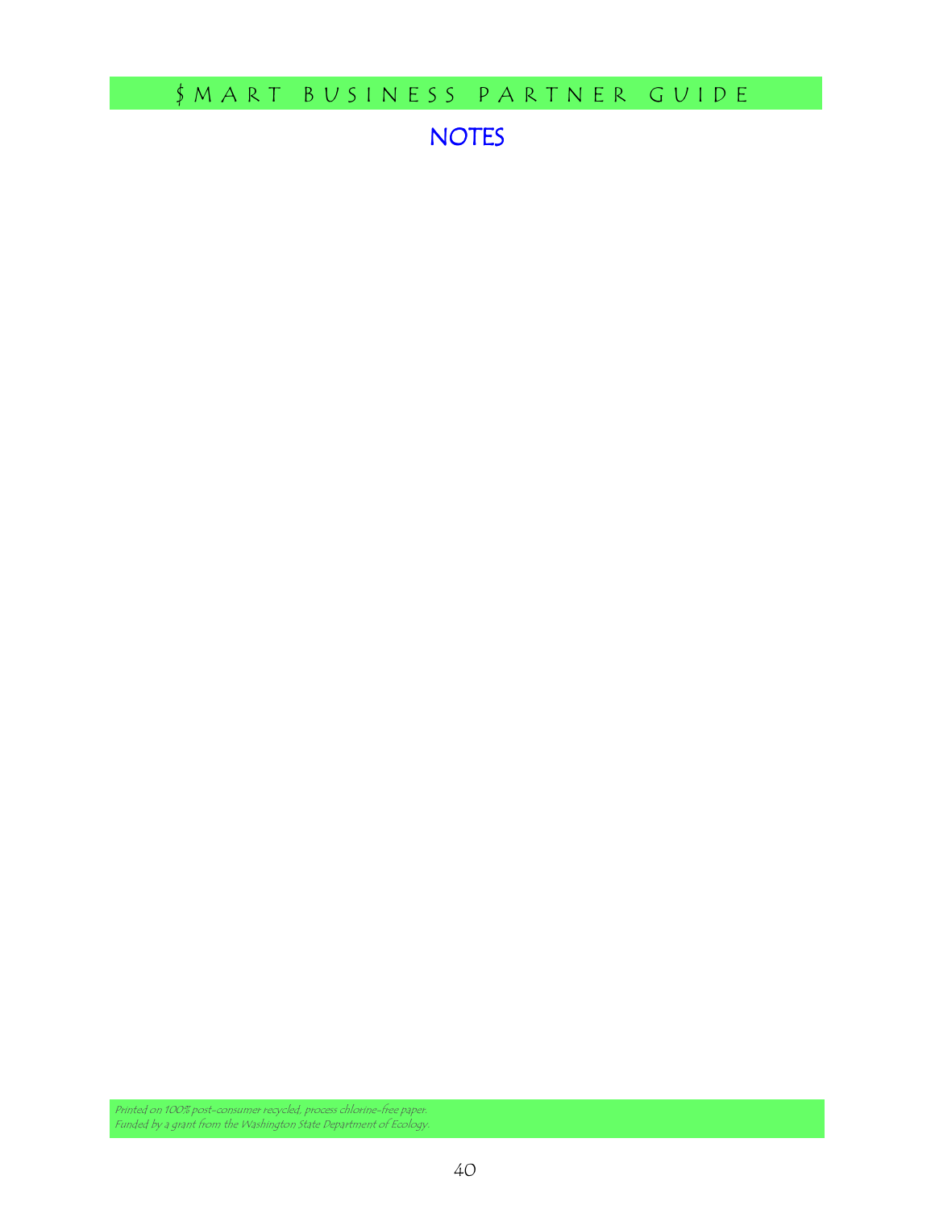# NOTES

*Printed on 100% post-consumer recycled, process chlorine-free paper.*
*Funded by a grant from the Washington State Department of Ecology.*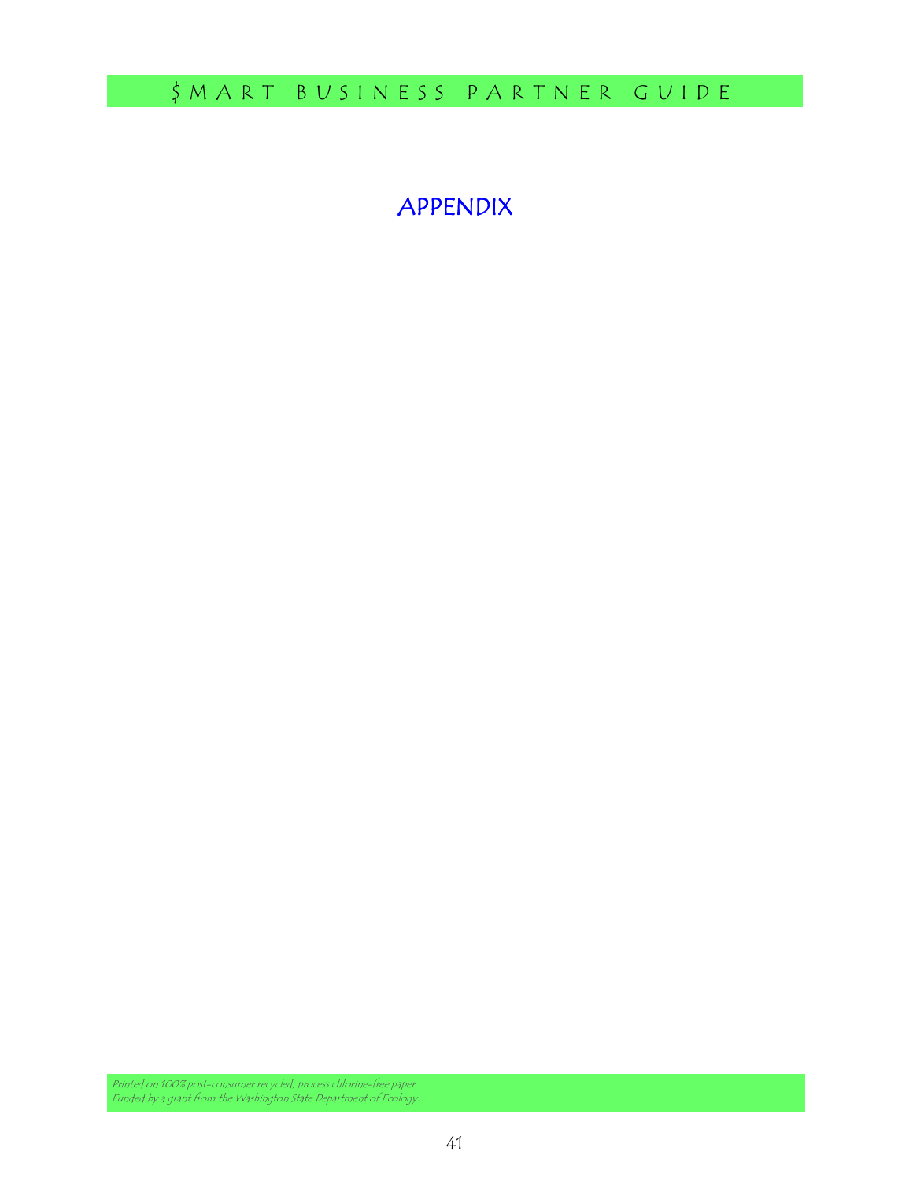# APPENDIX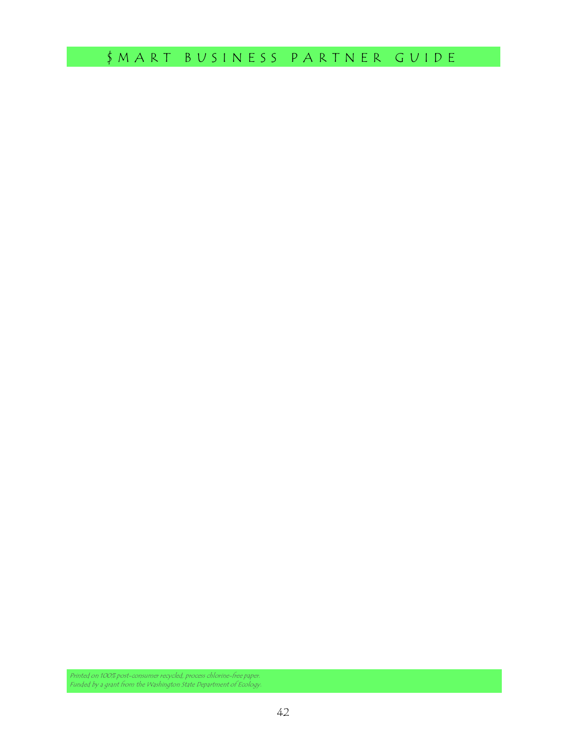*Printed on 100% post-consumer recycled, process chlorine-free paper.*
*Funded by a grant from the Washington State Department of Ecology.*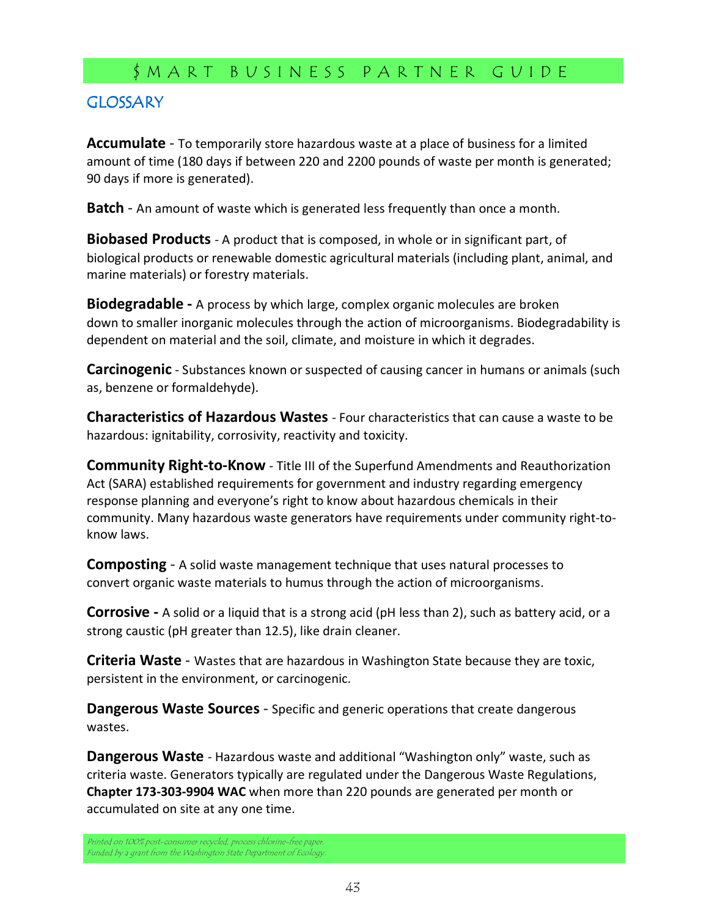## GLOSSARY

**Accumulate** - To temporarily store hazardous waste at a place of business for a limited amount of time (180 days if between 220 and 2200 pounds of waste per month is generated; 90 days if more is generated).

**Batch** - An amount of waste which is generated less frequently than once a month.

**Biobased Products** - A product that is composed, in whole or in significant part, of biological products or renewable domestic agricultural materials (including plant, animal, and marine materials) or forestry materials.

**Biodegradable -** A process by which large, complex organic molecules are broken down to smaller inorganic molecules through the action of microorganisms. Biodegradability is dependent on material and the soil, climate, and moisture in which it degrades.

**Carcinogenic** - Substances known or suspected of causing cancer in humans or animals (such as, benzene or formaldehyde).

**Characteristics of Hazardous Wastes** - Four characteristics that can cause a waste to be hazardous: ignitability, corrosivity, reactivity and toxicity.

**Community Right-to-Know** - Title III of the Superfund Amendments and Reauthorization Act (SARA) established requirements for government and industry regarding emergency response planning and everyone's right to know about hazardous chemicals in their community. Many hazardous waste generators have requirements under community right-to-know laws.

**Composting** - A solid waste management technique that uses natural processes to convert organic waste materials to humus through the action of microorganisms.

**Corrosive -** A solid or a liquid that is a strong acid (pH less than 2), such as battery acid, or a strong caustic (pH greater than 12.5), like drain cleaner.

**Criteria Waste** - Wastes that are hazardous in Washington State because they are toxic, persistent in the environment, or carcinogenic.

**Dangerous Waste Sources** - Specific and generic operations that create dangerous wastes.

**Dangerous Waste** - Hazardous waste and additional "Washington only" waste, such as criteria waste. Generators typically are regulated under the Dangerous Waste Regulations, **Chapter 173-303-9904 WAC** when more than 220 pounds are generated per month or accumulated on site at any one time.

*Printed on 100% post-consumer recycled, process chlorine-free paper.*
*Funded by a grant from the Washington State Department of Ecology.*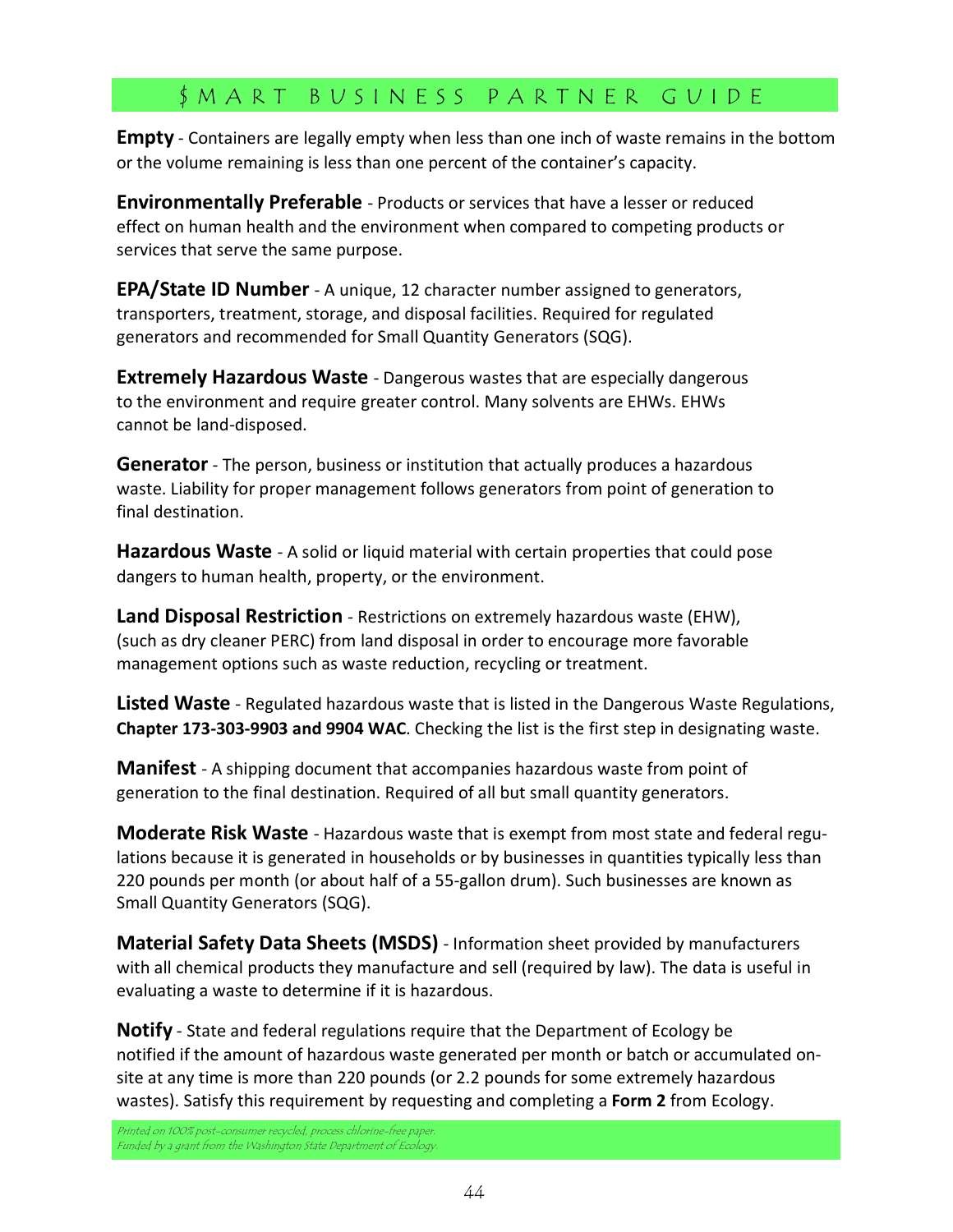**Empty** - Containers are legally empty when less than one inch of waste remains in the bottom or the volume remaining is less than one percent of the container's capacity.

**Environmentally Preferable** - Products or services that have a lesser or reduced effect on human health and the environment when compared to competing products or services that serve the same purpose.

**EPA/State ID Number** - A unique, 12 character number assigned to generators, transporters, treatment, storage, and disposal facilities. Required for regulated generators and recommended for Small Quantity Generators (SQG).

**Extremely Hazardous Waste** - Dangerous wastes that are especially dangerous to the environment and require greater control. Many solvents are EHWs. EHWs cannot be land-disposed.

**Generator** - The person, business or institution that actually produces a hazardous waste. Liability for proper management follows generators from point of generation to final destination.

**Hazardous Waste** - A solid or liquid material with certain properties that could pose dangers to human health, property, or the environment.

**Land Disposal Restriction** - Restrictions on extremely hazardous waste (EHW), (such as dry cleaner PERC) from land disposal in order to encourage more favorable management options such as waste reduction, recycling or treatment.

**Listed Waste** - Regulated hazardous waste that is listed in the Dangerous Waste Regulations, **Chapter 173-303-9903 and 9904 WAC**. Checking the list is the first step in designating waste.

**Manifest** - A shipping document that accompanies hazardous waste from point of generation to the final destination. Required of all but small quantity generators.

**Moderate Risk Waste** - Hazardous waste that is exempt from most state and federal regulations because it is generated in households or by businesses in quantities typically less than 220 pounds per month (or about half of a 55-gallon drum). Such businesses are known as Small Quantity Generators (SQG).

**Material Safety Data Sheets (MSDS)** - Information sheet provided by manufacturers with all chemical products they manufacture and sell (required by law). The data is useful in evaluating a waste to determine if it is hazardous.

**Notify** - State and federal regulations require that the Department of Ecology be notified if the amount of hazardous waste generated per month or batch or accumulated on-site at any time is more than 220 pounds (or 2.2 pounds for some extremely hazardous wastes). Satisfy this requirement by requesting and completing a **Form 2** from Ecology.

*Printed on 100% post-consumer recycled, process chlorine-free paper.*
*Funded by a grant from the Washington State Department of Ecology.*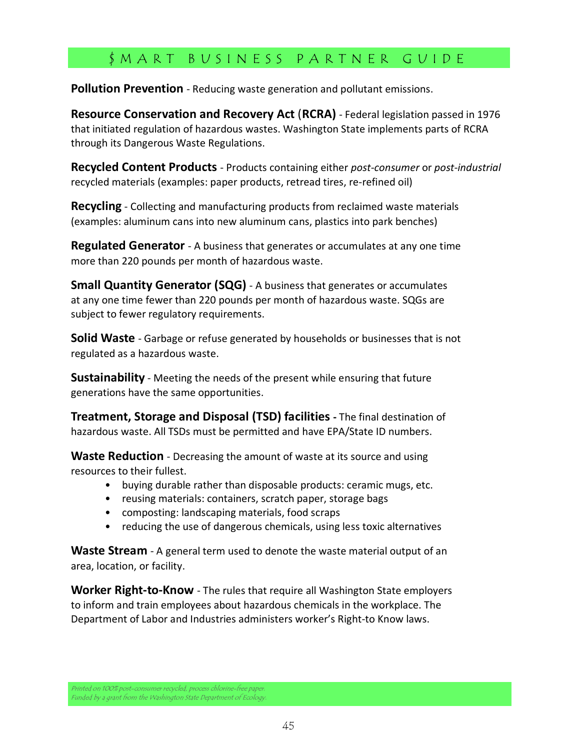**Pollution Prevention** - Reducing waste generation and pollutant emissions.

**Resource Conservation and Recovery Act** (**RCRA)** - Federal legislation passed in 1976 that initiated regulation of hazardous wastes. Washington State implements parts of RCRA through its Dangerous Waste Regulations.

**Recycled Content Products** - Products containing either *post-consumer* or *post-industrial* recycled materials (examples: paper products, retread tires, re-refined oil)

**Recycling** - Collecting and manufacturing products from reclaimed waste materials (examples: aluminum cans into new aluminum cans, plastics into park benches)

**Regulated Generator** - A business that generates or accumulates at any one time more than 220 pounds per month of hazardous waste.

**Small Quantity Generator (SQG)** - A business that generates or accumulates at any one time fewer than 220 pounds per month of hazardous waste. SQGs are subject to fewer regulatory requirements.

**Solid Waste** - Garbage or refuse generated by households or businesses that is not regulated as a hazardous waste.

**Sustainability** - Meeting the needs of the present while ensuring that future generations have the same opportunities.

**Treatment, Storage and Disposal (TSD) facilities -** The final destination of hazardous waste. All TSDs must be permitted and have EPA/State ID numbers.

**Waste Reduction** - Decreasing the amount of waste at its source and using resources to their fullest.

- buying durable rather than disposable products: ceramic mugs, etc.
- reusing materials: containers, scratch paper, storage bags
- composting: landscaping materials, food scraps
- reducing the use of dangerous chemicals, using less toxic alternatives

**Waste Stream** - A general term used to denote the waste material output of an area, location, or facility.

**Worker Right-to-Know** - The rules that require all Washington State employers to inform and train employees about hazardous chemicals in the workplace. The Department of Labor and Industries administers worker's Right-to Know laws.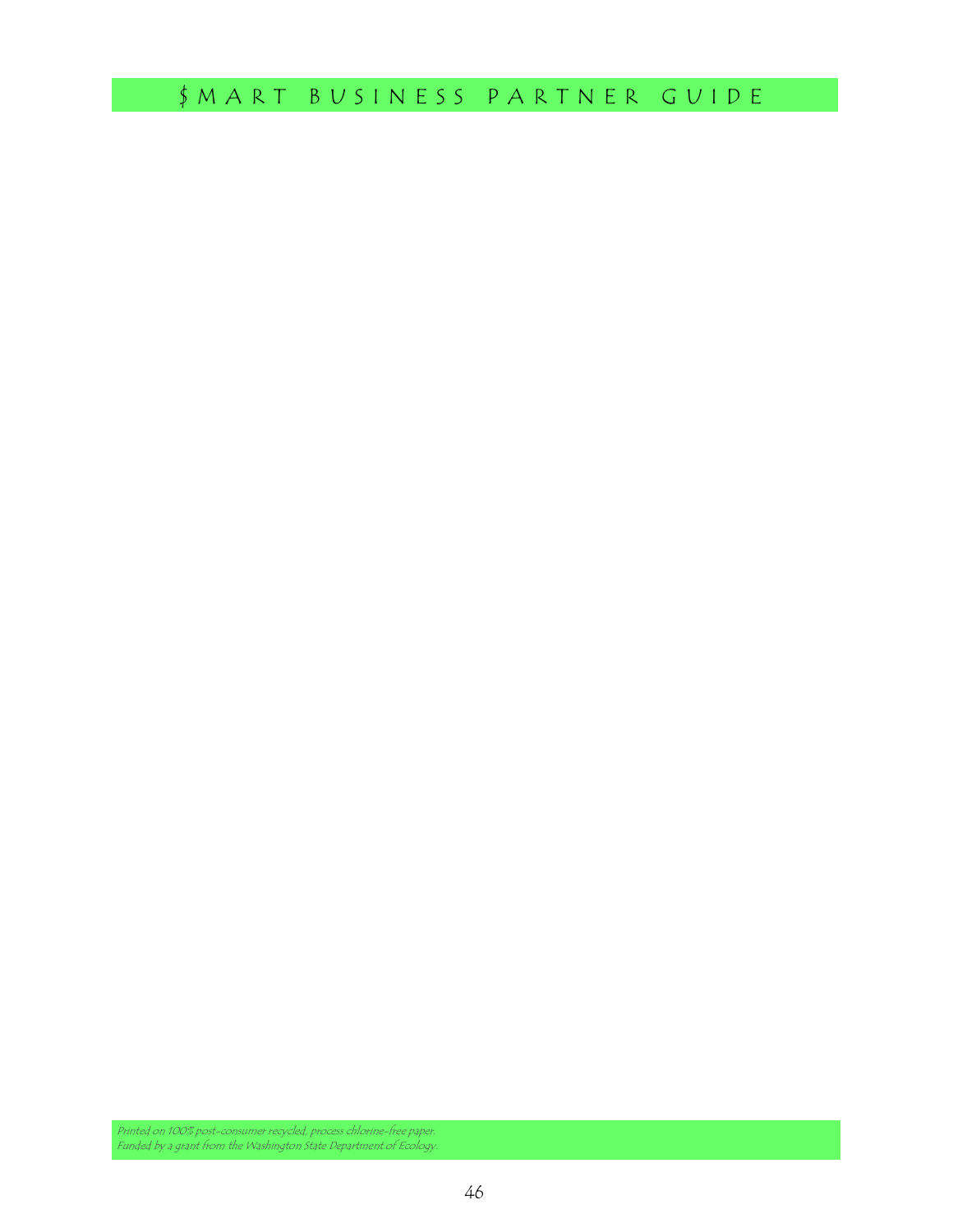*Printed on 100% post-consumer recycled, process chlorine-free paper.*
*Funded by a grant from the Washington State Department of Ecology.*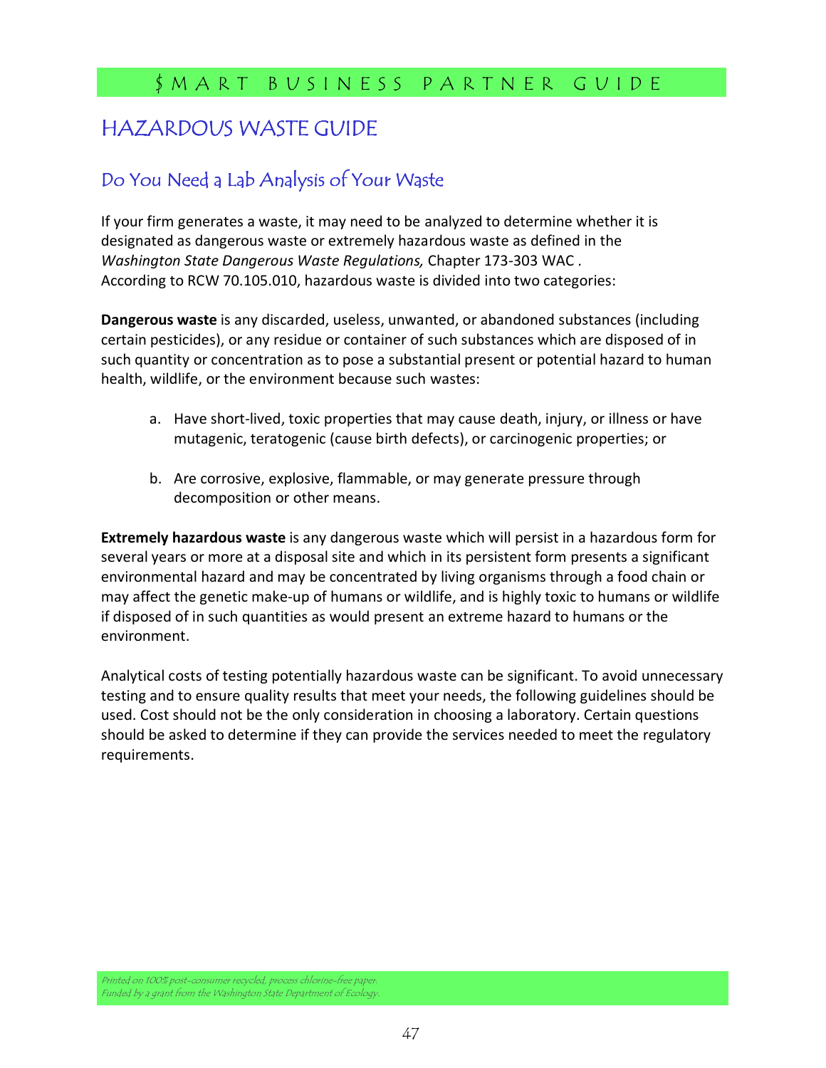## HAZARDOUS WASTE GUIDE

### Do You Need a Lab Analysis of Your Waste

If your firm generates a waste, it may need to be analyzed to determine whether it is designated as dangerous waste or extremely hazardous waste as defined in the *Washington State Dangerous Waste Regulations,* Chapter 173-303 WAC . According to RCW 70.105.010, hazardous waste is divided into two categories:

**Dangerous waste** is any discarded, useless, unwanted, or abandoned substances (including certain pesticides), or any residue or container of such substances which are disposed of in such quantity or concentration as to pose a substantial present or potential hazard to human health, wildlife, or the environment because such wastes:

a. Have short-lived, toxic properties that may cause death, injury, or illness or have mutagenic, teratogenic (cause birth defects), or carcinogenic properties; or

b. Are corrosive, explosive, flammable, or may generate pressure through decomposition or other means.

**Extremely hazardous waste** is any dangerous waste which will persist in a hazardous form for several years or more at a disposal site and which in its persistent form presents a significant environmental hazard and may be concentrated by living organisms through a food chain or may affect the genetic make-up of humans or wildlife, and is highly toxic to humans or wildlife if disposed of in such quantities as would present an extreme hazard to humans or the environment.

Analytical costs of testing potentially hazardous waste can be significant. To avoid unnecessary testing and to ensure quality results that meet your needs, the following guidelines should be used. Cost should not be the only consideration in choosing a laboratory. Certain questions should be asked to determine if they can provide the services needed to meet the regulatory requirements.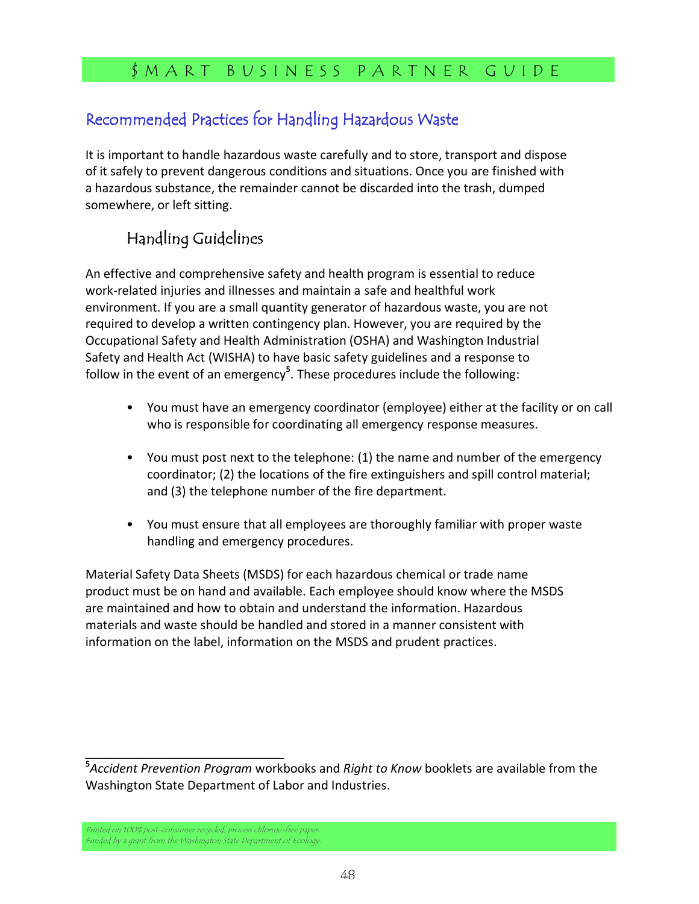## Recommended Practices for Handling Hazardous Waste

It is important to handle hazardous waste carefully and to store, transport and dispose of it safely to prevent dangerous conditions and situations. Once you are finished with a hazardous substance, the remainder cannot be discarded into the trash, dumped somewhere, or left sitting.

### Handling Guidelines

An effective and comprehensive safety and health program is essential to reduce work-related injuries and illnesses and maintain a safe and healthful work environment. If you are a small quantity generator of hazardous waste, you are not required to develop a written contingency plan. However, you are required by the Occupational Safety and Health Administration (OSHA) and Washington Industrial Safety and Health Act (WISHA) to have basic safety guidelines and a response to follow in the event of an emergency[5]. These procedures include the following:

- You must have an emergency coordinator (employee) either at the facility or on call who is responsible for coordinating all emergency response measures.
- You must post next to the telephone: (1) the name and number of the emergency coordinator; (2) the locations of the fire extinguishers and spill control material; and (3) the telephone number of the fire department.
- You must ensure that all employees are thoroughly familiar with proper waste handling and emergency procedures.

Material Safety Data Sheets (MSDS) for each hazardous chemical or trade name product must be on hand and available. Each employee should know where the MSDS are maintained and how to obtain and understand the information. Hazardous materials and waste should be handled and stored in a manner consistent with information on the label, information on the MSDS and prudent practices.

---

[5] *Accident Prevention Program* workbooks and *Right to Know* booklets are available from the Washington State Department of Labor and Industries.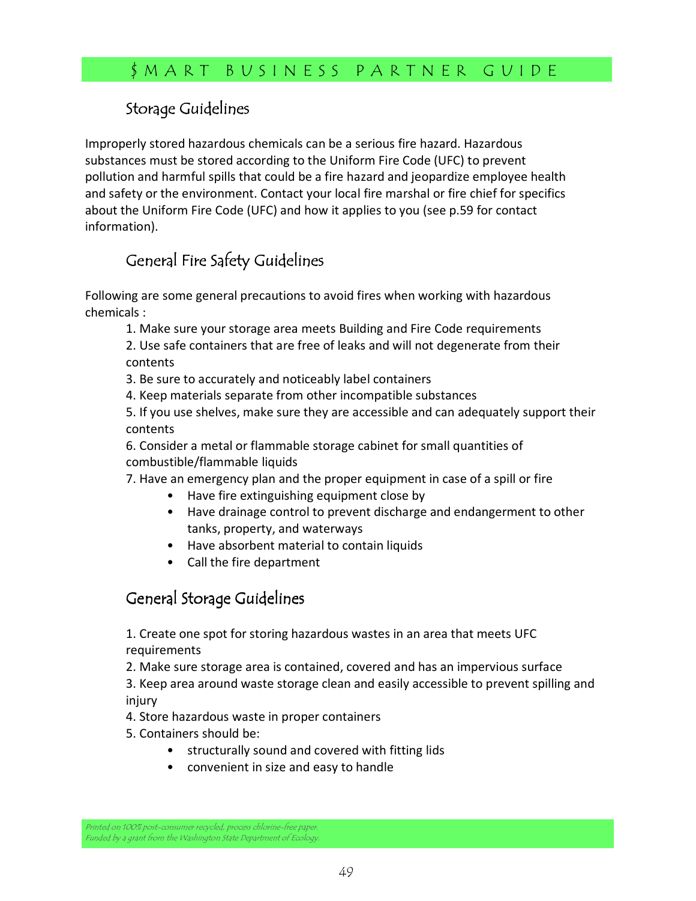## Storage Guidelines

Improperly stored hazardous chemicals can be a serious fire hazard. Hazardous substances must be stored according to the Uniform Fire Code (UFC) to prevent pollution and harmful spills that could be a fire hazard and jeopardize employee health and safety or the environment. Contact your local fire marshal or fire chief for specifics about the Uniform Fire Code (UFC) and how it applies to you (see p.59 for contact information).

## General Fire Safety Guidelines

Following are some general precautions to avoid fires when working with hazardous chemicals :

1. Make sure your storage area meets Building and Fire Code requirements
2. Use safe containers that are free of leaks and will not degenerate from their contents
3. Be sure to accurately and noticeably label containers
4. Keep materials separate from other incompatible substances
5. If you use shelves, make sure they are accessible and can adequately support their contents
6. Consider a metal or flammable storage cabinet for small quantities of combustible/flammable liquids
7. Have an emergency plan and the proper equipment in case of a spill or fire
    - Have fire extinguishing equipment close by
    - Have drainage control to prevent discharge and endangerment to other tanks, property, and waterways
    - Have absorbent material to contain liquids
    - Call the fire department

## General Storage Guidelines

1. Create one spot for storing hazardous wastes in an area that meets UFC requirements
2. Make sure storage area is contained, covered and has an impervious surface
3. Keep area around waste storage clean and easily accessible to prevent spilling and injury
4. Store hazardous waste in proper containers
5. Containers should be:
    - structurally sound and covered with fitting lids
    - convenient in size and easy to handle

*Printed on 100% post-consumer recycled, process chlorine-free paper.*
*Funded by a grant from the Washington State Department of Ecology.*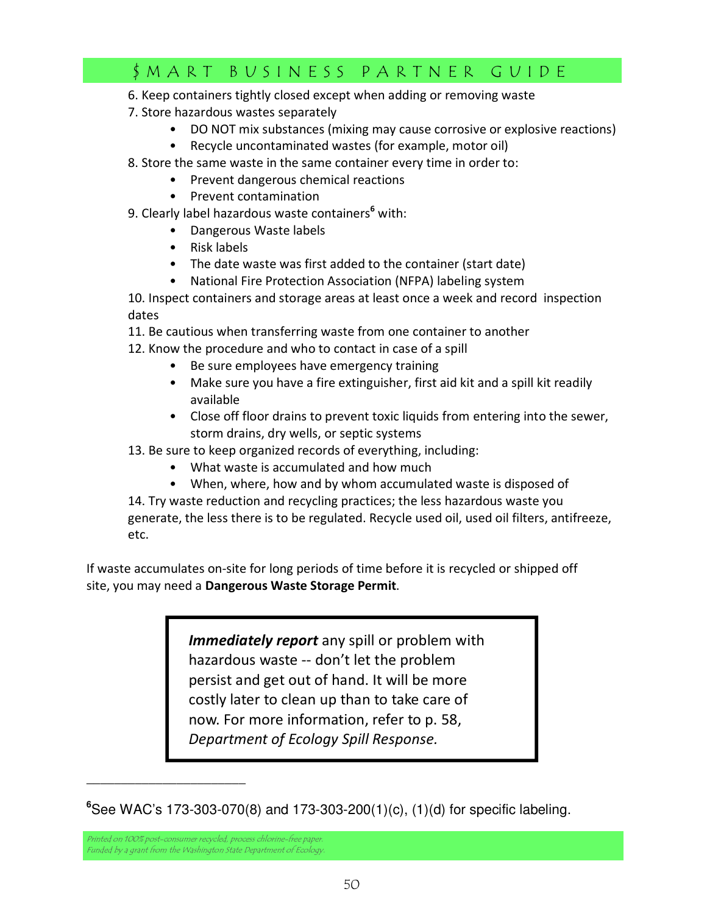6. Keep containers tightly closed except when adding or removing waste
7. Store hazardous wastes separately
    - DO NOT mix substances (mixing may cause corrosive or explosive reactions)
    - Recycle uncontaminated wastes (for example, motor oil)
8. Store the same waste in the same container every time in order to:
    - Prevent dangerous chemical reactions
    - Prevent contamination
9. Clearly label hazardous waste containers[6] with:
    - Dangerous Waste labels
    - Risk labels
    - The date waste was first added to the container (start date)
    - National Fire Protection Association (NFPA) labeling system
10. Inspect containers and storage areas at least once a week and record inspection dates
11. Be cautious when transferring waste from one container to another
12. Know the procedure and who to contact in case of a spill
    - Be sure employees have emergency training
    - Make sure you have a fire extinguisher, first aid kit and a spill kit readily available
    - Close off floor drains to prevent toxic liquids from entering into the sewer, storm drains, dry wells, or septic systems
13. Be sure to keep organized records of everything, including:
    - What waste is accumulated and how much
    - When, where, how and by whom accumulated waste is disposed of
14. Try waste reduction and recycling practices; the less hazardous waste you generate, the less there is to be regulated. Recycle used oil, used oil filters, antifreeze, etc.

If waste accumulates on-site for long periods of time before it is recycled or shipped off site, you may need a **Dangerous Waste Storage Permit**.

> ***Immediately report*** any spill or problem with hazardous waste -- don't let the problem persist and get out of hand. It will be more costly later to clean up than to take care of now. For more information, refer to p. 58, *Department of Ecology Spill Response.*

[6] See WAC's 173-303-070(8) and 173-303-200(1)(c), (1)(d) for specific labeling.

*Printed on 100% post-consumer recycled, process chlorine-free paper.*
*Funded by a grant from the Washington State Department of Ecology.*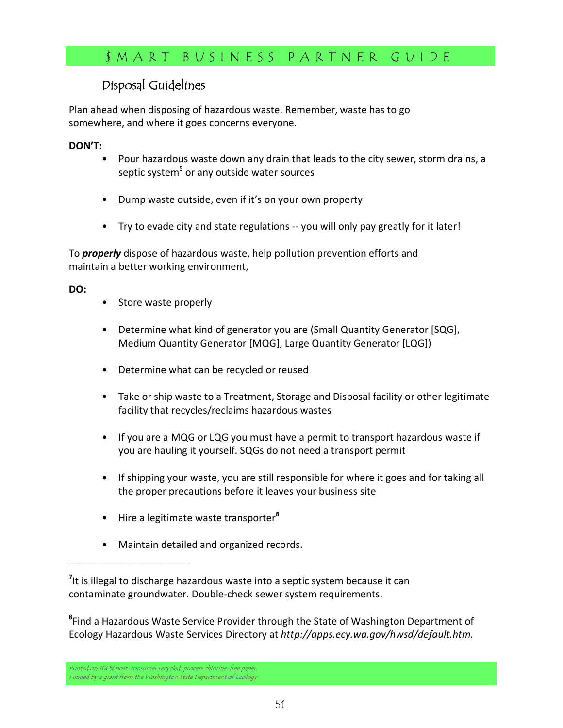## Disposal Guidelines

Plan ahead when disposing of hazardous waste. Remember, waste has to go somewhere, and where it goes concerns everyone.

**DON'T:**

- Pour hazardous waste down any drain that leads to the city sewer, storm drains, a septic system[5] or any outside water sources
- Dump waste outside, even if it's on your own property
- Try to evade city and state regulations -- you will only pay greatly for it later!

To ***properly*** dispose of hazardous waste, help pollution prevention efforts and maintain a better working environment,

**DO:**

- Store waste properly
- Determine what kind of generator you are (Small Quantity Generator [SQG], Medium Quantity Generator [MQG], Large Quantity Generator [LQG])
- Determine what can be recycled or reused
- Take or ship waste to a Treatment, Storage and Disposal facility or other legitimate facility that recycles/reclaims hazardous wastes
- If you are a MQG or LQG you must have a permit to transport hazardous waste if you are hauling it yourself. SQGs do not need a transport permit
- If shipping your waste, you are still responsible for where it goes and for taking all the proper precautions before it leaves your business site
- Hire a legitimate waste transporter[8]
- Maintain detailed and organized records.

---

[7]It is illegal to discharge hazardous waste into a septic system because it can contaminate groundwater. Double-check sewer system requirements.

[8]Find a Hazardous Waste Service Provider through the State of Washington Department of Ecology Hazardous Waste Services Directory at *http://apps.ecy.wa.gov/hwsd/default.htm.*

*Printed on 100% post-consumer recycled, process chlorine-free paper.*
*Funded by a grant from the Washington State Department of Ecology.*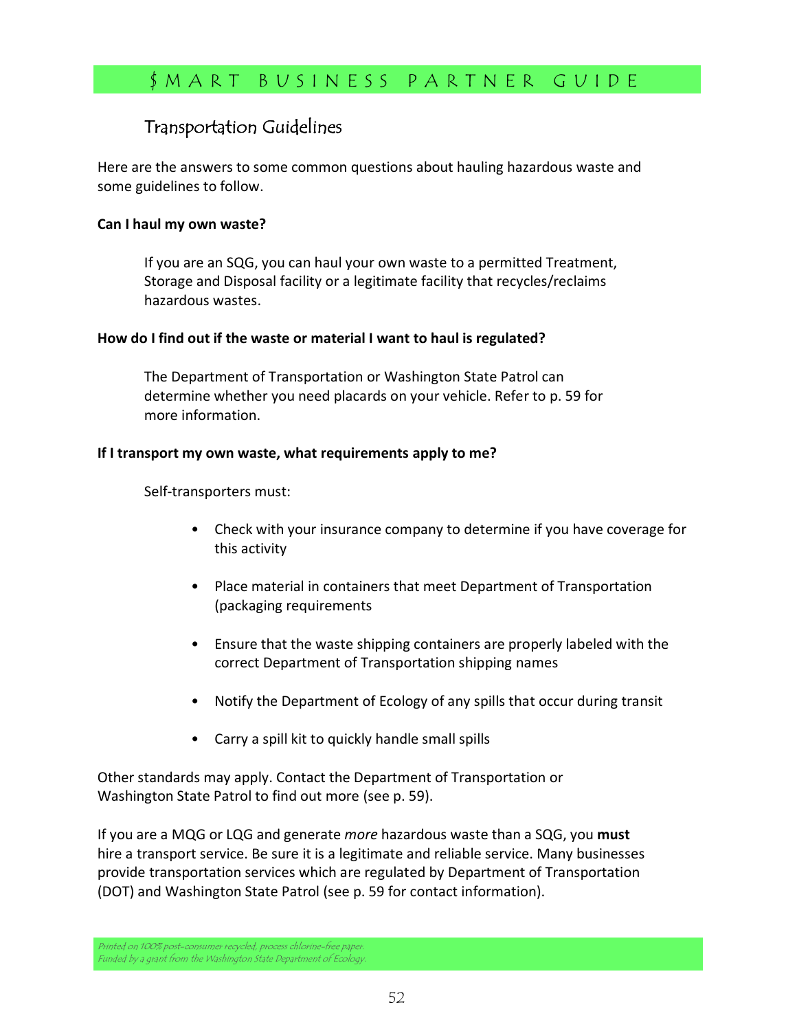## Transportation Guidelines

Here are the answers to some common questions about hauling hazardous waste and some guidelines to follow.

**Can I haul my own waste?**

If you are an SQG, you can haul your own waste to a permitted Treatment, Storage and Disposal facility or a legitimate facility that recycles/reclaims hazardous wastes.

**How do I find out if the waste or material I want to haul is regulated?**

The Department of Transportation or Washington State Patrol can determine whether you need placards on your vehicle. Refer to p. 59 for more information.

**If I transport my own waste, what requirements apply to me?**

Self-transporters must:

- Check with your insurance company to determine if you have coverage for this activity
- Place material in containers that meet Department of Transportation (packaging requirements
- Ensure that the waste shipping containers are properly labeled with the correct Department of Transportation shipping names
- Notify the Department of Ecology of any spills that occur during transit
- Carry a spill kit to quickly handle small spills

Other standards may apply. Contact the Department of Transportation or Washington State Patrol to find out more (see p. 59).

If you are a MQG or LQG and generate *more* hazardous waste than a SQG, you **must** hire a transport service. Be sure it is a legitimate and reliable service. Many businesses provide transportation services which are regulated by Department of Transportation (DOT) and Washington State Patrol (see p. 59 for contact information).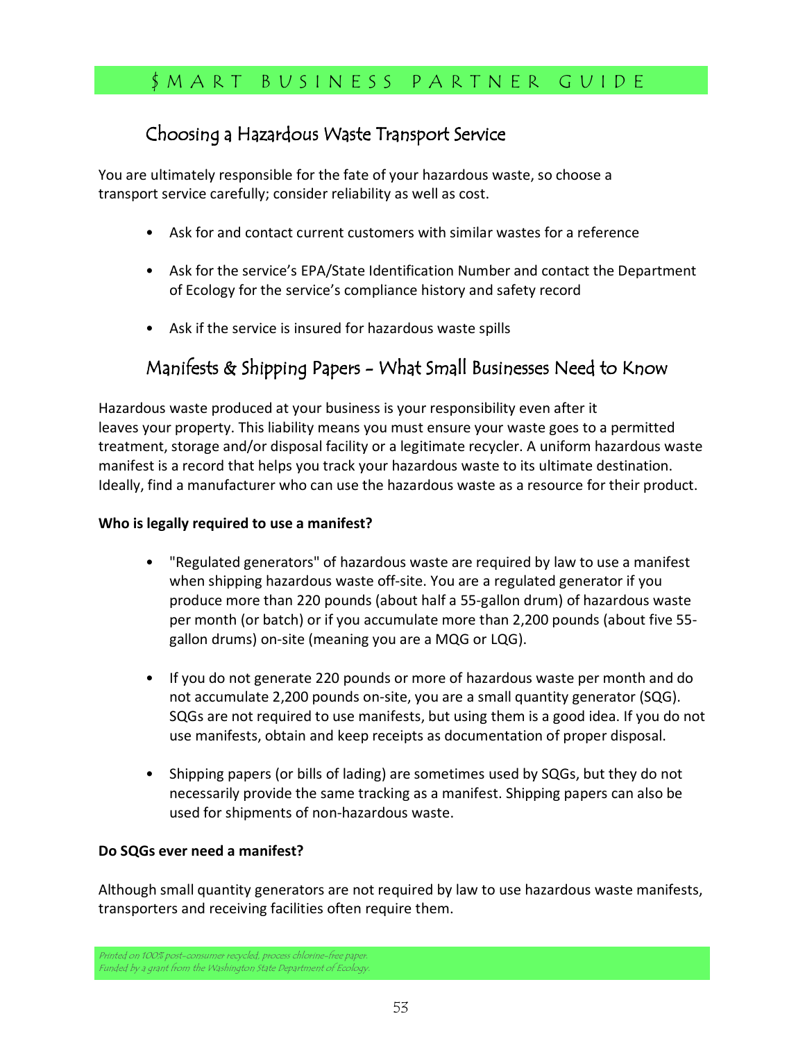## Choosing a Hazardous Waste Transport Service

You are ultimately responsible for the fate of your hazardous waste, so choose a transport service carefully; consider reliability as well as cost.

- Ask for and contact current customers with similar wastes for a reference
- Ask for the service's EPA/State Identification Number and contact the Department of Ecology for the service's compliance history and safety record
- Ask if the service is insured for hazardous waste spills

## Manifests & Shipping Papers - What Small Businesses Need to Know

Hazardous waste produced at your business is your responsibility even after it leaves your property. This liability means you must ensure your waste goes to a permitted treatment, storage and/or disposal facility or a legitimate recycler. A uniform hazardous waste manifest is a record that helps you track your hazardous waste to its ultimate destination. Ideally, find a manufacturer who can use the hazardous waste as a resource for their product.

**Who is legally required to use a manifest?**

- "Regulated generators" of hazardous waste are required by law to use a manifest when shipping hazardous waste off-site. You are a regulated generator if you produce more than 220 pounds (about half a 55-gallon drum) of hazardous waste per month (or batch) or if you accumulate more than 2,200 pounds (about five 55-gallon drums) on-site (meaning you are a MQG or LQG).
- If you do not generate 220 pounds or more of hazardous waste per month and do not accumulate 2,200 pounds on-site, you are a small quantity generator (SQG). SQGs are not required to use manifests, but using them is a good idea. If you do not use manifests, obtain and keep receipts as documentation of proper disposal.
- Shipping papers (or bills of lading) are sometimes used by SQGs, but they do not necessarily provide the same tracking as a manifest. Shipping papers can also be used for shipments of non-hazardous waste.

**Do SQGs ever need a manifest?**

Although small quantity generators are not required by law to use hazardous waste manifests, transporters and receiving facilities often require them.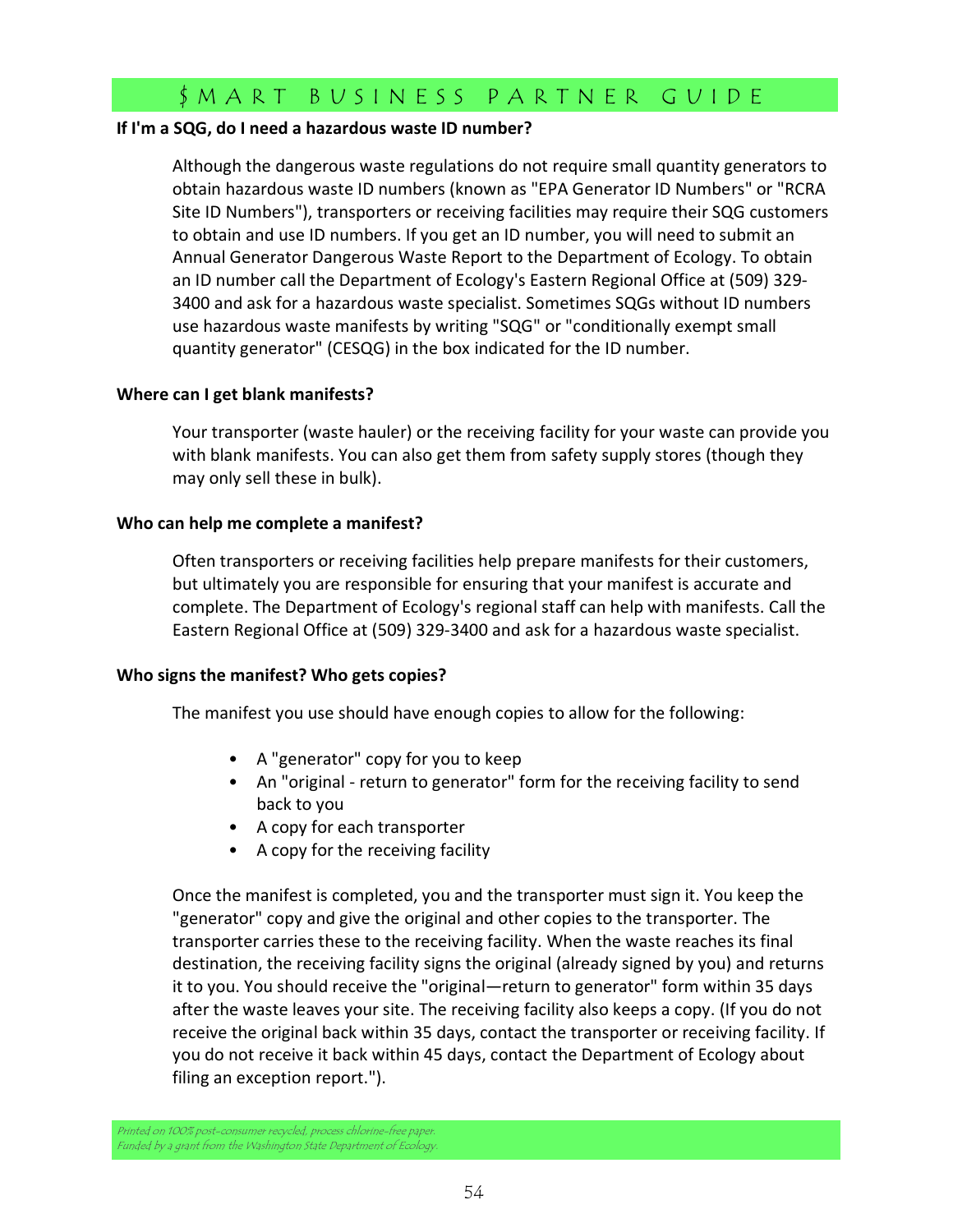### If I'm a SQG, do I need a hazardous waste ID number?

Although the dangerous waste regulations do not require small quantity generators to obtain hazardous waste ID numbers (known as "EPA Generator ID Numbers" or "RCRA Site ID Numbers"), transporters or receiving facilities may require their SQG customers to obtain and use ID numbers. If you get an ID number, you will need to submit an Annual Generator Dangerous Waste Report to the Department of Ecology. To obtain an ID number call the Department of Ecology's Eastern Regional Office at (509) 329-3400 and ask for a hazardous waste specialist. Sometimes SQGs without ID numbers use hazardous waste manifests by writing "SQG" or "conditionally exempt small quantity generator" (CESQG) in the box indicated for the ID number.

### Where can I get blank manifests?

Your transporter (waste hauler) or the receiving facility for your waste can provide you with blank manifests. You can also get them from safety supply stores (though they may only sell these in bulk).

### Who can help me complete a manifest?

Often transporters or receiving facilities help prepare manifests for their customers, but ultimately you are responsible for ensuring that your manifest is accurate and complete. The Department of Ecology's regional staff can help with manifests. Call the Eastern Regional Office at (509) 329-3400 and ask for a hazardous waste specialist.

### Who signs the manifest? Who gets copies?

The manifest you use should have enough copies to allow for the following:

- A "generator" copy for you to keep
- An "original - return to generator" form for the receiving facility to send back to you
- A copy for each transporter
- A copy for the receiving facility

Once the manifest is completed, you and the transporter must sign it. You keep the "generator" copy and give the original and other copies to the transporter. The transporter carries these to the receiving facility. When the waste reaches its final destination, the receiving facility signs the original (already signed by you) and returns it to you. You should receive the "original—return to generator" form within 35 days after the waste leaves your site. The receiving facility also keeps a copy. (If you do not receive the original back within 35 days, contact the transporter or receiving facility. If you do not receive it back within 45 days, contact the Department of Ecology about filing an exception report.").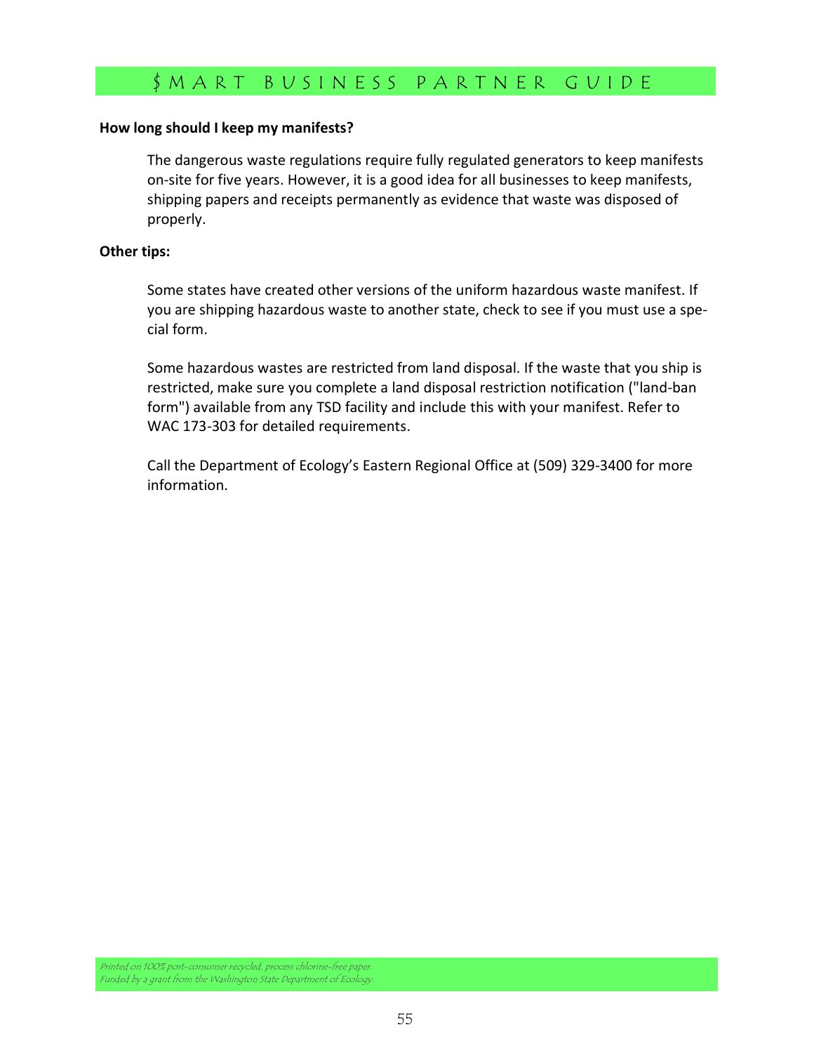**How long should I keep my manifests?**

The dangerous waste regulations require fully regulated generators to keep manifests on-site for five years. However, it is a good idea for all businesses to keep manifests, shipping papers and receipts permanently as evidence that waste was disposed of properly.

**Other tips:**

Some states have created other versions of the uniform hazardous waste manifest. If you are shipping hazardous waste to another state, check to see if you must use a special form.

Some hazardous wastes are restricted from land disposal. If the waste that you ship is restricted, make sure you complete a land disposal restriction notification ("land-ban form") available from any TSD facility and include this with your manifest. Refer to WAC 173-303 for detailed requirements.

Call the Department of Ecology's Eastern Regional Office at (509) 329-3400 for more information.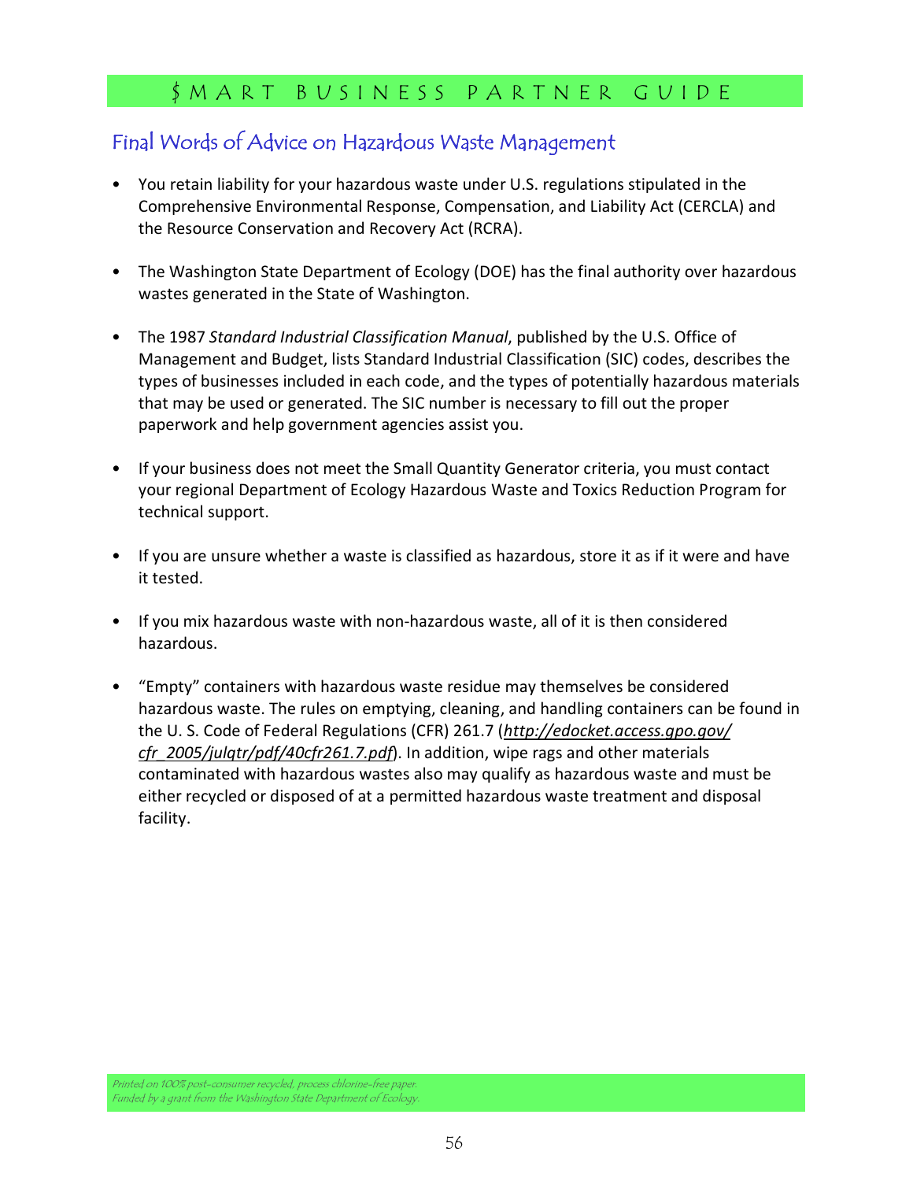## Final Words of Advice on Hazardous Waste Management

- You retain liability for your hazardous waste under U.S. regulations stipulated in the Comprehensive Environmental Response, Compensation, and Liability Act (CERCLA) and the Resource Conservation and Recovery Act (RCRA).

- The Washington State Department of Ecology (DOE) has the final authority over hazardous wastes generated in the State of Washington.

- The 1987 *Standard Industrial Classification Manual*, published by the U.S. Office of Management and Budget, lists Standard Industrial Classification (SIC) codes, describes the types of businesses included in each code, and the types of potentially hazardous materials that may be used or generated. The SIC number is necessary to fill out the proper paperwork and help government agencies assist you.

- If your business does not meet the Small Quantity Generator criteria, you must contact your regional Department of Ecology Hazardous Waste and Toxics Reduction Program for technical support.

- If you are unsure whether a waste is classified as hazardous, store it as if it were and have it tested.

- If you mix hazardous waste with non-hazardous waste, all of it is then considered hazardous.

- "Empty" containers with hazardous waste residue may themselves be considered hazardous waste. The rules on emptying, cleaning, and handling containers can be found in the U. S. Code of Federal Regulations (CFR) 261.7 (*http://edocket.access.gpo.gov/cfr_2005/julqtr/pdf/40cfr261.7.pdf*). In addition, wipe rags and other materials contaminated with hazardous wastes also may qualify as hazardous waste and must be either recycled or disposed of at a permitted hazardous waste treatment and disposal facility.

*Printed on 100% post-consumer recycled, process chlorine-free paper.*
*Funded by a grant from the Washington State Department of Ecology.*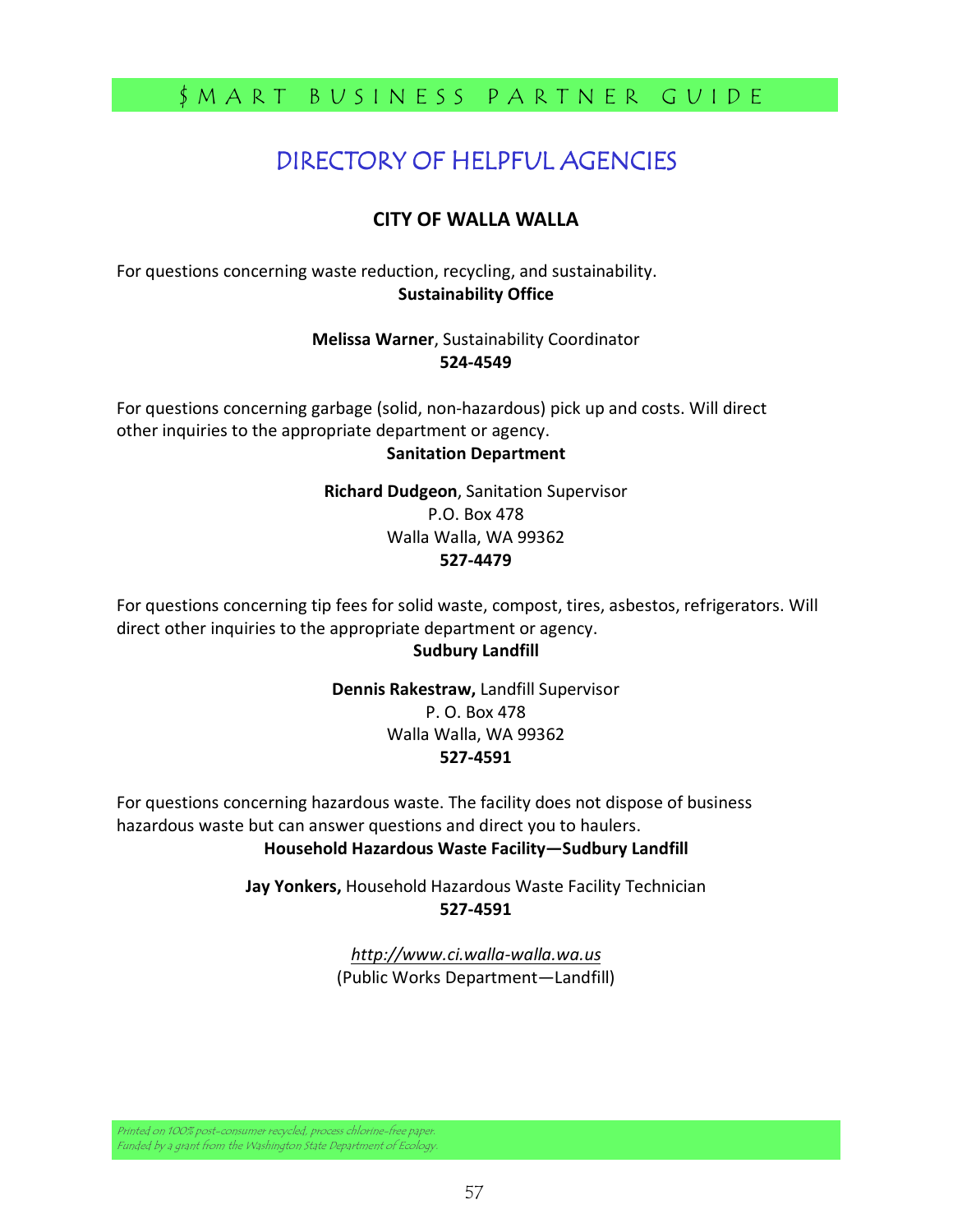# DIRECTORY OF HELPFUL AGENCIES

## CITY OF WALLA WALLA

For questions concerning waste reduction, recycling, and sustainability.

**Sustainability Office**

**Melissa Warner**, Sustainability Coordinator
**524-4549**

For questions concerning garbage (solid, non-hazardous) pick up and costs. Will direct other inquiries to the appropriate department or agency.

**Sanitation Department**

**Richard Dudgeon**, Sanitation Supervisor
P.O. Box 478
Walla Walla, WA 99362
**527-4479**

For questions concerning tip fees for solid waste, compost, tires, asbestos, refrigerators. Will direct other inquiries to the appropriate department or agency.

**Sudbury Landfill**

**Dennis Rakestraw,** Landfill Supervisor
P. O. Box 478
Walla Walla, WA 99362
**527-4591**

For questions concerning hazardous waste. The facility does not dispose of business hazardous waste but can answer questions and direct you to haulers.

**Household Hazardous Waste Facility—Sudbury Landfill**

**Jay Yonkers,** Household Hazardous Waste Facility Technician
**527-4591**

*http://www.ci.walla-walla.wa.us*
(Public Works Department—Landfill)

*Printed on 100% post-consumer recycled, process chlorine-free paper.*
*Funded by a grant from the Washington State Department of Ecology.*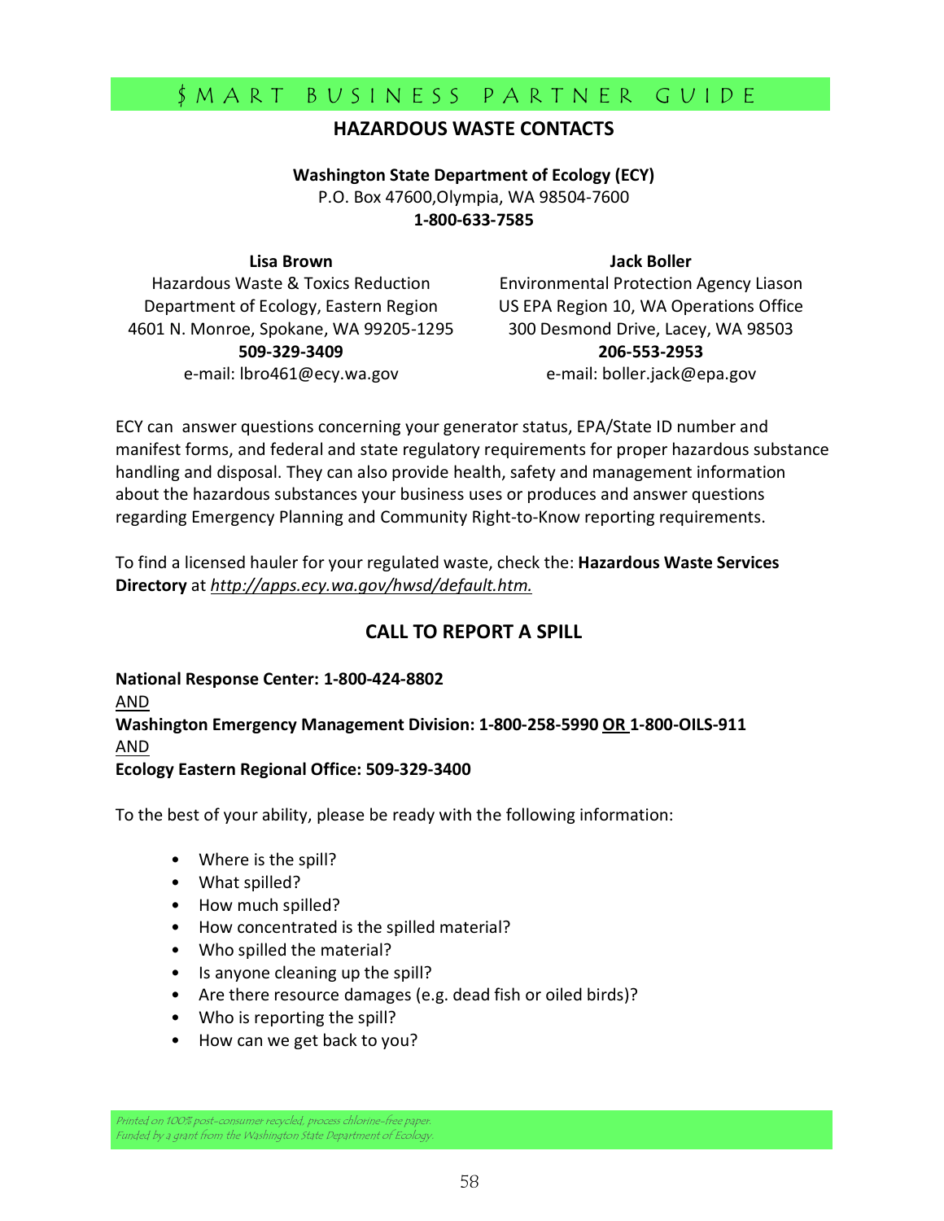## HAZARDOUS WASTE CONTACTS

**Washington State Department of Ecology (ECY)**
P.O. Box 47600,Olympia, WA 98504-7600
**1-800-633-7585**

**Lisa Brown**
Hazardous Waste & Toxics Reduction
Department of Ecology, Eastern Region
4601 N. Monroe, Spokane, WA 99205-1295
**509-329-3409**
e-mail: lbro461@ecy.wa.gov

**Jack Boller**
Environmental Protection Agency Liason
US EPA Region 10, WA Operations Office
300 Desmond Drive, Lacey, WA 98503
**206-553-2953**
e-mail: boller.jack@epa.gov

ECY can answer questions concerning your generator status, EPA/State ID number and manifest forms, and federal and state regulatory requirements for proper hazardous substance handling and disposal. They can also provide health, safety and management information about the hazardous substances your business uses or produces and answer questions regarding Emergency Planning and Community Right-to-Know reporting requirements.

To find a licensed hauler for your regulated waste, check the: **Hazardous Waste Services Directory** at *http://apps.ecy.wa.gov/hwsd/default.htm.*

## CALL TO REPORT A SPILL

**National Response Center: 1-800-424-8802**
AND
**Washington Emergency Management Division: 1-800-258-5990 OR 1-800-OILS-911**
AND
**Ecology Eastern Regional Office: 509-329-3400**

To the best of your ability, please be ready with the following information:

- Where is the spill?
- What spilled?
- How much spilled?
- How concentrated is the spilled material?
- Who spilled the material?
- Is anyone cleaning up the spill?
- Are there resource damages (e.g. dead fish or oiled birds)?
- Who is reporting the spill?
- How can we get back to you?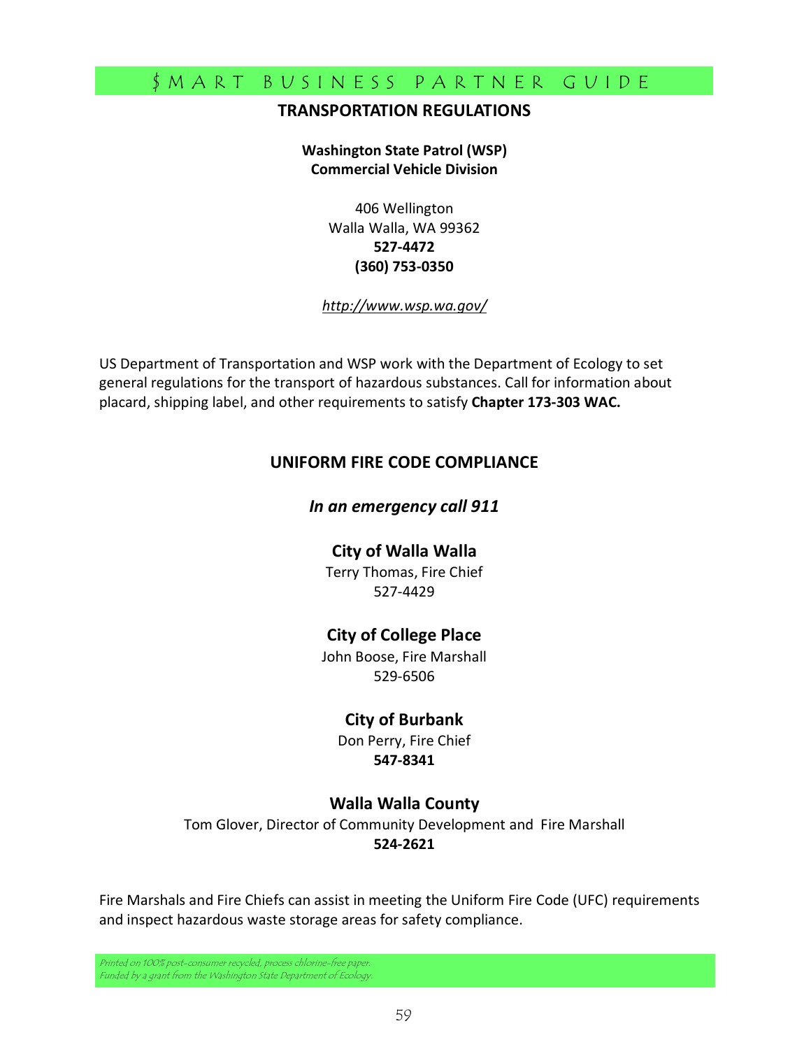## TRANSPORTATION REGULATIONS

**Washington State Patrol (WSP)**
**Commercial Vehicle Division**

406 Wellington
Walla Walla, WA 99362
**527-4472**
**(360) 753-0350**

*http://www.wsp.wa.gov/*

US Department of Transportation and WSP work with the Department of Ecology to set general regulations for the transport of hazardous substances. Call for information about placard, shipping label, and other requirements to satisfy **Chapter 173-303 WAC.**

## UNIFORM FIRE CODE COMPLIANCE

***In an emergency call 911***

### City of Walla Walla

Terry Thomas, Fire Chief
527-4429

### City of College Place

John Boose, Fire Marshall
529-6506

### City of Burbank

Don Perry, Fire Chief
**547-8341**

### Walla Walla County

Tom Glover, Director of Community Development and Fire Marshall
**524-2621**

Fire Marshals and Fire Chiefs can assist in meeting the Uniform Fire Code (UFC) requirements and inspect hazardous waste storage areas for safety compliance.

*Printed on 100% post-consumer recycled, process chlorine-free paper.*
*Funded by a grant from the Washington State Department of Ecology.*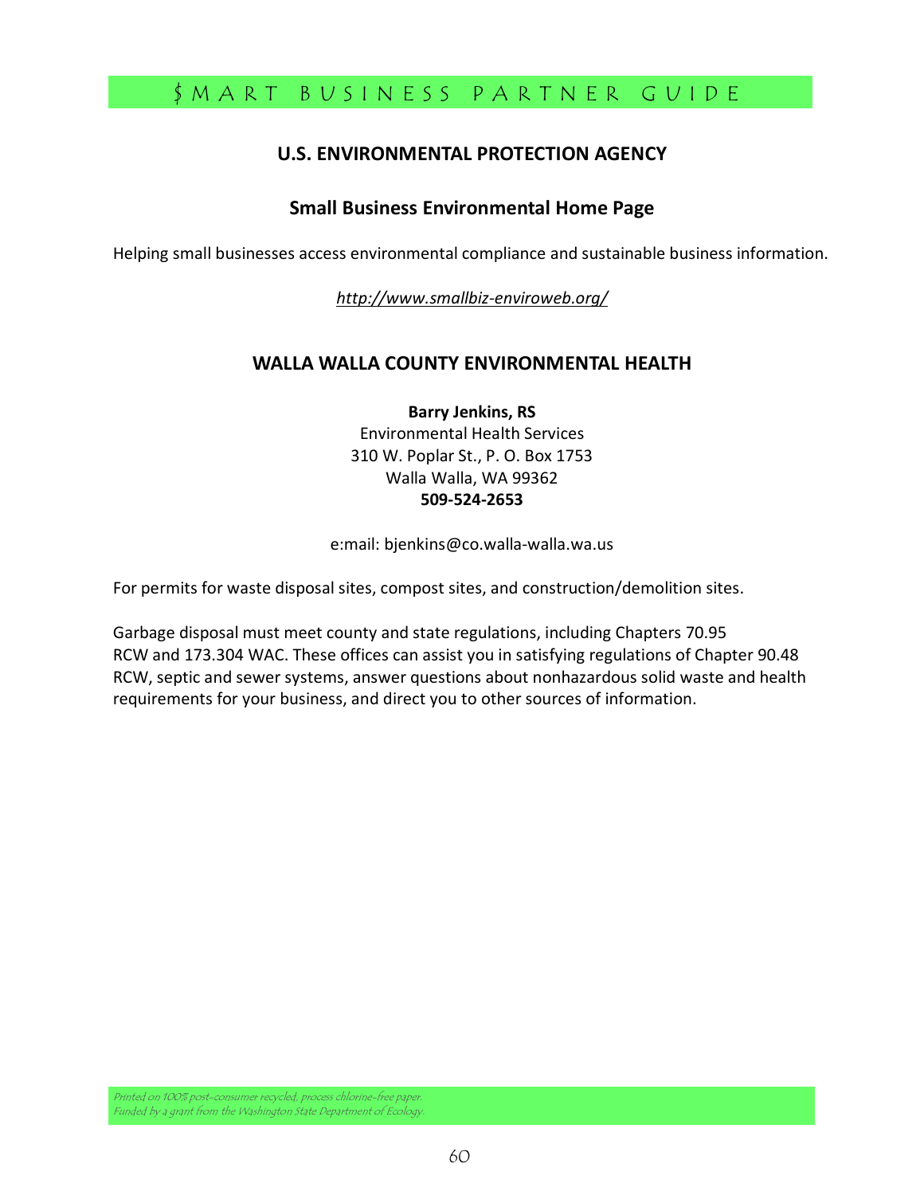## U.S. ENVIRONMENTAL PROTECTION AGENCY

### Small Business Environmental Home Page

Helping small businesses access environmental compliance and sustainable business information.

*http://www.smallbiz-enviroweb.org/*

## WALLA WALLA COUNTY ENVIRONMENTAL HEALTH

**Barry Jenkins, RS**
Environmental Health Services
310 W. Poplar St., P. O. Box 1753
Walla Walla, WA 99362
**509-524-2653**

e:mail: bjenkins@co.walla-walla.wa.us

For permits for waste disposal sites, compost sites, and construction/demolition sites.

Garbage disposal must meet county and state regulations, including Chapters 70.95 RCW and 173.304 WAC. These offices can assist you in satisfying regulations of Chapter 90.48 RCW, septic and sewer systems, answer questions about nonhazardous solid waste and health requirements for your business, and direct you to other sources of information.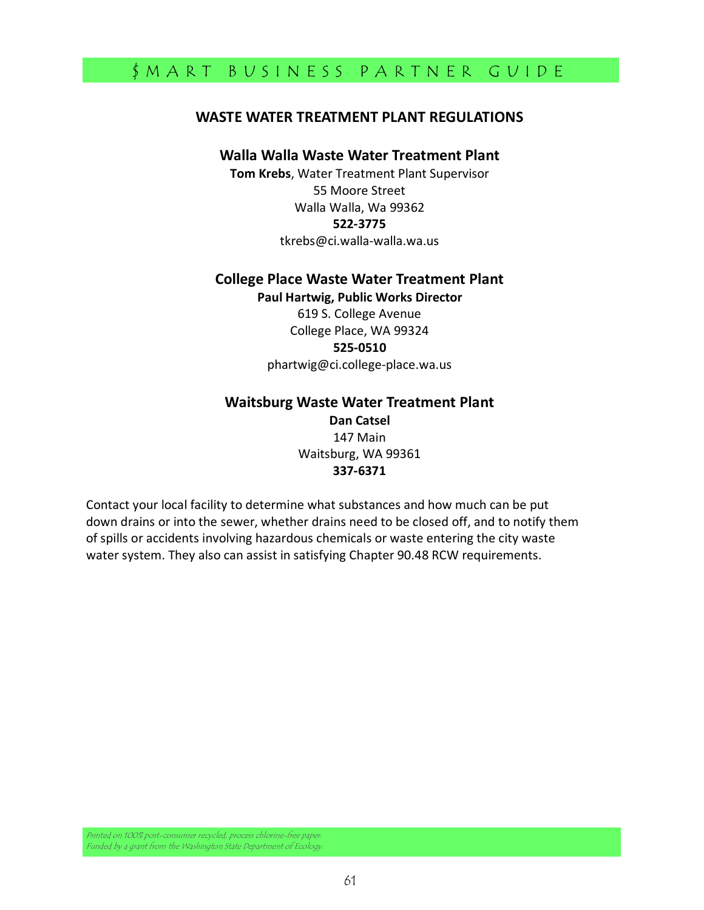## WASTE WATER TREATMENT PLANT REGULATIONS

### Walla Walla Waste Water Treatment Plant

**Tom Krebs**, Water Treatment Plant Supervisor
55 Moore Street
Walla Walla, Wa 99362
**522-3775**
tkrebs@ci.walla-walla.wa.us

### College Place Waste Water Treatment Plant

**Paul Hartwig, Public Works Director**
619 S. College Avenue
College Place, WA 99324
**525-0510**
phartwig@ci.college-place.wa.us

### Waitsburg Waste Water Treatment Plant

**Dan Catsel**
147 Main
Waitsburg, WA 99361
**337-6371**

Contact your local facility to determine what substances and how much can be put down drains or into the sewer, whether drains need to be closed off, and to notify them of spills or accidents involving hazardous chemicals or waste entering the city waste water system. They also can assist in satisfying Chapter 90.48 RCW requirements.

*Printed on 100% post-consumer recycled, process chlorine-free paper.*
*Funded by a grant from the Washington State Department of Ecology.*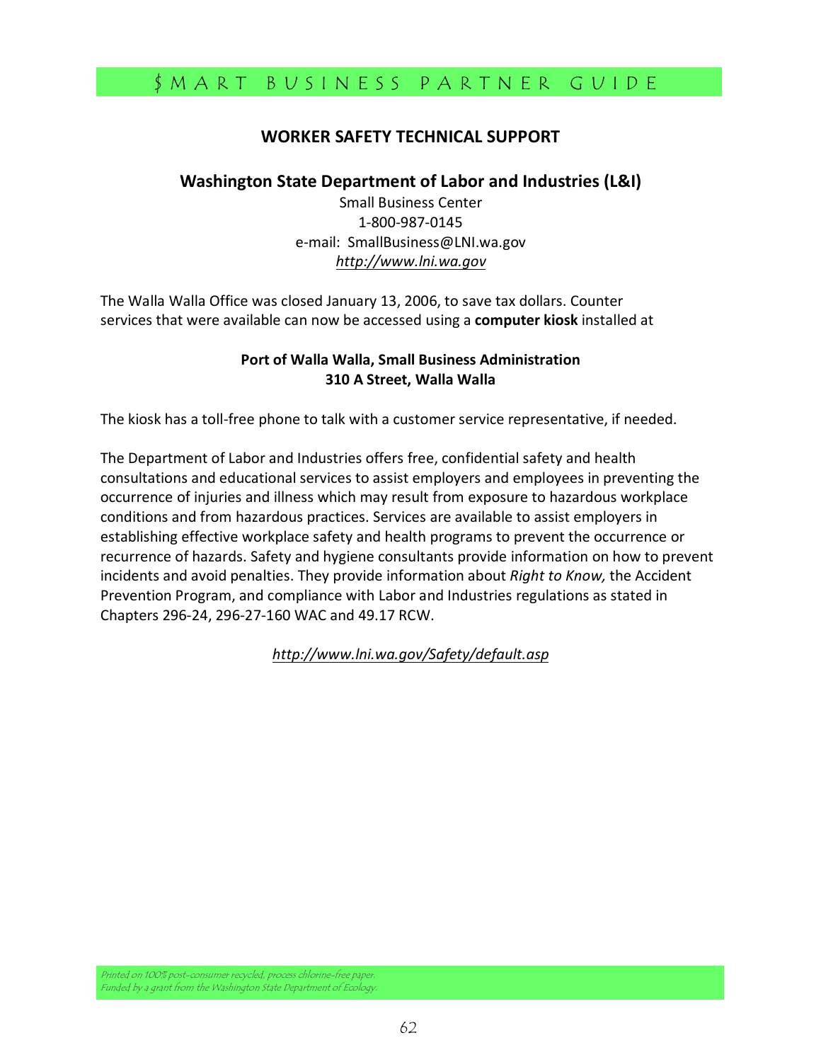## WORKER SAFETY TECHNICAL SUPPORT

### Washington State Department of Labor and Industries (L&I)

Small Business Center
1-800-987-0145
e-mail: SmallBusiness@LNI.wa.gov
*http://www.lni.wa.gov*

The Walla Walla Office was closed January 13, 2006, to save tax dollars. Counter services that were available can now be accessed using a **computer kiosk** installed at

**Port of Walla Walla, Small Business Administration**
**310 A Street, Walla Walla**

The kiosk has a toll-free phone to talk with a customer service representative, if needed.

The Department of Labor and Industries offers free, confidential safety and health consultations and educational services to assist employers and employees in preventing the occurrence of injuries and illness which may result from exposure to hazardous workplace conditions and from hazardous practices. Services are available to assist employers in establishing effective workplace safety and health programs to prevent the occurrence or recurrence of hazards. Safety and hygiene consultants provide information on how to prevent incidents and avoid penalties. They provide information about *Right to Know,* the Accident Prevention Program, and compliance with Labor and Industries regulations as stated in Chapters 296-24, 296-27-160 WAC and 49.17 RCW.

*http://www.lni.wa.gov/Safety/default.asp*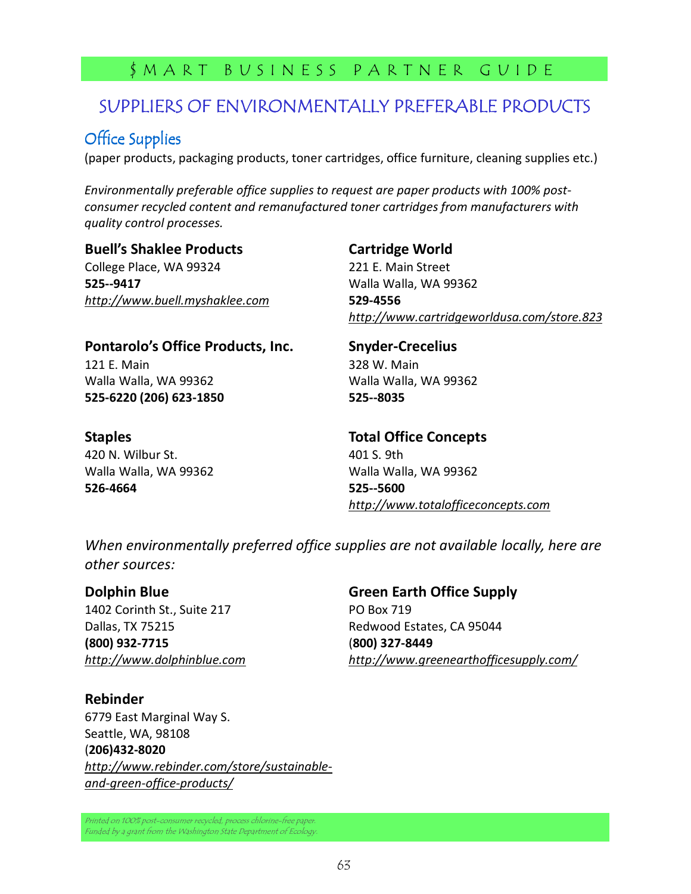# SUPPLIERS OF ENVIRONMENTALLY PREFERABLE PRODUCTS

## Office Supplies

(paper products, packaging products, toner cartridges, office furniture, cleaning supplies etc.)

*Environmentally preferable office supplies to request are paper products with 100% post-consumer recycled content and remanufactured toner cartridges from manufacturers with quality control processes.*

**Buell's Shaklee Products**
College Place, WA 99324
**525--9417**
*http://www.buell.myshaklee.com*

**Cartridge World**
221 E. Main Street
Walla Walla, WA 99362
**529-4556**
*http://www.cartridgeworldusa.com/store.823*

**Pontarolo's Office Products, Inc.**
121 E. Main
Walla Walla, WA 99362
**525-6220 (206) 623-1850**

**Snyder-Crecelius**
328 W. Main
Walla Walla, WA 99362
**525--8035**

**Staples**
420 N. Wilbur St.
Walla Walla, WA 99362
**526-4664**

**Total Office Concepts**
401 S. 9th
Walla Walla, WA 99362
**525--5600**
*http://www.totalofficeconcepts.com*

*When environmentally preferred office supplies are not available locally, here are other sources:*

**Dolphin Blue**
1402 Corinth St., Suite 217
Dallas, TX 75215
**(800) 932-7715**
*http://www.dolphinblue.com*

**Green Earth Office Supply**
PO Box 719
Redwood Estates, CA 95044
**(800) 327-8449**
*http://www.greenearthofficesupply.com/*

**Rebinder**
6779 East Marginal Way S.
Seattle, WA, 98108
**(206)432-8020**
*http://www.rebinder.com/store/sustainable-and-green-office-products/*

*Printed on 100% post-consumer recycled, process chlorine-free paper.*
*Funded by a grant from the Washington State Department of Ecology.*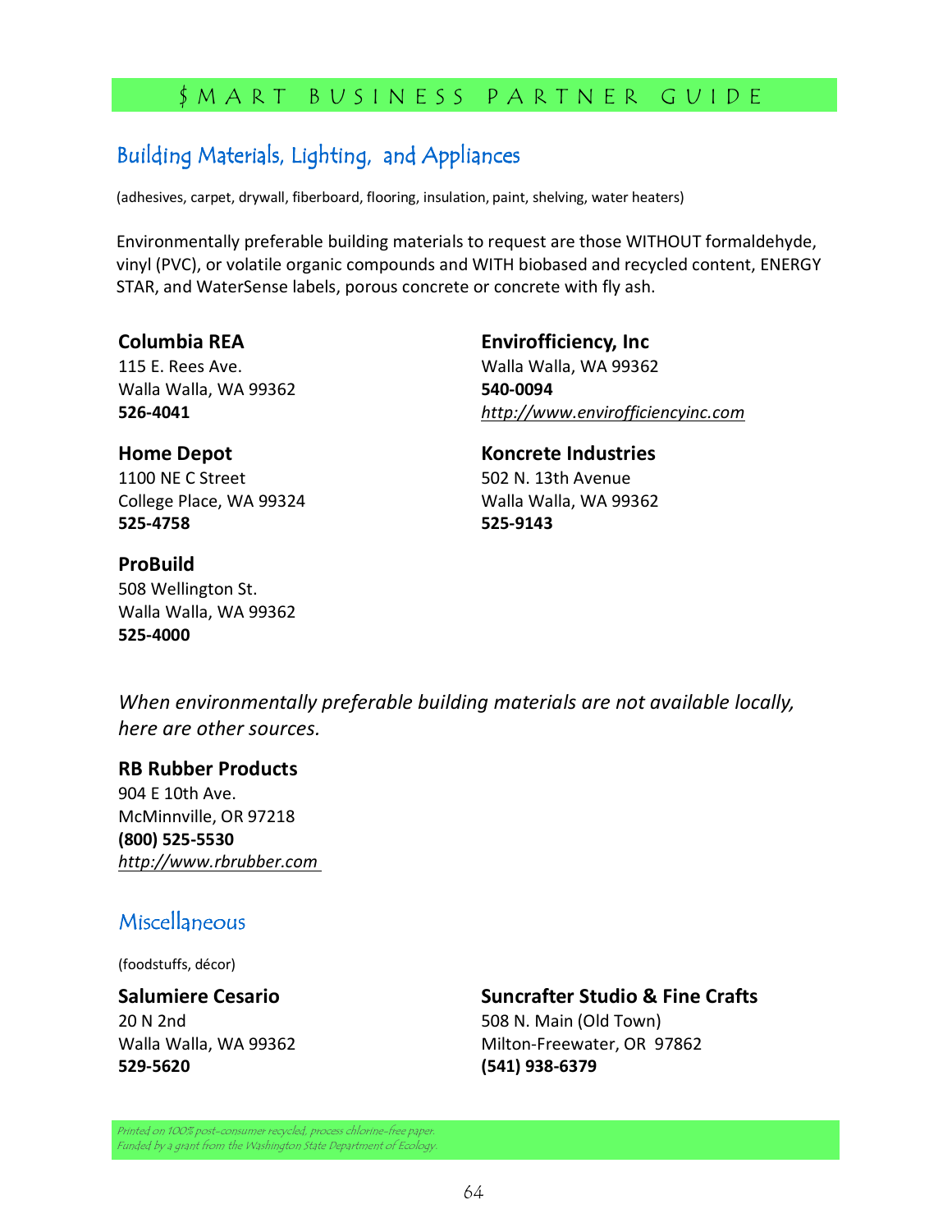## Building Materials, Lighting, and Appliances

(adhesives, carpet, drywall, fiberboard, flooring, insulation, paint, shelving, water heaters)

Environmentally preferable building materials to request are those WITHOUT formaldehyde, vinyl (PVC), or volatile organic compounds and WITH biobased and recycled content, ENERGY STAR, and WaterSense labels, porous concrete or concrete with fly ash.

**Columbia REA**
115 E. Rees Ave.
Walla Walla, WA 99362
**526-4041**

**Home Depot**
1100 NE C Street
College Place, WA 99324
**525-4758**

**ProBuild**
508 Wellington St.
Walla Walla, WA 99362
**525-4000**

**Envirofficiency, Inc**
Walla Walla, WA 99362
**540-0094**
*http://www.envirofficiencyinc.com*

**Koncrete Industries**
502 N. 13th Avenue
Walla Walla, WA 99362
**525-9143**

*When environmentally preferable building materials are not available locally, here are other sources.*

**RB Rubber Products**
904 E 10th Ave.
McMinnville, OR 97218
**(800) 525-5530**
*http://www.rbrubber.com*

## Miscellaneous

(foodstuffs, décor)

**Salumiere Cesario**
20 N 2nd
Walla Walla, WA 99362
**529-5620**

**Suncrafter Studio & Fine Crafts**
508 N. Main (Old Town)
Milton-Freewater, OR 97862
**(541) 938-6379**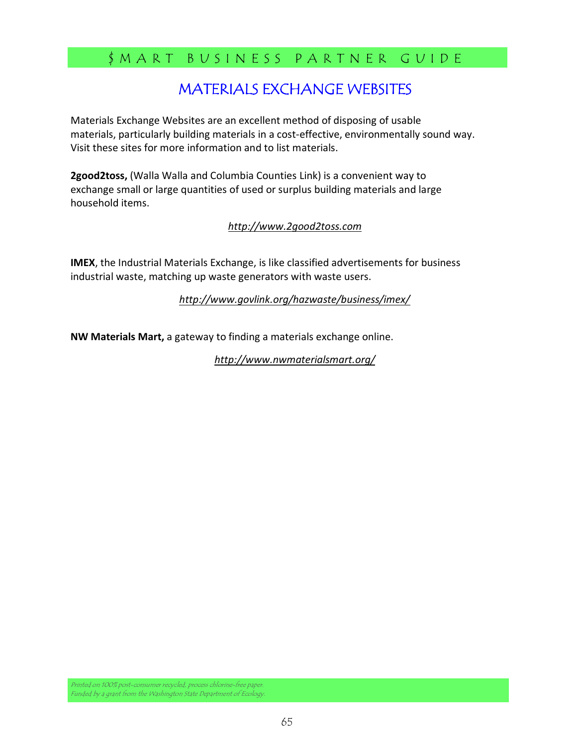# MATERIALS EXCHANGE WEBSITES

Materials Exchange Websites are an excellent method of disposing of usable materials, particularly building materials in a cost-effective, environmentally sound way. Visit these sites for more information and to list materials.

**2good2toss,** (Walla Walla and Columbia Counties Link) is a convenient way to exchange small or large quantities of used or surplus building materials and large household items.

*http://www.2good2toss.com*

**IMEX**, the Industrial Materials Exchange, is like classified advertisements for business industrial waste, matching up waste generators with waste users.

*http://www.govlink.org/hazwaste/business/imex/*

**NW Materials Mart,** a gateway to finding a materials exchange online.

*http://www.nwmaterialsmart.org/*

*Printed on 100% post-consumer recycled, process chlorine-free paper.*
*Funded by a grant from the Washington State Department of Ecology.*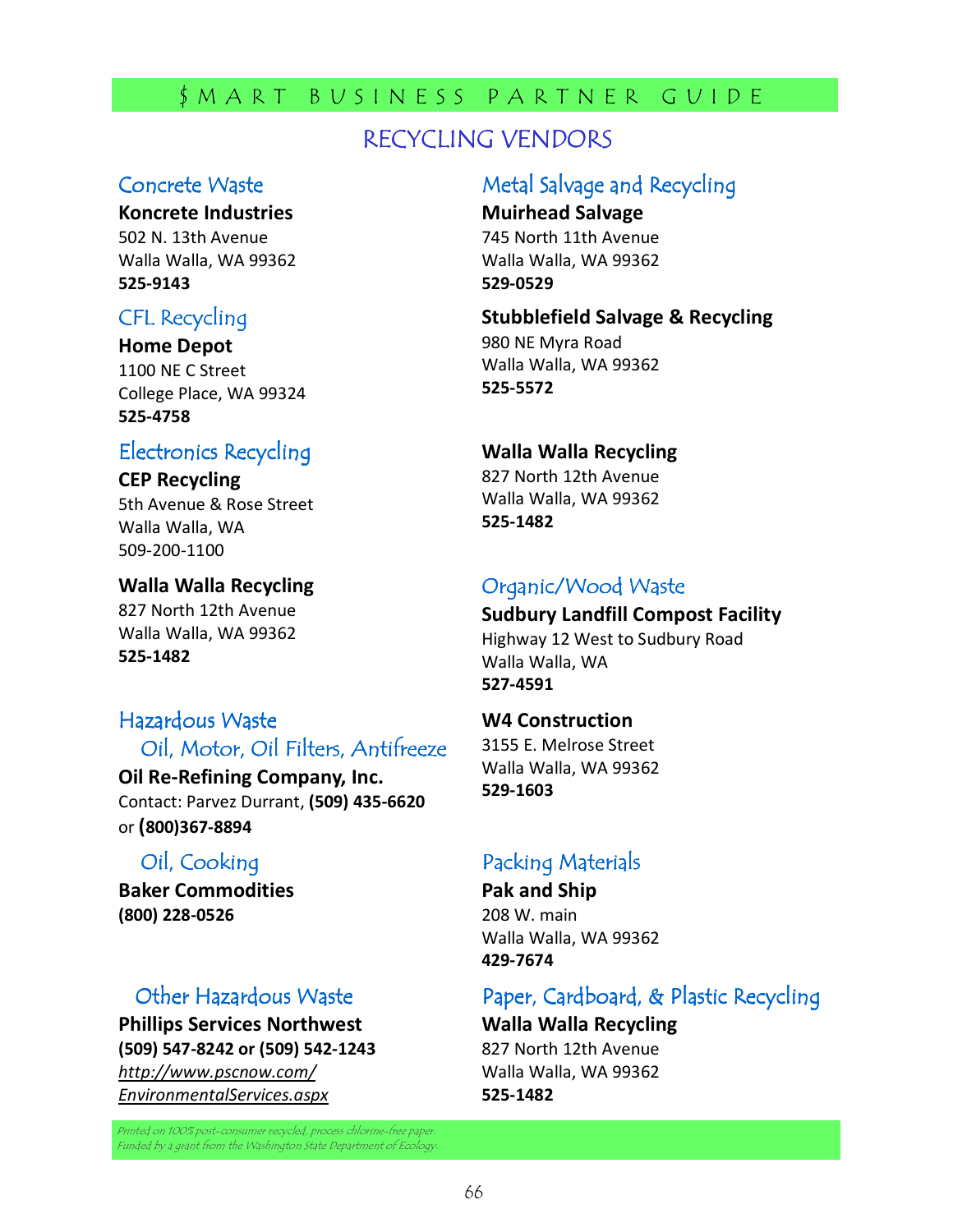## RECYCLING VENDORS

### Concrete Waste

**Koncrete Industries**
502 N. 13th Avenue
Walla Walla, WA 99362
**525-9143**

### CFL Recycling

**Home Depot**
1100 NE C Street
College Place, WA 99324
**525-4758**

### Electronics Recycling

**CEP Recycling**
5th Avenue & Rose Street
Walla Walla, WA
509-200-1100

**Walla Walla Recycling**
827 North 12th Avenue
Walla Walla, WA 99362
**525-1482**

### Hazardous Waste

#### Oil, Motor, Oil Filters, Antifreeze

**Oil Re-Refining Company, Inc.**
Contact: Parvez Durrant, **(509) 435-6620** or **(800)367-8894**

#### Oil, Cooking

**Baker Commodities**
**(800) 228-0526**

#### Other Hazardous Waste

**Phillips Services Northwest**
**(509) 547-8242 or (509) 542-1243**
*http://www.pscnow.com/EnvironmentalServices.aspx*

### Metal Salvage and Recycling

**Muirhead Salvage**
745 North 11th Avenue
Walla Walla, WA 99362
**529-0529**

**Stubblefield Salvage & Recycling**
980 NE Myra Road
Walla Walla, WA 99362
**525-5572**

**Walla Walla Recycling**
827 North 12th Avenue
Walla Walla, WA 99362
**525-1482**

### Organic/Wood Waste

**Sudbury Landfill Compost Facility**
Highway 12 West to Sudbury Road
Walla Walla, WA
**527-4591**

**W4 Construction**
3155 E. Melrose Street
Walla Walla, WA 99362
**529-1603**

### Packing Materials

**Pak and Ship**
208 W. main
Walla Walla, WA 99362
**429-7674**

### Paper, Cardboard, & Plastic Recycling

**Walla Walla Recycling**
827 North 12th Avenue
Walla Walla, WA 99362
**525-1482**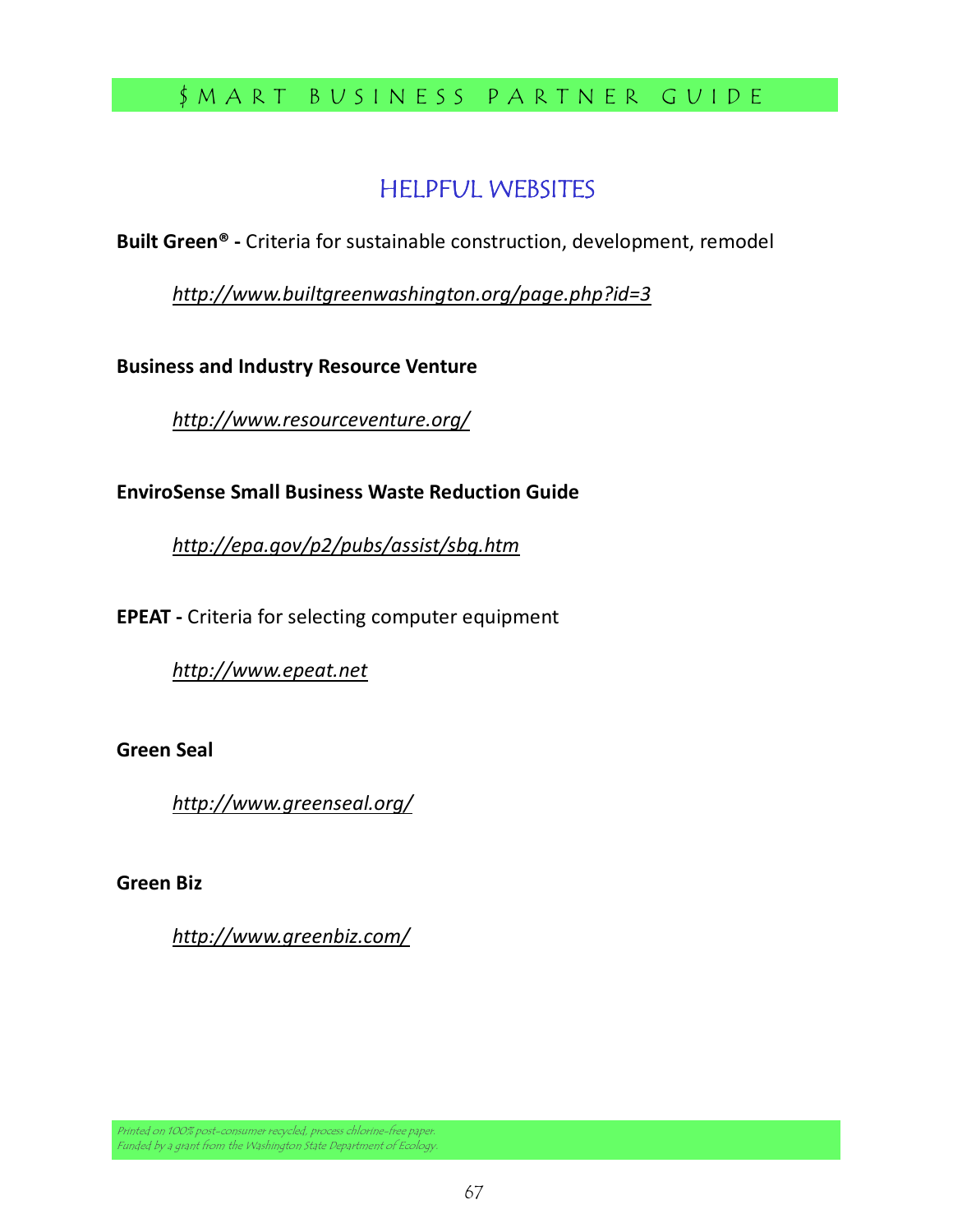## HELPFUL WEBSITES

**Built Green® -** Criteria for sustainable construction, development, remodel

*http://www.builtgreenwashington.org/page.php?id=3*

**Business and Industry Resource Venture**

*http://www.resourceventure.org/*

**EnviroSense Small Business Waste Reduction Guide**

*http://epa.gov/p2/pubs/assist/sbg.htm*

**EPEAT -** Criteria for selecting computer equipment

*http://www.epeat.net*

**Green Seal**

*http://www.greenseal.org/*

**Green Biz**

*http://www.greenbiz.com/*

*Printed on 100% post-consumer recycled, process chlorine-free paper.*
*Funded by a grant from the Washington State Department of Ecology.*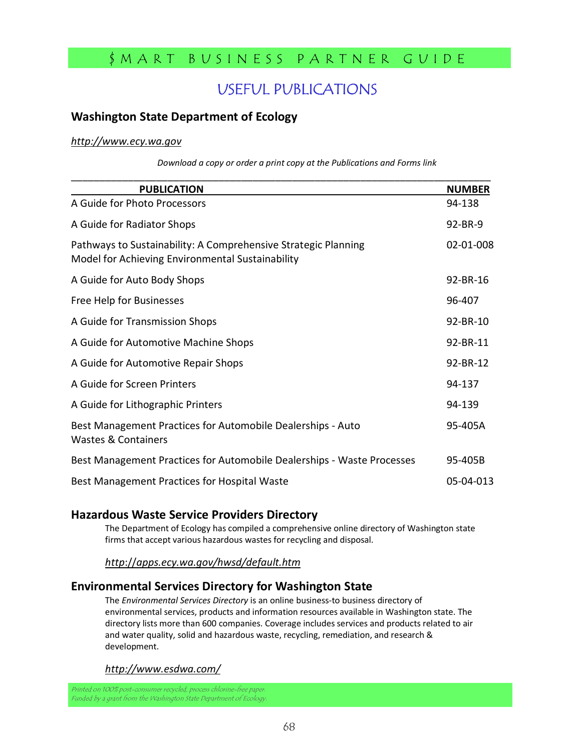# USEFUL PUBLICATIONS

## Washington State Department of Ecology

*http://www.ecy.wa.gov*

*Download a copy or order a print copy at the Publications and Forms link*

| PUBLICATION | NUMBER |
|---|---|
| A Guide for Photo Processors | 94-138 |
| A Guide for Radiator Shops | 92-BR-9 |
| Pathways to Sustainability: A Comprehensive Strategic Planning Model for Achieving Environmental Sustainability | 02-01-008 |
| A Guide for Auto Body Shops | 92-BR-16 |
| Free Help for Businesses | 96-407 |
| A Guide for Transmission Shops | 92-BR-10 |
| A Guide for Automotive Machine Shops | 92-BR-11 |
| A Guide for Automotive Repair Shops | 92-BR-12 |
| A Guide for Screen Printers | 94-137 |
| A Guide for Lithographic Printers | 94-139 |
| Best Management Practices for Automobile Dealerships - Auto Wastes & Containers | 95-405A |
| Best Management Practices for Automobile Dealerships - Waste Processes | 95-405B |
| Best Management Practices for Hospital Waste | 05-04-013 |

## Hazardous Waste Service Providers Directory

The Department of Ecology has compiled a comprehensive online directory of Washington state firms that accept various hazardous wastes for recycling and disposal.

*http://apps.ecy.wa.gov/hwsd/default.htm*

## Environmental Services Directory for Washington State

The *Environmental Services Directory* is an online business-to business directory of environmental services, products and information resources available in Washington state. The directory lists more than 600 companies. Coverage includes services and products related to air and water quality, solid and hazardous waste, recycling, remediation, and research & development.

*http://www.esdwa.com/*

*Printed on 100% post-consumer recycled, process chlorine-free paper.*
*Funded by a grant from the Washington State Department of Ecology.*